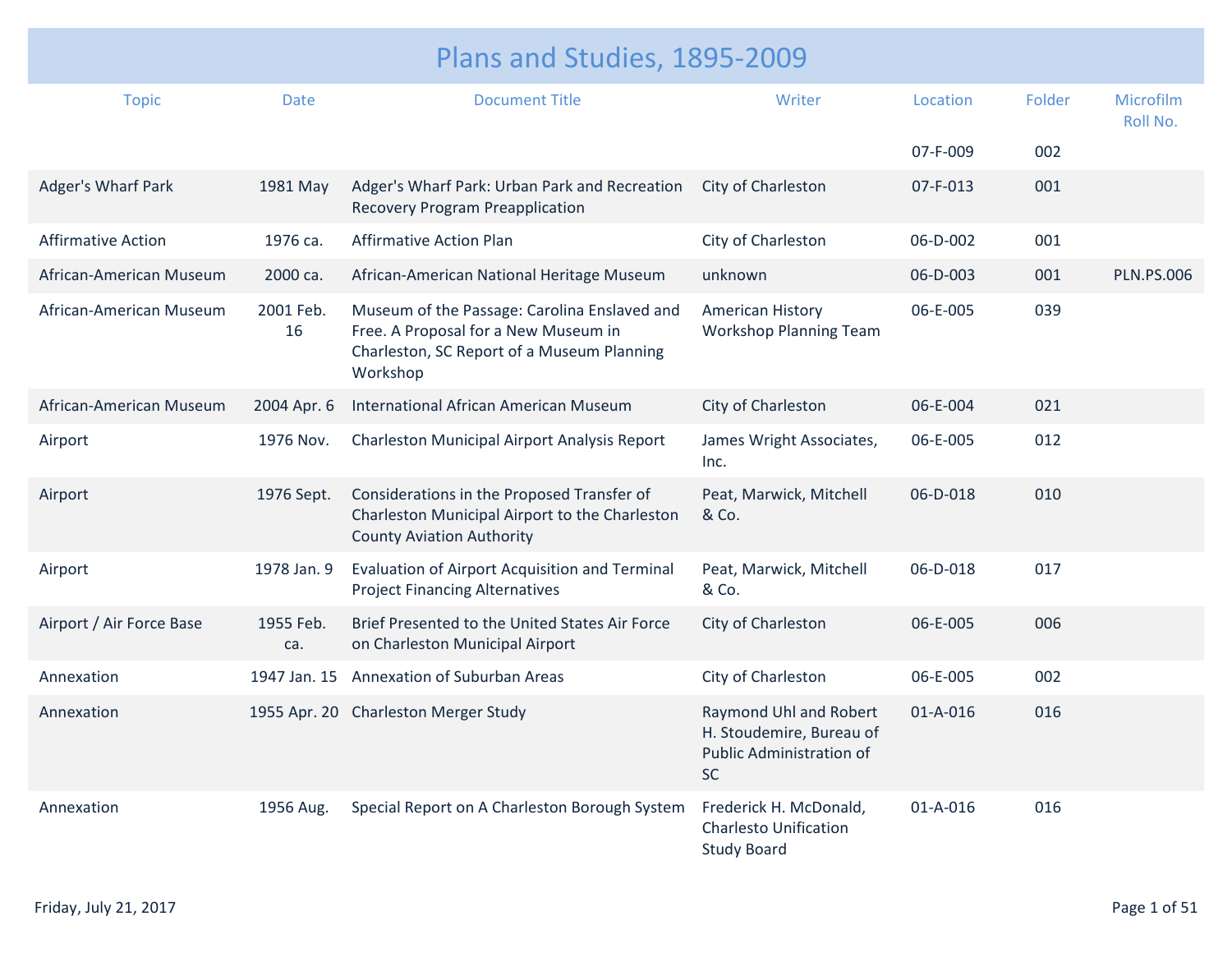# Plans and Studies, 1895-2009

| Topic | Date | Document Title | Writer | Location | Folder | Microfilm Roll No. |
|---|---|---|---|---|---|---|
| | | | | 07-F-009 | 002 | |
| Adger's Wharf Park | 1981 May | Adger's Wharf Park: Urban Park and Recreation Recovery Program Preapplication | City of Charleston | 07-F-013 | 001 | |
| Affirmative Action | 1976 ca. | Affirmative Action Plan | City of Charleston | 06-D-002 | 001 | |
| African-American Museum | 2000 ca. | African-American National Heritage Museum | unknown | 06-D-003 | 001 | PLN.PS.006 |
| African-American Museum | 2001 Feb. 16 | Museum of the Passage: Carolina Enslaved and Free. A Proposal for a New Museum in Charleston, SC Report of a Museum Planning Workshop | American History Workshop Planning Team | 06-E-005 | 039 | |
| African-American Museum | 2004 Apr. 6 | International African American Museum | City of Charleston | 06-E-004 | 021 | |
| Airport | 1976 Nov. | Charleston Municipal Airport Analysis Report | James Wright Associates, Inc. | 06-E-005 | 012 | |
| Airport | 1976 Sept. | Considerations in the Proposed Transfer of Charleston Municipal Airport to the Charleston County Aviation Authority | Peat, Marwick, Mitchell & Co. | 06-D-018 | 010 | |
| Airport | 1978 Jan. 9 | Evaluation of Airport Acquisition and Terminal Project Financing Alternatives | Peat, Marwick, Mitchell & Co. | 06-D-018 | 017 | |
| Airport / Air Force Base | 1955 Feb. ca. | Brief Presented to the United States Air Force on Charleston Municipal Airport | City of Charleston | 06-E-005 | 006 | |
| Annexation | 1947 Jan. 15 | Annexation of Suburban Areas | City of Charleston | 06-E-005 | 002 | |
| Annexation | 1955 Apr. 20 | Charleston Merger Study | Raymond Uhl and Robert H. Stoudemire, Bureau of Public Administration of SC | 01-A-016 | 016 | |
| Annexation | 1956 Aug. | Special Report on A Charleston Borough System | Frederick H. McDonald, Charlesto Unification Study Board | 01-A-016 | 016 | |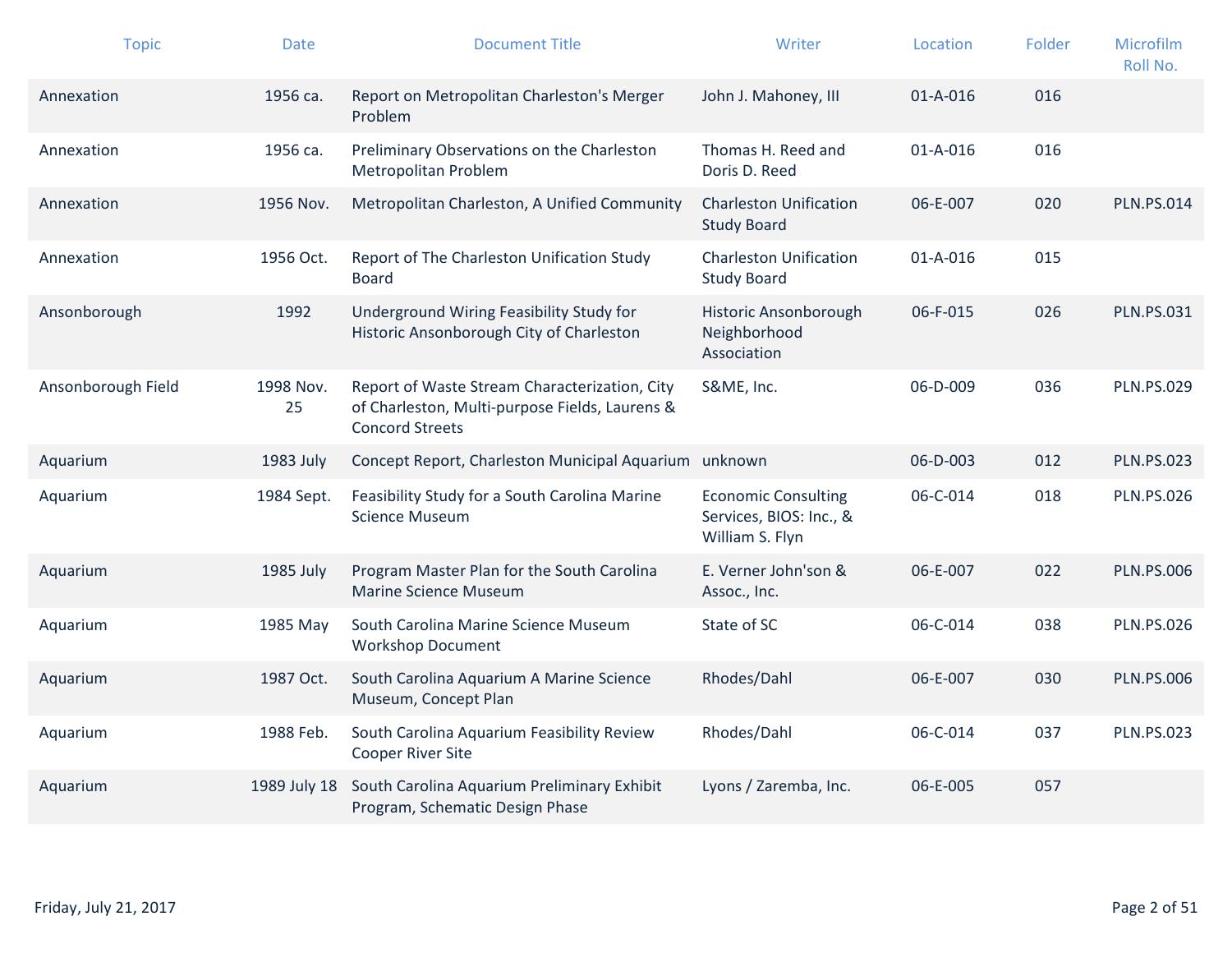| Topic | Date | Document Title | Writer | Location | Folder | Microfilm Roll No. |
|---|---|---|---|---|---|---|
| Annexation | 1956 ca. | Report on Metropolitan Charleston's Merger Problem | John J. Mahoney, III | 01-A-016 | 016 | |
| Annexation | 1956 ca. | Preliminary Observations on the Charleston Metropolitan Problem | Thomas H. Reed and Doris D. Reed | 01-A-016 | 016 | |
| Annexation | 1956 Nov. | Metropolitan Charleston, A Unified Community | Charleston Unification Study Board | 06-E-007 | 020 | PLN.PS.014 |
| Annexation | 1956 Oct. | Report of The Charleston Unification Study Board | Charleston Unification Study Board | 01-A-016 | 015 | |
| Ansonborough | 1992 | Underground Wiring Feasibility Study for Historic Ansonborough City of Charleston | Historic Ansonborough Neighborhood Association | 06-F-015 | 026 | PLN.PS.031 |
| Ansonborough Field | 1998 Nov. 25 | Report of Waste Stream Characterization, City of Charleston, Multi-purpose Fields, Laurens & Concord Streets | S&ME, Inc. | 06-D-009 | 036 | PLN.PS.029 |
| Aquarium | 1983 July | Concept Report, Charleston Municipal Aquarium | unknown | 06-D-003 | 012 | PLN.PS.023 |
| Aquarium | 1984 Sept. | Feasibility Study for a South Carolina Marine Science Museum | Economic Consulting Services, BIOS: Inc., & William S. Flyn | 06-C-014 | 018 | PLN.PS.026 |
| Aquarium | 1985 July | Program Master Plan for the South Carolina Marine Science Museum | E. Verner John'son & Assoc., Inc. | 06-E-007 | 022 | PLN.PS.006 |
| Aquarium | 1985 May | South Carolina Marine Science Museum Workshop Document | State of SC | 06-C-014 | 038 | PLN.PS.026 |
| Aquarium | 1987 Oct. | South Carolina Aquarium A Marine Science Museum, Concept Plan | Rhodes/Dahl | 06-E-007 | 030 | PLN.PS.006 |
| Aquarium | 1988 Feb. | South Carolina Aquarium Feasibility Review Cooper River Site | Rhodes/Dahl | 06-C-014 | 037 | PLN.PS.023 |
| Aquarium | 1989 July 18 | South Carolina Aquarium Preliminary Exhibit Program, Schematic Design Phase | Lyons / Zaremba, Inc. | 06-E-005 | 057 | |

Friday, July 21, 2017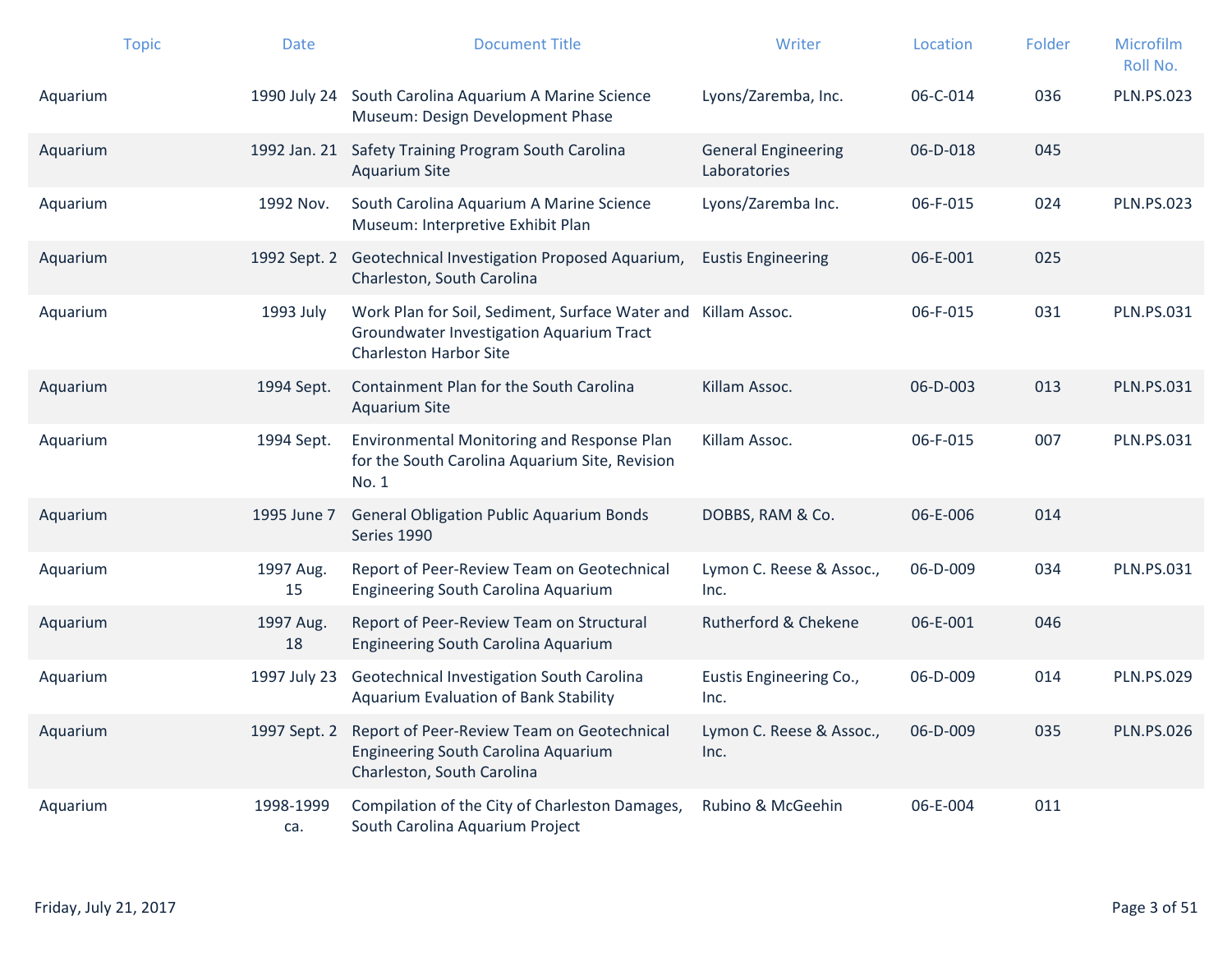| Topic | Date | Document Title | Writer | Location | Folder | Microfilm Roll No. |
|---|---|---|---|---|---|---|
| Aquarium | 1990 July 24 | South Carolina Aquarium A Marine Science Museum: Design Development Phase | Lyons/Zaremba, Inc. | 06-C-014 | 036 | PLN.PS.023 |
| Aquarium | 1992 Jan. 21 | Safety Training Program South Carolina Aquarium Site | General Engineering Laboratories | 06-D-018 | 045 | |
| Aquarium | 1992 Nov. | South Carolina Aquarium A Marine Science Museum: Interpretive Exhibit Plan | Lyons/Zaremba Inc. | 06-F-015 | 024 | PLN.PS.023 |
| Aquarium | 1992 Sept. 2 | Geotechnical Investigation Proposed Aquarium, Charleston, South Carolina | Eustis Engineering | 06-E-001 | 025 | |
| Aquarium | 1993 July | Work Plan for Soil, Sediment, Surface Water and Groundwater Investigation Aquarium Tract Charleston Harbor Site | Killam Assoc. | 06-F-015 | 031 | PLN.PS.031 |
| Aquarium | 1994 Sept. | Containment Plan for the South Carolina Aquarium Site | Killam Assoc. | 06-D-003 | 013 | PLN.PS.031 |
| Aquarium | 1994 Sept. | Environmental Monitoring and Response Plan for the South Carolina Aquarium Site, Revision No. 1 | Killam Assoc. | 06-F-015 | 007 | PLN.PS.031 |
| Aquarium | 1995 June 7 | General Obligation Public Aquarium Bonds Series 1990 | DOBBS, RAM & Co. | 06-E-006 | 014 | |
| Aquarium | 1997 Aug. 15 | Report of Peer-Review Team on Geotechnical Engineering South Carolina Aquarium | Lymon C. Reese & Assoc., Inc. | 06-D-009 | 034 | PLN.PS.031 |
| Aquarium | 1997 Aug. 18 | Report of Peer-Review Team on Structural Engineering South Carolina Aquarium | Rutherford & Chekene | 06-E-001 | 046 | |
| Aquarium | 1997 July 23 | Geotechnical Investigation South Carolina Aquarium Evaluation of Bank Stability | Eustis Engineering Co., Inc. | 06-D-009 | 014 | PLN.PS.029 |
| Aquarium | 1997 Sept. 2 | Report of Peer-Review Team on Geotechnical Engineering South Carolina Aquarium Charleston, South Carolina | Lymon C. Reese & Assoc., Inc. | 06-D-009 | 035 | PLN.PS.026 |
| Aquarium | 1998-1999 ca. | Compilation of the City of Charleston Damages, South Carolina Aquarium Project | Rubino & McGeehin | 06-E-004 | 011 | |

Friday, July 21, 2017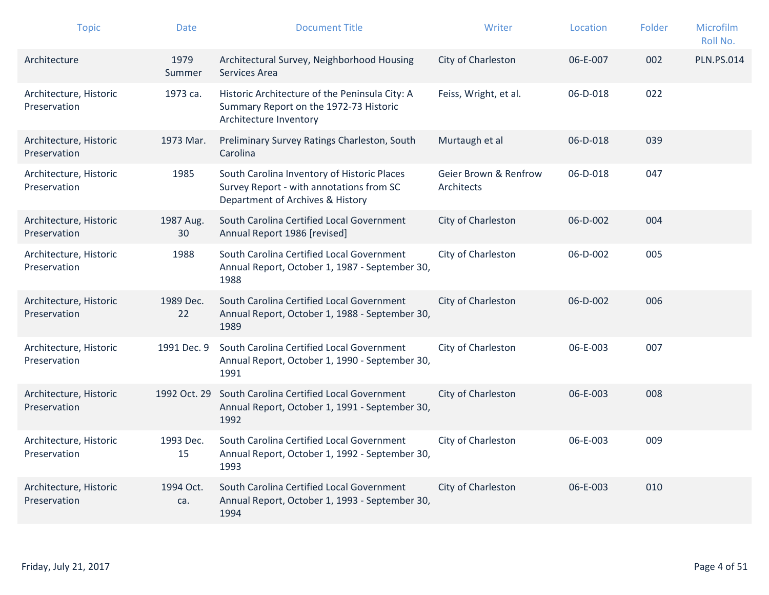| Topic | Date | Document Title | Writer | Location | Folder | Microfilm Roll No. |
|---|---|---|---|---|---|---|
| Architecture | 1979 Summer | Architectural Survey, Neighborhood Housing Services Area | City of Charleston | 06-E-007 | 002 | PLN.PS.014 |
| Architecture, Historic Preservation | 1973 ca. | Historic Architecture of the Peninsula City: A Summary Report on the 1972-73 Historic Architecture Inventory | Feiss, Wright, et al. | 06-D-018 | 022 | |
| Architecture, Historic Preservation | 1973 Mar. | Preliminary Survey Ratings Charleston, South Carolina | Murtaugh et al | 06-D-018 | 039 | |
| Architecture, Historic Preservation | 1985 | South Carolina Inventory of Historic Places Survey Report - with annotations from SC Department of Archives & History | Geier Brown & Renfrow Architects | 06-D-018 | 047 | |
| Architecture, Historic Preservation | 1987 Aug. 30 | South Carolina Certified Local Government Annual Report 1986 [revised] | City of Charleston | 06-D-002 | 004 | |
| Architecture, Historic Preservation | 1988 | South Carolina Certified Local Government Annual Report, October 1, 1987 - September 30, 1988 | City of Charleston | 06-D-002 | 005 | |
| Architecture, Historic Preservation | 1989 Dec. 22 | South Carolina Certified Local Government Annual Report, October 1, 1988 - September 30, 1989 | City of Charleston | 06-D-002 | 006 | |
| Architecture, Historic Preservation | 1991 Dec. 9 | South Carolina Certified Local Government Annual Report, October 1, 1990 - September 30, 1991 | City of Charleston | 06-E-003 | 007 | |
| Architecture, Historic Preservation | 1992 Oct. 29 | South Carolina Certified Local Government Annual Report, October 1, 1991 - September 30, 1992 | City of Charleston | 06-E-003 | 008 | |
| Architecture, Historic Preservation | 1993 Dec. 15 | South Carolina Certified Local Government Annual Report, October 1, 1992 - September 30, 1993 | City of Charleston | 06-E-003 | 009 | |
| Architecture, Historic Preservation | 1994 Oct. ca. | South Carolina Certified Local Government Annual Report, October 1, 1993 - September 30, 1994 | City of Charleston | 06-E-003 | 010 | |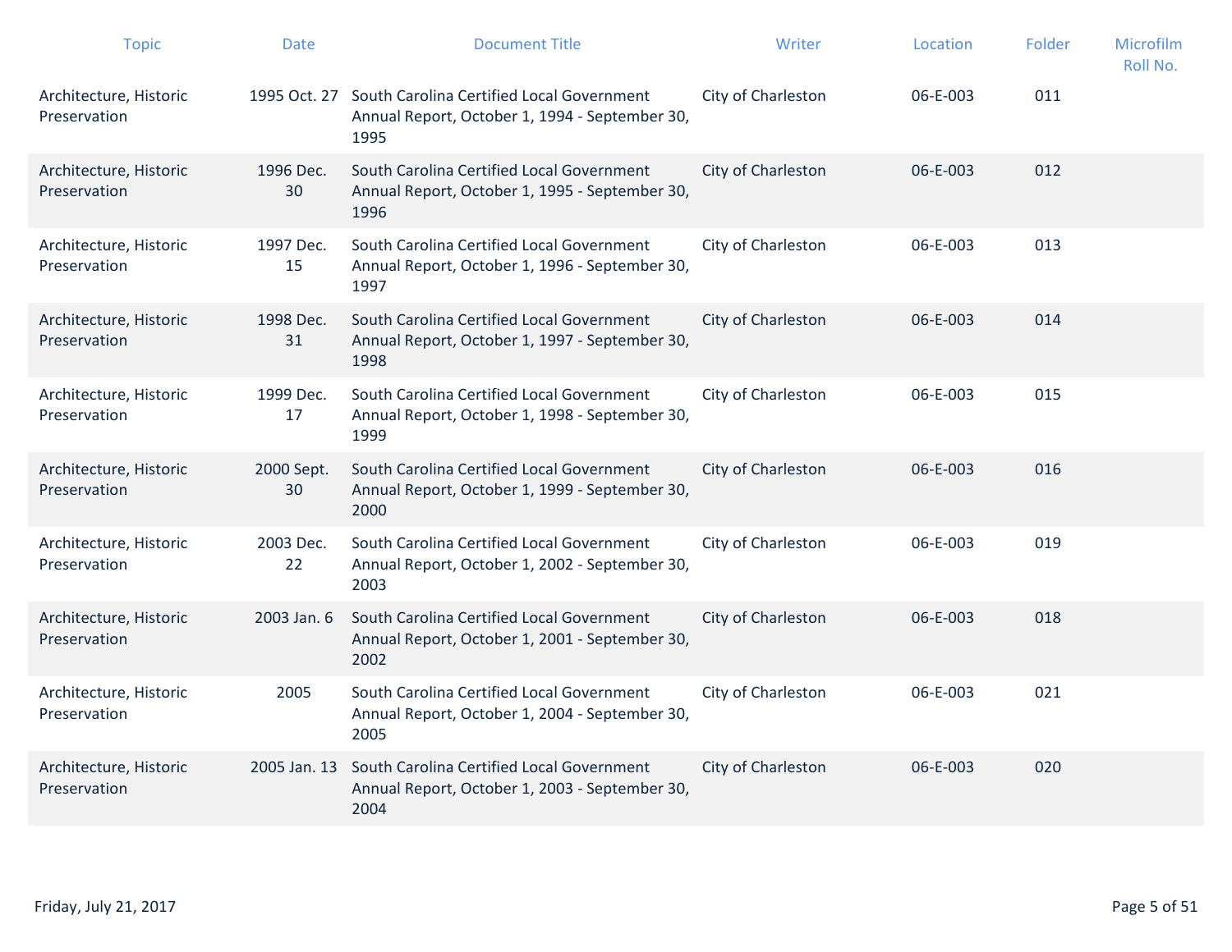| Topic | Date | Document Title | Writer | Location | Folder | Microfilm Roll No. |
| --- | --- | --- | --- | --- | --- | --- |
| Architecture, Historic Preservation | 1995 Oct. 27 | South Carolina Certified Local Government Annual Report, October 1, 1994 - September 30, 1995 | City of Charleston | 06-E-003 | 011 | |
| Architecture, Historic Preservation | 1996 Dec. 30 | South Carolina Certified Local Government Annual Report, October 1, 1995 - September 30, 1996 | City of Charleston | 06-E-003 | 012 | |
| Architecture, Historic Preservation | 1997 Dec. 15 | South Carolina Certified Local Government Annual Report, October 1, 1996 - September 30, 1997 | City of Charleston | 06-E-003 | 013 | |
| Architecture, Historic Preservation | 1998 Dec. 31 | South Carolina Certified Local Government Annual Report, October 1, 1997 - September 30, 1998 | City of Charleston | 06-E-003 | 014 | |
| Architecture, Historic Preservation | 1999 Dec. 17 | South Carolina Certified Local Government Annual Report, October 1, 1998 - September 30, 1999 | City of Charleston | 06-E-003 | 015 | |
| Architecture, Historic Preservation | 2000 Sept. 30 | South Carolina Certified Local Government Annual Report, October 1, 1999 - September 30, 2000 | City of Charleston | 06-E-003 | 016 | |
| Architecture, Historic Preservation | 2003 Dec. 22 | South Carolina Certified Local Government Annual Report, October 1, 2002 - September 30, 2003 | City of Charleston | 06-E-003 | 019 | |
| Architecture, Historic Preservation | 2003 Jan. 6 | South Carolina Certified Local Government Annual Report, October 1, 2001 - September 30, 2002 | City of Charleston | 06-E-003 | 018 | |
| Architecture, Historic Preservation | 2005 | South Carolina Certified Local Government Annual Report, October 1, 2004 - September 30, 2005 | City of Charleston | 06-E-003 | 021 | |
| Architecture, Historic Preservation | 2005 Jan. 13 | South Carolina Certified Local Government Annual Report, October 1, 2003 - September 30, 2004 | City of Charleston | 06-E-003 | 020 | |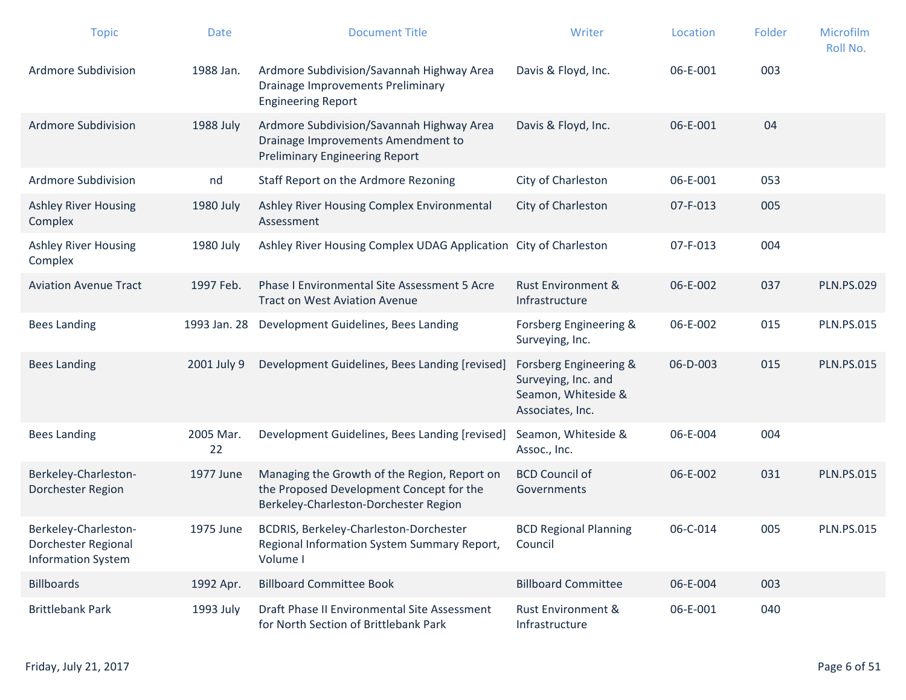| Topic | Date | Document Title | Writer | Location | Folder | Microfilm Roll No. |
|---|---|---|---|---|---|---|
| Ardmore Subdivision | 1988 Jan. | Ardmore Subdivision/Savannah Highway Area Drainage Improvements Preliminary Engineering Report | Davis & Floyd, Inc. | 06-E-001 | 003 | |
| Ardmore Subdivision | 1988 July | Ardmore Subdivision/Savannah Highway Area Drainage Improvements Amendment to Preliminary Engineering Report | Davis & Floyd, Inc. | 06-E-001 | 04 | |
| Ardmore Subdivision | nd | Staff Report on the Ardmore Rezoning | City of Charleston | 06-E-001 | 053 | |
| Ashley River Housing Complex | 1980 July | Ashley River Housing Complex Environmental Assessment | City of Charleston | 07-F-013 | 005 | |
| Ashley River Housing Complex | 1980 July | Ashley River Housing Complex UDAG Application | City of Charleston | 07-F-013 | 004 | |
| Aviation Avenue Tract | 1997 Feb. | Phase I Environmental Site Assessment 5 Acre Tract on West Aviation Avenue | Rust Environment & Infrastructure | 06-E-002 | 037 | PLN.PS.029 |
| Bees Landing | 1993 Jan. 28 | Development Guidelines, Bees Landing | Forsberg Engineering & Surveying, Inc. | 06-E-002 | 015 | PLN.PS.015 |
| Bees Landing | 2001 July 9 | Development Guidelines, Bees Landing [revised] | Forsberg Engineering & Surveying, Inc. and Seamon, Whiteside & Associates, Inc. | 06-D-003 | 015 | PLN.PS.015 |
| Bees Landing | 2005 Mar. 22 | Development Guidelines, Bees Landing [revised] | Seamon, Whiteside & Assoc., Inc. | 06-E-004 | 004 | |
| Berkeley-Charleston-Dorchester Region | 1977 June | Managing the Growth of the Region, Report on the Proposed Development Concept for the Berkeley-Charleston-Dorchester Region | BCD Council of Governments | 06-E-002 | 031 | PLN.PS.015 |
| Berkeley-Charleston-Dorchester Regional Information System | 1975 June | BCDRIS, Berkeley-Charleston-Dorchester Regional Information System Summary Report, Volume I | BCD Regional Planning Council | 06-C-014 | 005 | PLN.PS.015 |
| Billboards | 1992 Apr. | Billboard Committee Book | Billboard Committee | 06-E-004 | 003 | |
| Brittlebank Park | 1993 July | Draft Phase II Environmental Site Assessment for North Section of Brittlebank Park | Rust Environment & Infrastructure | 06-E-001 | 040 | |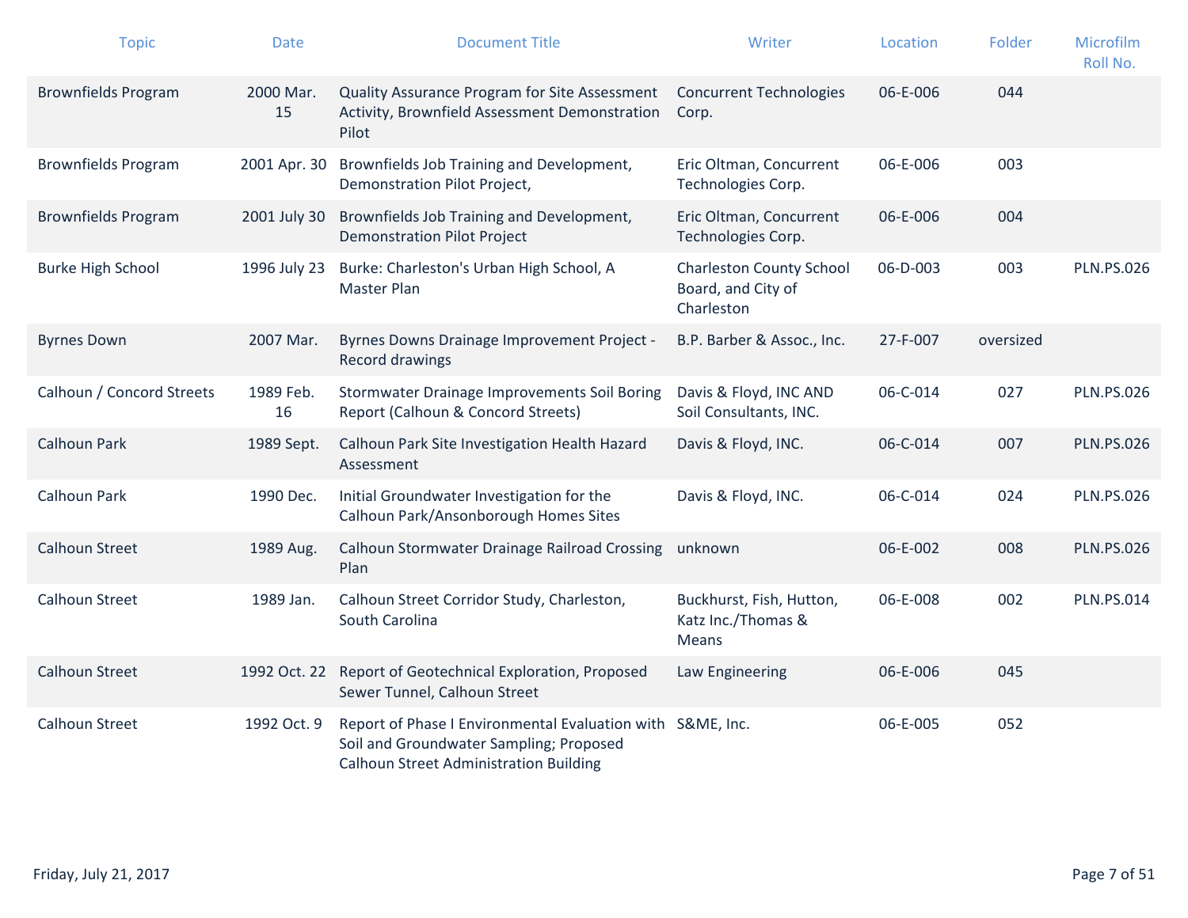| Topic | Date | Document Title | Writer | Location | Folder | Microfilm Roll No. |
|---|---|---|---|---|---|---|
| Brownfields Program | 2000 Mar. 15 | Quality Assurance Program for Site Assessment Activity, Brownfield Assessment Demonstration Pilot | Concurrent Technologies Corp. | 06-E-006 | 044 | |
| Brownfields Program | 2001 Apr. 30 | Brownfields Job Training and Development, Demonstration Pilot Project, | Eric Oltman, Concurrent Technologies Corp. | 06-E-006 | 003 | |
| Brownfields Program | 2001 July 30 | Brownfields Job Training and Development, Demonstration Pilot Project | Eric Oltman, Concurrent Technologies Corp. | 06-E-006 | 004 | |
| Burke High School | 1996 July 23 | Burke: Charleston's Urban High School, A Master Plan | Charleston County School Board, and City of Charleston | 06-D-003 | 003 | PLN.PS.026 |
| Byrnes Down | 2007 Mar. | Byrnes Downs Drainage Improvement Project - Record drawings | B.P. Barber & Assoc., Inc. | 27-F-007 | oversized | |
| Calhoun / Concord Streets | 1989 Feb. 16 | Stormwater Drainage Improvements Soil Boring Report (Calhoun & Concord Streets) | Davis & Floyd, INC AND Soil Consultants, INC. | 06-C-014 | 027 | PLN.PS.026 |
| Calhoun Park | 1989 Sept. | Calhoun Park Site Investigation Health Hazard Assessment | Davis & Floyd, INC. | 06-C-014 | 007 | PLN.PS.026 |
| Calhoun Park | 1990 Dec. | Initial Groundwater Investigation for the Calhoun Park/Ansonborough Homes Sites | Davis & Floyd, INC. | 06-C-014 | 024 | PLN.PS.026 |
| Calhoun Street | 1989 Aug. | Calhoun Stormwater Drainage Railroad Crossing Plan | unknown | 06-E-002 | 008 | PLN.PS.026 |
| Calhoun Street | 1989 Jan. | Calhoun Street Corridor Study, Charleston, South Carolina | Buckhurst, Fish, Hutton, Katz Inc./Thomas & Means | 06-E-008 | 002 | PLN.PS.014 |
| Calhoun Street | 1992 Oct. 22 | Report of Geotechnical Exploration, Proposed Sewer Tunnel, Calhoun Street | Law Engineering | 06-E-006 | 045 | |
| Calhoun Street | 1992 Oct. 9 | Report of Phase I Environmental Evaluation with Soil and Groundwater Sampling; Proposed Calhoun Street Administration Building | S&ME, Inc. | 06-E-005 | 052 | |

Friday, July 21, 2017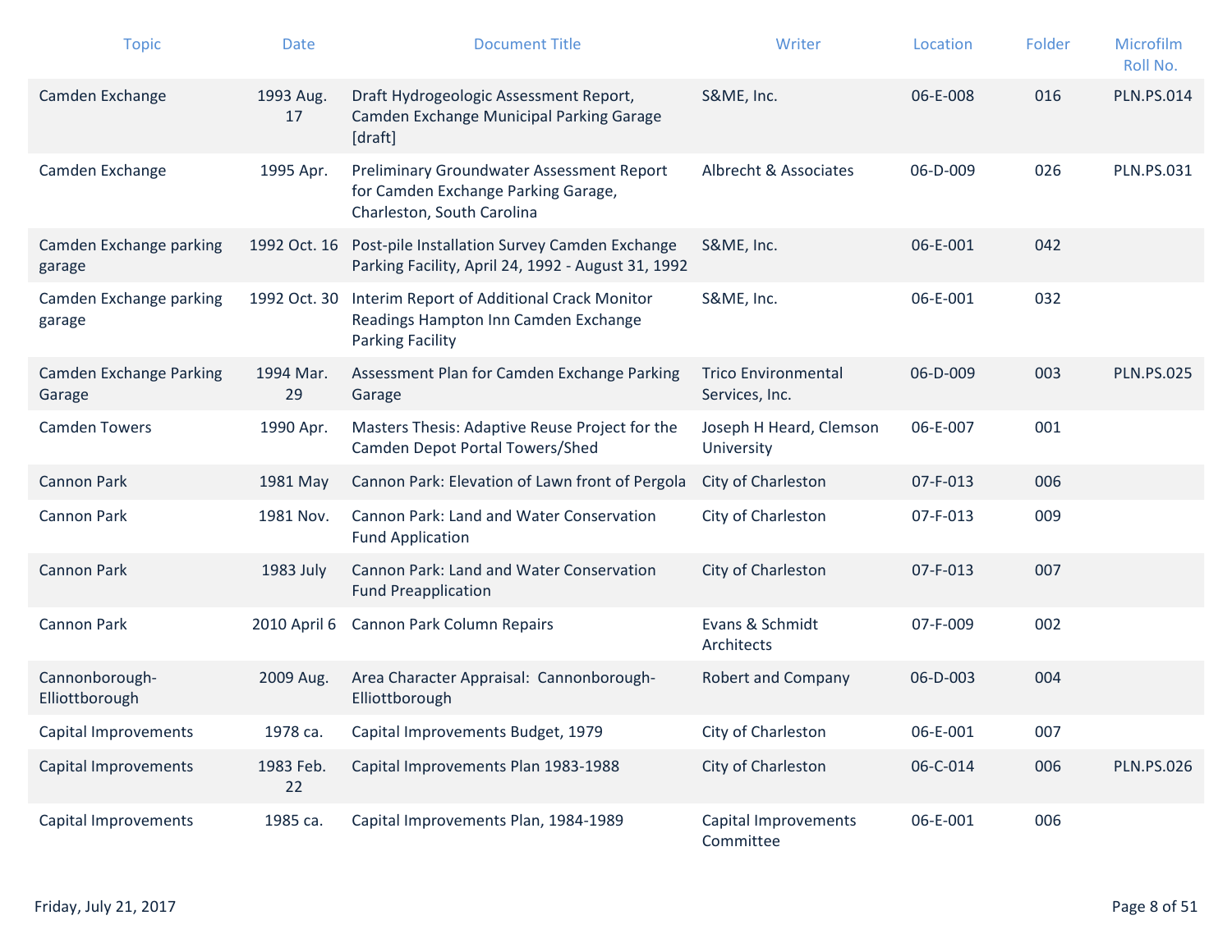| Topic | Date | Document Title | Writer | Location | Folder | Microfilm Roll No. |
|---|---|---|---|---|---|---|
| Camden Exchange | 1993 Aug. 17 | Draft Hydrogeologic Assessment Report, Camden Exchange Municipal Parking Garage [draft] | S&ME, Inc. | 06-E-008 | 016 | PLN.PS.014 |
| Camden Exchange | 1995 Apr. | Preliminary Groundwater Assessment Report for Camden Exchange Parking Garage, Charleston, South Carolina | Albrecht & Associates | 06-D-009 | 026 | PLN.PS.031 |
| Camden Exchange parking garage | 1992 Oct. 16 | Post-pile Installation Survey Camden Exchange Parking Facility, April 24, 1992 - August 31, 1992 | S&ME, Inc. | 06-E-001 | 042 | |
| Camden Exchange parking garage | 1992 Oct. 30 | Interim Report of Additional Crack Monitor Readings Hampton Inn Camden Exchange Parking Facility | S&ME, Inc. | 06-E-001 | 032 | |
| Camden Exchange Parking Garage | 1994 Mar. 29 | Assessment Plan for Camden Exchange Parking Garage | Trico Environmental Services, Inc. | 06-D-009 | 003 | PLN.PS.025 |
| Camden Towers | 1990 Apr. | Masters Thesis: Adaptive Reuse Project for the Camden Depot Portal Towers/Shed | Joseph H Heard, Clemson University | 06-E-007 | 001 | |
| Cannon Park | 1981 May | Cannon Park: Elevation of Lawn front of Pergola | City of Charleston | 07-F-013 | 006 | |
| Cannon Park | 1981 Nov. | Cannon Park: Land and Water Conservation Fund Application | City of Charleston | 07-F-013 | 009 | |
| Cannon Park | 1983 July | Cannon Park: Land and Water Conservation Fund Preapplication | City of Charleston | 07-F-013 | 007 | |
| Cannon Park | 2010 April 6 | Cannon Park Column Repairs | Evans & Schmidt Architects | 07-F-009 | 002 | |
| Cannonborough-Elliottborough | 2009 Aug. | Area Character Appraisal: Cannonborough-Elliottborough | Robert and Company | 06-D-003 | 004 | |
| Capital Improvements | 1978 ca. | Capital Improvements Budget, 1979 | City of Charleston | 06-E-001 | 007 | |
| Capital Improvements | 1983 Feb. 22 | Capital Improvements Plan 1983-1988 | City of Charleston | 06-C-014 | 006 | PLN.PS.026 |
| Capital Improvements | 1985 ca. | Capital Improvements Plan, 1984-1989 | Capital Improvements Committee | 06-E-001 | 006 | |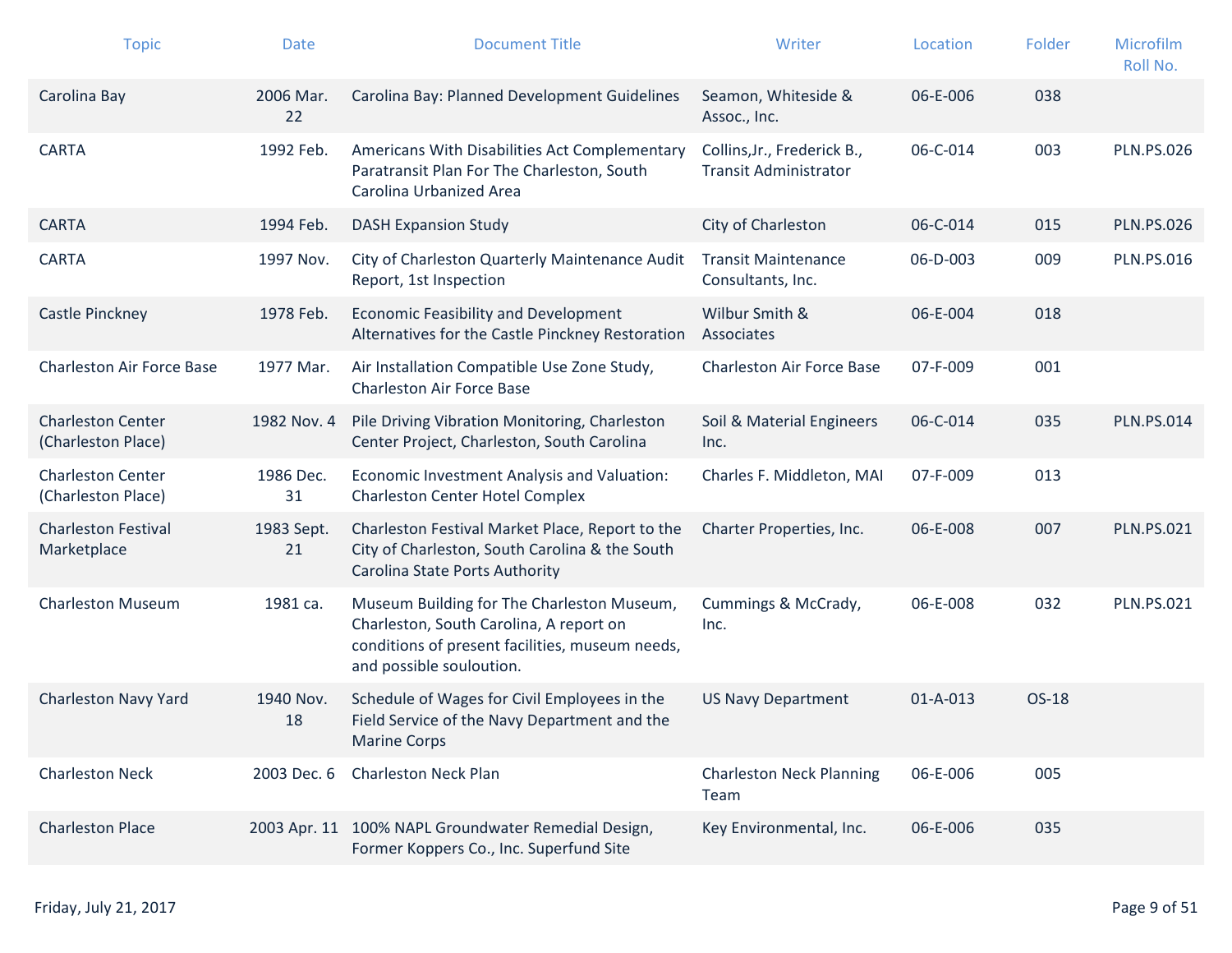| Topic | Date | Document Title | Writer | Location | Folder | Microfilm Roll No. |
|---|---|---|---|---|---|---|
| Carolina Bay | 2006 Mar. 22 | Carolina Bay: Planned Development Guidelines | Seamon, Whiteside & Assoc., Inc. | 06-E-006 | 038 | |
| CARTA | 1992 Feb. | Americans With Disabilities Act Complementary Paratransit Plan For The Charleston, South Carolina Urbanized Area | Collins,Jr., Frederick B., Transit Administrator | 06-C-014 | 003 | PLN.PS.026 |
| CARTA | 1994 Feb. | DASH Expansion Study | City of Charleston | 06-C-014 | 015 | PLN.PS.026 |
| CARTA | 1997 Nov. | City of Charleston Quarterly Maintenance Audit Report, 1st Inspection | Transit Maintenance Consultants, Inc. | 06-D-003 | 009 | PLN.PS.016 |
| Castle Pinckney | 1978 Feb. | Economic Feasibility and Development Alternatives for the Castle Pinckney Restoration | Wilbur Smith & Associates | 06-E-004 | 018 | |
| Charleston Air Force Base | 1977 Mar. | Air Installation Compatible Use Zone Study, Charleston Air Force Base | Charleston Air Force Base | 07-F-009 | 001 | |
| Charleston Center (Charleston Place) | 1982 Nov. 4 | Pile Driving Vibration Monitoring, Charleston Center Project, Charleston, South Carolina | Soil & Material Engineers Inc. | 06-C-014 | 035 | PLN.PS.014 |
| Charleston Center (Charleston Place) | 1986 Dec. 31 | Economic Investment Analysis and Valuation: Charleston Center Hotel Complex | Charles F. Middleton, MAI | 07-F-009 | 013 | |
| Charleston Festival Marketplace | 1983 Sept. 21 | Charleston Festival Market Place, Report to the City of Charleston, South Carolina & the South Carolina State Ports Authority | Charter Properties, Inc. | 06-E-008 | 007 | PLN.PS.021 |
| Charleston Museum | 1981 ca. | Museum Building for The Charleston Museum, Charleston, South Carolina, A report on conditions of present facilities, museum needs, and possible souloution. | Cummings & McCrady, Inc. | 06-E-008 | 032 | PLN.PS.021 |
| Charleston Navy Yard | 1940 Nov. 18 | Schedule of Wages for Civil Employees in the Field Service of the Navy Department and the Marine Corps | US Navy Department | 01-A-013 | OS-18 | |
| Charleston Neck | 2003 Dec. 6 | Charleston Neck Plan | Charleston Neck Planning Team | 06-E-006 | 005 | |
| Charleston Place | 2003 Apr. 11 | 100% NAPL Groundwater Remedial Design, Former Koppers Co., Inc. Superfund Site | Key Environmental, Inc. | 06-E-006 | 035 | |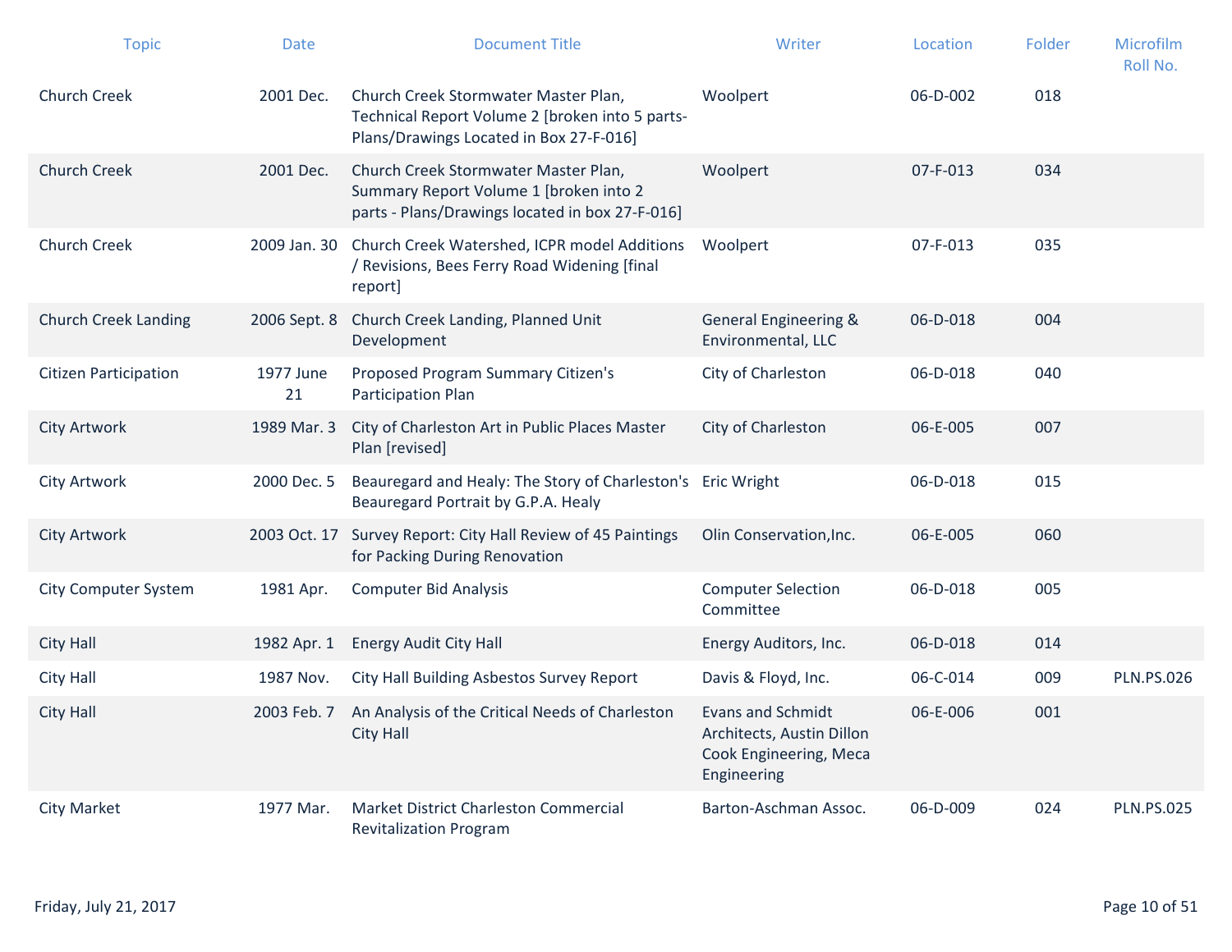| Topic | Date | Document Title | Writer | Location | Folder | Microfilm Roll No. |
|---|---|---|---|---|---|---|
| Church Creek | 2001 Dec. | Church Creek Stormwater Master Plan, Technical Report Volume 2 [broken into 5 parts- Plans/Drawings Located in Box 27-F-016] | Woolpert | 06-D-002 | 018 | |
| Church Creek | 2001 Dec. | Church Creek Stormwater Master Plan, Summary Report Volume 1 [broken into 2 parts - Plans/Drawings located in box 27-F-016] | Woolpert | 07-F-013 | 034 | |
| Church Creek | 2009 Jan. 30 | Church Creek Watershed, ICPR model Additions / Revisions, Bees Ferry Road Widening [final report] | Woolpert | 07-F-013 | 035 | |
| Church Creek Landing | 2006 Sept. 8 | Church Creek Landing, Planned Unit Development | General Engineering & Environmental, LLC | 06-D-018 | 004 | |
| Citizen Participation | 1977 June 21 | Proposed Program Summary Citizen's Participation Plan | City of Charleston | 06-D-018 | 040 | |
| City Artwork | 1989 Mar. 3 | City of Charleston Art in Public Places Master Plan [revised] | City of Charleston | 06-E-005 | 007 | |
| City Artwork | 2000 Dec. 5 | Beauregard and Healy: The Story of Charleston's Beauregard Portrait by G.P.A. Healy | Eric Wright | 06-D-018 | 015 | |
| City Artwork | 2003 Oct. 17 | Survey Report: City Hall Review of 45 Paintings for Packing During Renovation | Olin Conservation,Inc. | 06-E-005 | 060 | |
| City Computer System | 1981 Apr. | Computer Bid Analysis | Computer Selection Committee | 06-D-018 | 005 | |
| City Hall | 1982 Apr. 1 | Energy Audit City Hall | Energy Auditors, Inc. | 06-D-018 | 014 | |
| City Hall | 1987 Nov. | City Hall Building Asbestos Survey Report | Davis & Floyd, Inc. | 06-C-014 | 009 | PLN.PS.026 |
| City Hall | 2003 Feb. 7 | An Analysis of the Critical Needs of Charleston City Hall | Evans and Schmidt Architects, Austin Dillon Cook Engineering, Meca Engineering | 06-E-006 | 001 | |
| City Market | 1977 Mar. | Market District Charleston Commercial Revitalization Program | Barton-Aschman Assoc. | 06-D-009 | 024 | PLN.PS.025 |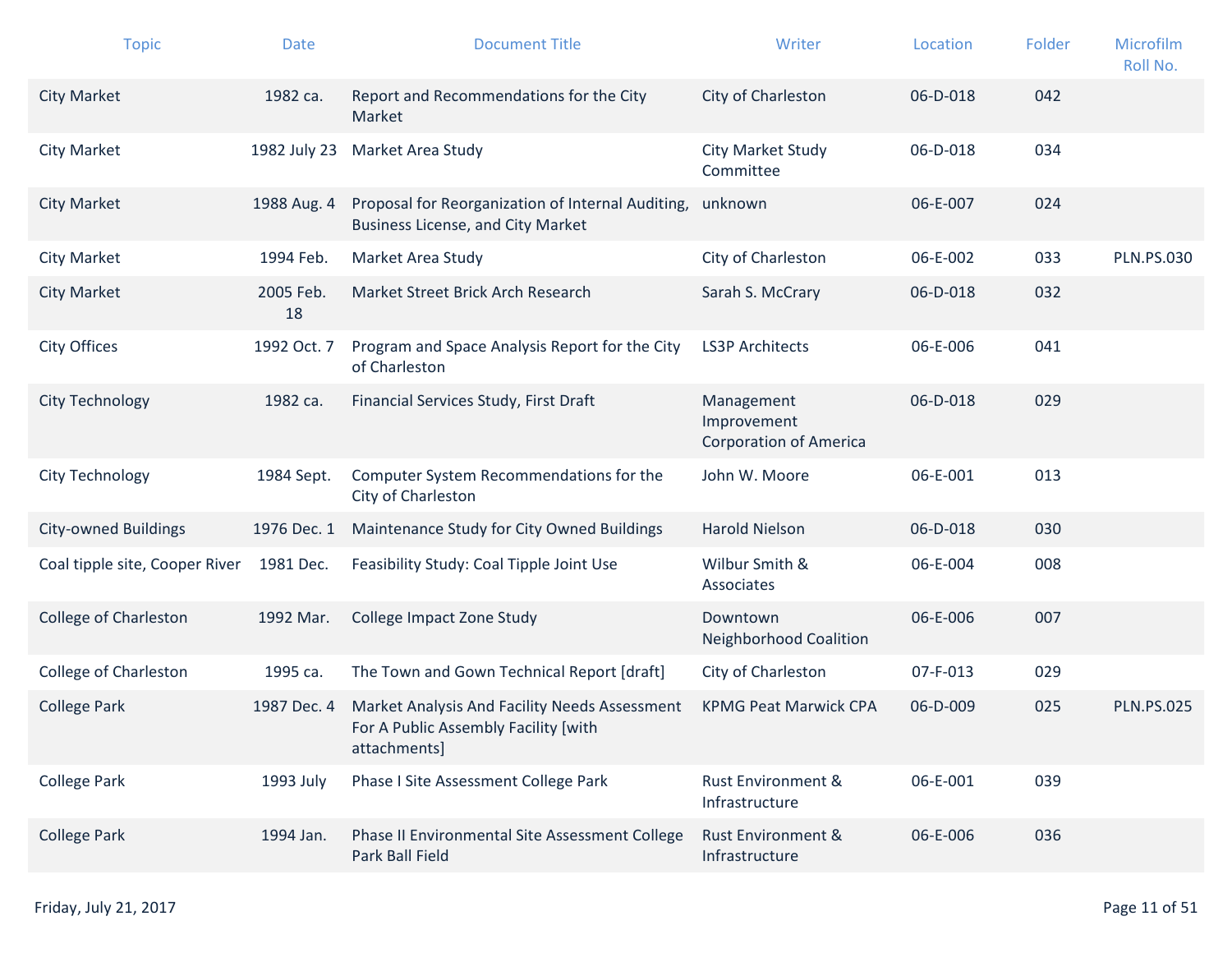| Topic | Date | Document Title | Writer | Location | Folder | Microfilm Roll No. |
|---|---|---|---|---|---|---|
| City Market | 1982 ca. | Report and Recommendations for the City Market | City of Charleston | 06-D-018 | 042 | |
| City Market | 1982 July 23 | Market Area Study | City Market Study Committee | 06-D-018 | 034 | |
| City Market | 1988 Aug. 4 | Proposal for Reorganization of Internal Auditing, Business License, and City Market | unknown | 06-E-007 | 024 | |
| City Market | 1994 Feb. | Market Area Study | City of Charleston | 06-E-002 | 033 | PLN.PS.030 |
| City Market | 2005 Feb. 18 | Market Street Brick Arch Research | Sarah S. McCrary | 06-D-018 | 032 | |
| City Offices | 1992 Oct. 7 | Program and Space Analysis Report for the City of Charleston | LS3P Architects | 06-E-006 | 041 | |
| City Technology | 1982 ca. | Financial Services Study, First Draft | Management Improvement Corporation of America | 06-D-018 | 029 | |
| City Technology | 1984 Sept. | Computer System Recommendations for the City of Charleston | John W. Moore | 06-E-001 | 013 | |
| City-owned Buildings | 1976 Dec. 1 | Maintenance Study for City Owned Buildings | Harold Nielson | 06-D-018 | 030 | |
| Coal tipple site, Cooper River | 1981 Dec. | Feasibility Study: Coal Tipple Joint Use | Wilbur Smith & Associates | 06-E-004 | 008 | |
| College of Charleston | 1992 Mar. | College Impact Zone Study | Downtown Neighborhood Coalition | 06-E-006 | 007 | |
| College of Charleston | 1995 ca. | The Town and Gown Technical Report [draft] | City of Charleston | 07-F-013 | 029 | |
| College Park | 1987 Dec. 4 | Market Analysis And Facility Needs Assessment For A Public Assembly Facility [with attachments] | KPMG Peat Marwick CPA | 06-D-009 | 025 | PLN.PS.025 |
| College Park | 1993 July | Phase I Site Assessment College Park | Rust Environment & Infrastructure | 06-E-001 | 039 | |
| College Park | 1994 Jan. | Phase II Environmental Site Assessment College Park Ball Field | Rust Environment & Infrastructure | 06-E-006 | 036 | |

Friday, July 21, 2017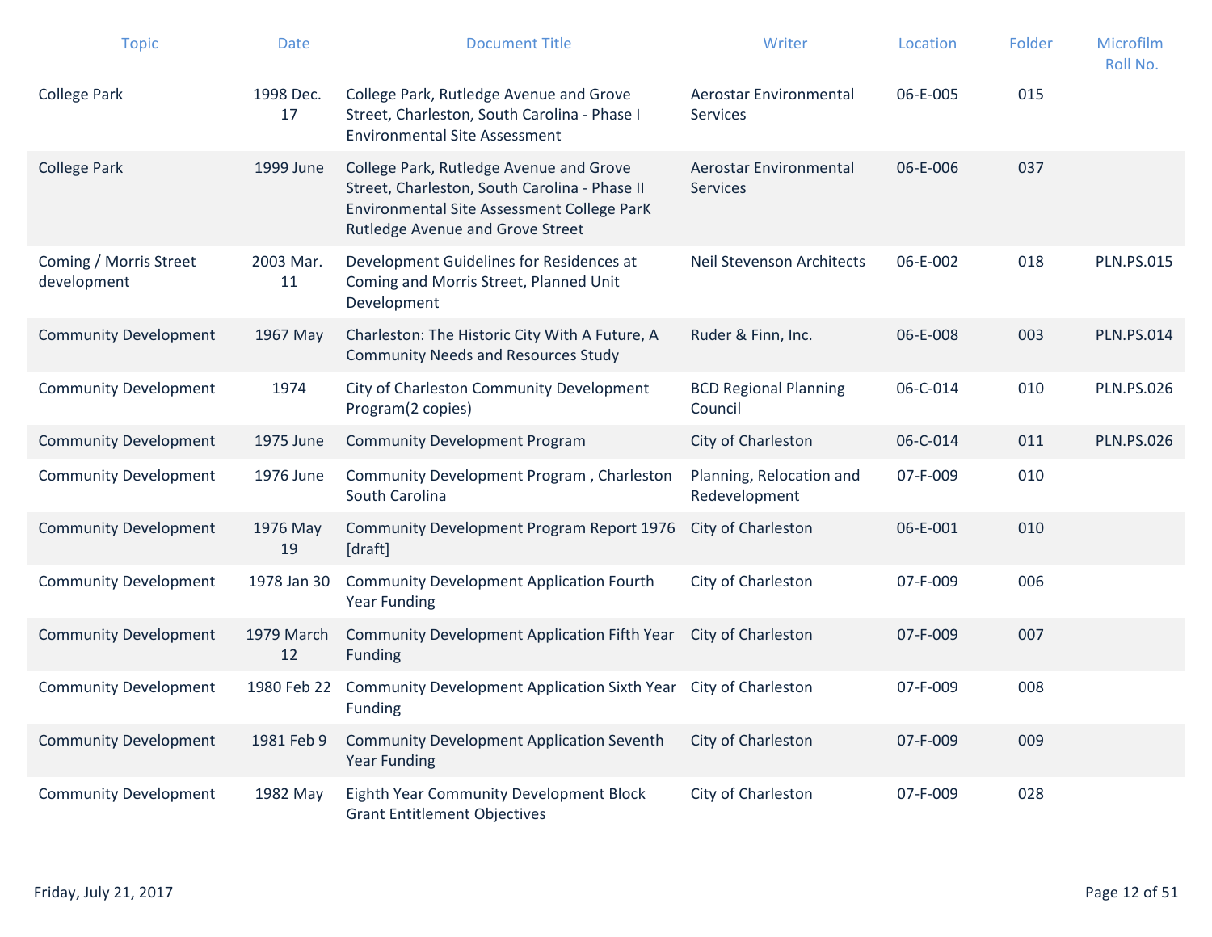| Topic | Date | Document Title | Writer | Location | Folder | Microfilm Roll No. |
|---|---|---|---|---|---|---|
| College Park | 1998 Dec. 17 | College Park, Rutledge Avenue and Grove Street, Charleston, South Carolina - Phase I Environmental Site Assessment | Aerostar Environmental Services | 06-E-005 | 015 | |
| College Park | 1999 June | College Park, Rutledge Avenue and Grove Street, Charleston, South Carolina - Phase II Environmental Site Assessment College ParK Rutledge Avenue and Grove Street | Aerostar Environmental Services | 06-E-006 | 037 | |
| Coming / Morris Street development | 2003 Mar. 11 | Development Guidelines for Residences at Coming and Morris Street, Planned Unit Development | Neil Stevenson Architects | 06-E-002 | 018 | PLN.PS.015 |
| Community Development | 1967 May | Charleston: The Historic City With A Future, A Community Needs and Resources Study | Ruder & Finn, Inc. | 06-E-008 | 003 | PLN.PS.014 |
| Community Development | 1974 | City of Charleston Community Development Program(2 copies) | BCD Regional Planning Council | 06-C-014 | 010 | PLN.PS.026 |
| Community Development | 1975 June | Community Development Program | City of Charleston | 06-C-014 | 011 | PLN.PS.026 |
| Community Development | 1976 June | Community Development Program , Charleston South Carolina | Planning, Relocation and Redevelopment | 07-F-009 | 010 | |
| Community Development | 1976 May 19 | Community Development Program Report 1976 [draft] | City of Charleston | 06-E-001 | 010 | |
| Community Development | 1978 Jan 30 | Community Development Application Fourth Year Funding | City of Charleston | 07-F-009 | 006 | |
| Community Development | 1979 March 12 | Community Development Application Fifth Year Funding | City of Charleston | 07-F-009 | 007 | |
| Community Development | 1980 Feb 22 | Community Development Application Sixth Year Funding | City of Charleston | 07-F-009 | 008 | |
| Community Development | 1981 Feb 9 | Community Development Application Seventh Year Funding | City of Charleston | 07-F-009 | 009 | |
| Community Development | 1982 May | Eighth Year Community Development Block Grant Entitlement Objectives | City of Charleston | 07-F-009 | 028 | |

Friday, July 21, 2017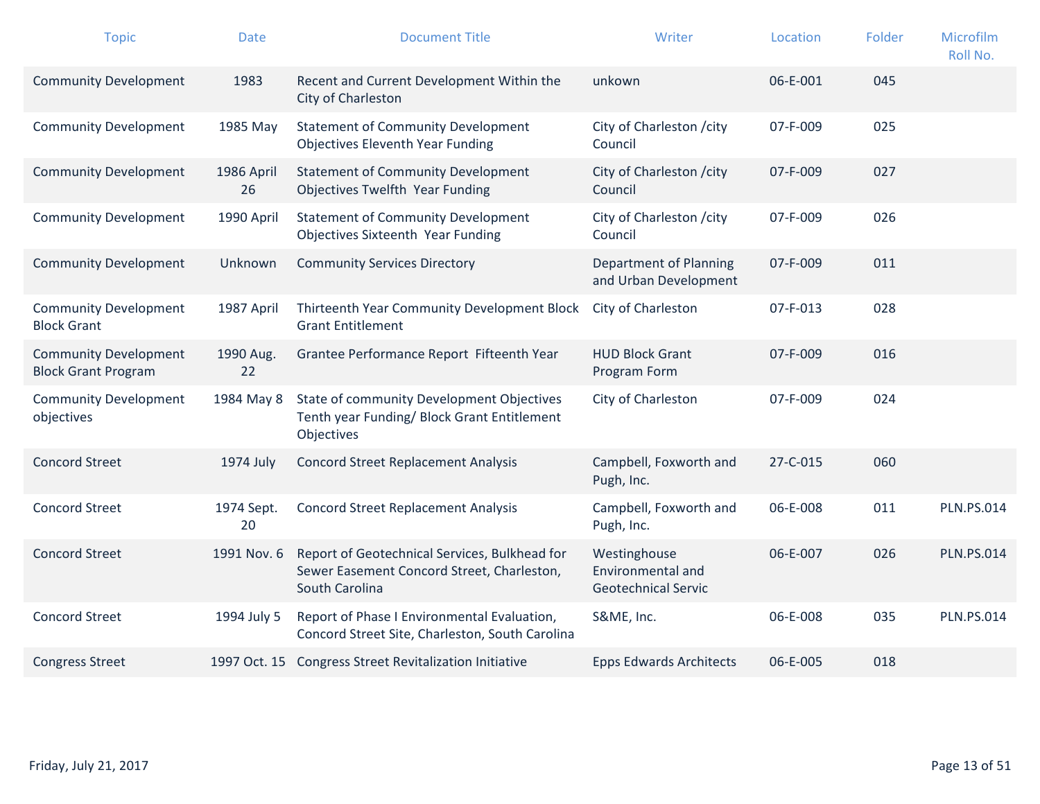| Topic | Date | Document Title | Writer | Location | Folder | Microfilm Roll No. |
| --- | --- | --- | --- | --- | --- | --- |
| Community Development | 1983 | Recent and Current Development Within the City of Charleston | unkown | 06-E-001 | 045 | |
| Community Development | 1985 May | Statement of Community Development Objectives Eleventh Year Funding | City of Charleston /city Council | 07-F-009 | 025 | |
| Community Development | 1986 April 26 | Statement of Community Development Objectives Twelfth Year Funding | City of Charleston /city Council | 07-F-009 | 027 | |
| Community Development | 1990 April | Statement of Community Development Objectives Sixteenth Year Funding | City of Charleston /city Council | 07-F-009 | 026 | |
| Community Development | Unknown | Community Services Directory | Department of Planning and Urban Development | 07-F-009 | 011 | |
| Community Development Block Grant | 1987 April | Thirteenth Year Community Development Block Grant Entitlement | City of Charleston | 07-F-013 | 028 | |
| Community Development Block Grant Program | 1990 Aug. 22 | Grantee Performance Report Fifteenth Year | HUD Block Grant Program Form | 07-F-009 | 016 | |
| Community Development objectives | 1984 May 8 | State of community Development Objectives Tenth year Funding/ Block Grant Entitlement Objectives | City of Charleston | 07-F-009 | 024 | |
| Concord Street | 1974 July | Concord Street Replacement Analysis | Campbell, Foxworth and Pugh, Inc. | 27-C-015 | 060 | |
| Concord Street | 1974 Sept. 20 | Concord Street Replacement Analysis | Campbell, Foxworth and Pugh, Inc. | 06-E-008 | 011 | PLN.PS.014 |
| Concord Street | 1991 Nov. 6 | Report of Geotechnical Services, Bulkhead for Sewer Easement Concord Street, Charleston, South Carolina | Westinghouse Environmental and Geotechnical Servic | 06-E-007 | 026 | PLN.PS.014 |
| Concord Street | 1994 July 5 | Report of Phase I Environmental Evaluation, Concord Street Site, Charleston, South Carolina | S&ME, Inc. | 06-E-008 | 035 | PLN.PS.014 |
| Congress Street | 1997 Oct. 15 | Congress Street Revitalization Initiative | Epps Edwards Architects | 06-E-005 | 018 | |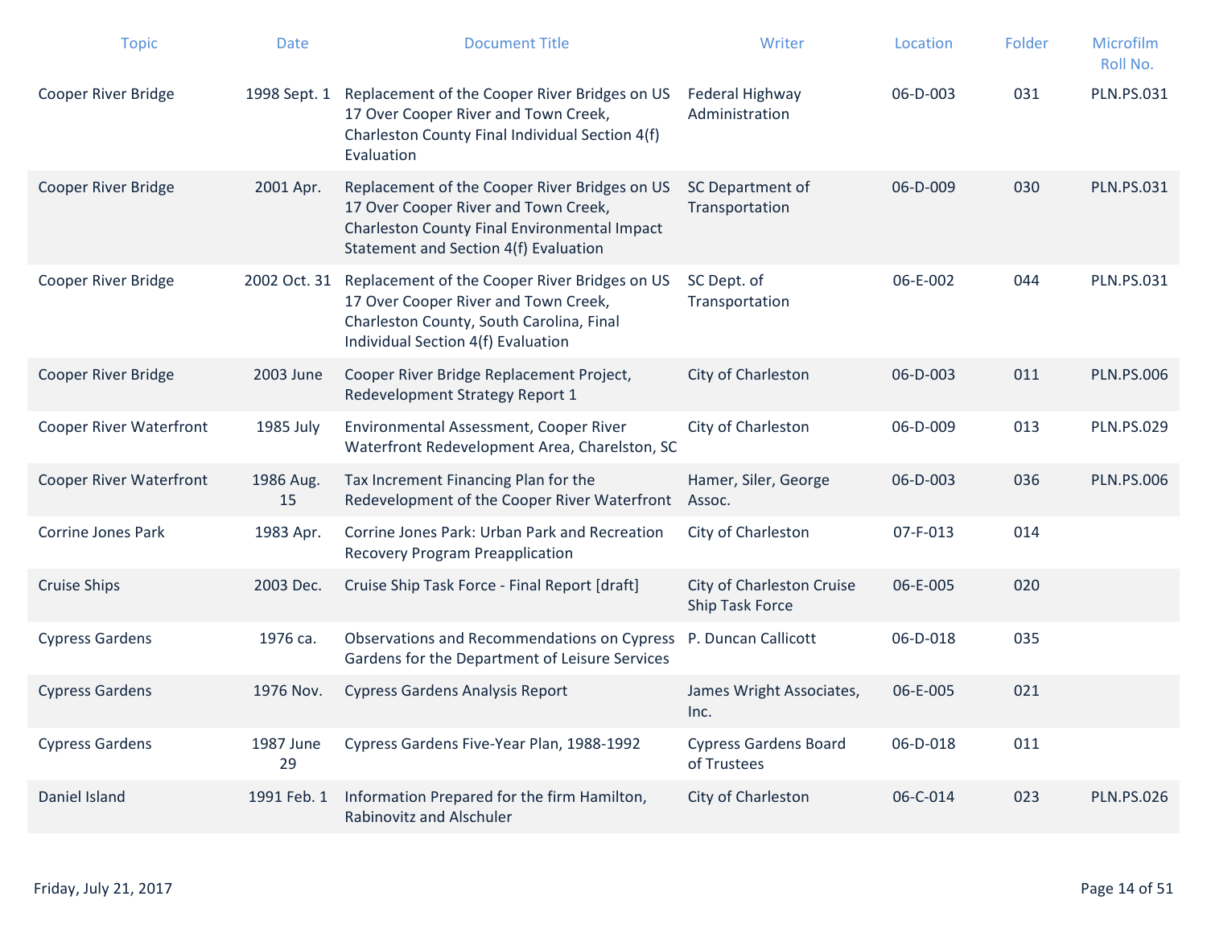| Topic | Date | Document Title | Writer | Location | Folder | Microfilm Roll No. |
|---|---|---|---|---|---|---|
| Cooper River Bridge | 1998 Sept. 1 | Replacement of the Cooper River Bridges on US 17 Over Cooper River and Town Creek, Charleston County Final Individual Section 4(f) Evaluation | Federal Highway Administration | 06-D-003 | 031 | PLN.PS.031 |
| Cooper River Bridge | 2001 Apr. | Replacement of the Cooper River Bridges on US 17 Over Cooper River and Town Creek, Charleston County Final Environmental Impact Statement and Section 4(f) Evaluation | SC Department of Transportation | 06-D-009 | 030 | PLN.PS.031 |
| Cooper River Bridge | 2002 Oct. 31 | Replacement of the Cooper River Bridges on US 17 Over Cooper River and Town Creek, Charleston County, South Carolina, Final Individual Section 4(f) Evaluation | SC Dept. of Transportation | 06-E-002 | 044 | PLN.PS.031 |
| Cooper River Bridge | 2003 June | Cooper River Bridge Replacement Project, Redevelopment Strategy Report 1 | City of Charleston | 06-D-003 | 011 | PLN.PS.006 |
| Cooper River Waterfront | 1985 July | Environmental Assessment, Cooper River Waterfront Redevelopment Area, Charelston, SC | City of Charleston | 06-D-009 | 013 | PLN.PS.029 |
| Cooper River Waterfront | 1986 Aug. 15 | Tax Increment Financing Plan for the Redevelopment of the Cooper River Waterfront | Hamer, Siler, George Assoc. | 06-D-003 | 036 | PLN.PS.006 |
| Corrine Jones Park | 1983 Apr. | Corrine Jones Park: Urban Park and Recreation Recovery Program Preapplication | City of Charleston | 07-F-013 | 014 | |
| Cruise Ships | 2003 Dec. | Cruise Ship Task Force - Final Report [draft] | City of Charleston Cruise Ship Task Force | 06-E-005 | 020 | |
| Cypress Gardens | 1976 ca. | Observations and Recommendations on Cypress Gardens for the Department of Leisure Services | P. Duncan Callicott | 06-D-018 | 035 | |
| Cypress Gardens | 1976 Nov. | Cypress Gardens Analysis Report | James Wright Associates, Inc. | 06-E-005 | 021 | |
| Cypress Gardens | 1987 June 29 | Cypress Gardens Five-Year Plan, 1988-1992 | Cypress Gardens Board of Trustees | 06-D-018 | 011 | |
| Daniel Island | 1991 Feb. 1 | Information Prepared for the firm Hamilton, Rabinovitz and Alschuler | City of Charleston | 06-C-014 | 023 | PLN.PS.026 |

Friday, July 21, 2017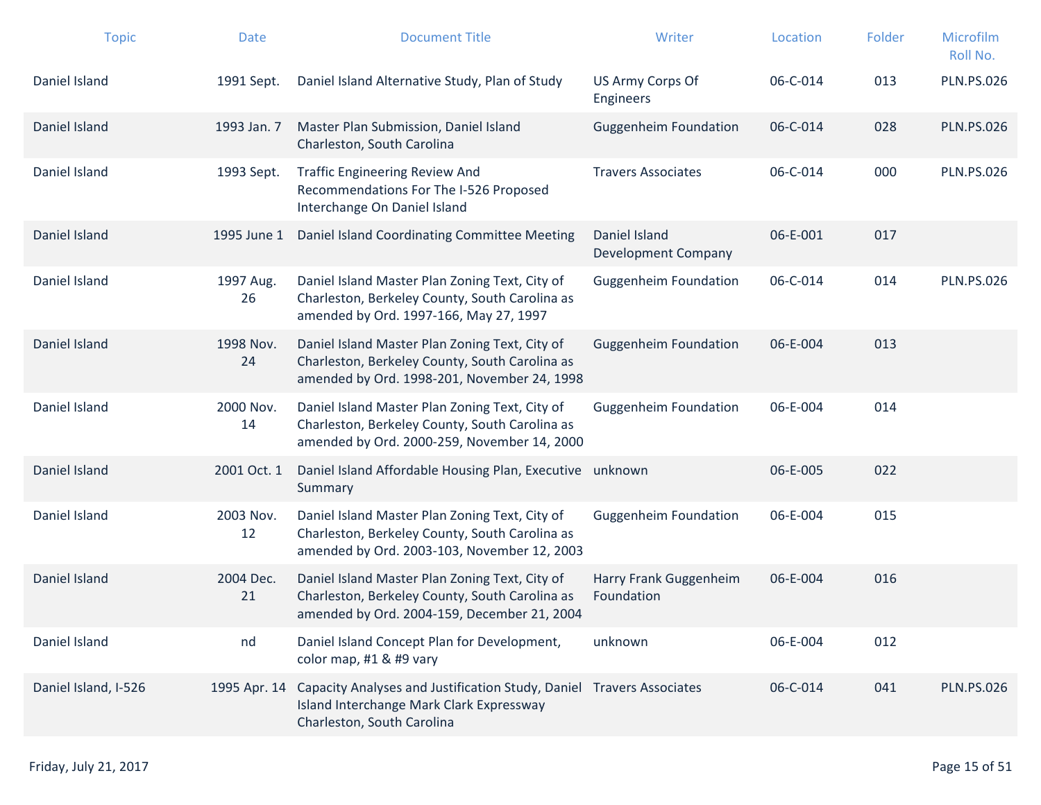| Topic | Date | Document Title | Writer | Location | Folder | Microfilm Roll No. |
|---|---|---|---|---|---|---|
| Daniel Island | 1991 Sept. | Daniel Island Alternative Study, Plan of Study | US Army Corps Of Engineers | 06-C-014 | 013 | PLN.PS.026 |
| Daniel Island | 1993 Jan. 7 | Master Plan Submission, Daniel Island Charleston, South Carolina | Guggenheim Foundation | 06-C-014 | 028 | PLN.PS.026 |
| Daniel Island | 1993 Sept. | Traffic Engineering Review And Recommendations For The I-526 Proposed Interchange On Daniel Island | Travers Associates | 06-C-014 | 000 | PLN.PS.026 |
| Daniel Island | 1995 June 1 | Daniel Island Coordinating Committee Meeting | Daniel Island Development Company | 06-E-001 | 017 | |
| Daniel Island | 1997 Aug. 26 | Daniel Island Master Plan Zoning Text, City of Charleston, Berkeley County, South Carolina as amended by Ord. 1997-166, May 27, 1997 | Guggenheim Foundation | 06-C-014 | 014 | PLN.PS.026 |
| Daniel Island | 1998 Nov. 24 | Daniel Island Master Plan Zoning Text, City of Charleston, Berkeley County, South Carolina as amended by Ord. 1998-201, November 24, 1998 | Guggenheim Foundation | 06-E-004 | 013 | |
| Daniel Island | 2000 Nov. 14 | Daniel Island Master Plan Zoning Text, City of Charleston, Berkeley County, South Carolina as amended by Ord. 2000-259, November 14, 2000 | Guggenheim Foundation | 06-E-004 | 014 | |
| Daniel Island | 2001 Oct. 1 | Daniel Island Affordable Housing Plan, Executive Summary | unknown | 06-E-005 | 022 | |
| Daniel Island | 2003 Nov. 12 | Daniel Island Master Plan Zoning Text, City of Charleston, Berkeley County, South Carolina as amended by Ord. 2003-103, November 12, 2003 | Guggenheim Foundation | 06-E-004 | 015 | |
| Daniel Island | 2004 Dec. 21 | Daniel Island Master Plan Zoning Text, City of Charleston, Berkeley County, South Carolina as amended by Ord. 2004-159, December 21, 2004 | Harry Frank Guggenheim Foundation | 06-E-004 | 016 | |
| Daniel Island | nd | Daniel Island Concept Plan for Development, color map, #1 & #9 vary | unknown | 06-E-004 | 012 | |
| Daniel Island, I-526 | 1995 Apr. 14 | Capacity Analyses and Justification Study, Daniel Island Interchange Mark Clark Expressway Charleston, South Carolina | Travers Associates | 06-C-014 | 041 | PLN.PS.026 |

Friday, July 21, 2017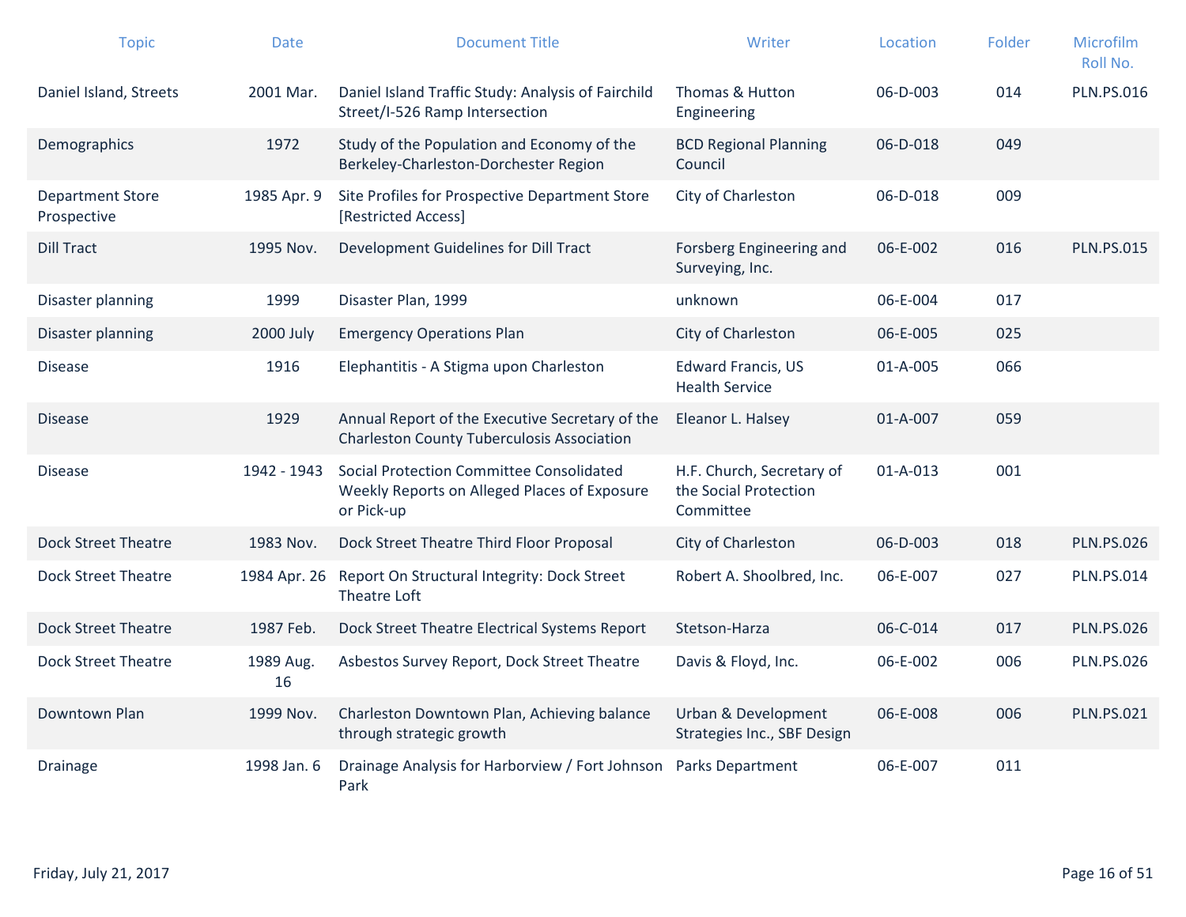| Topic | Date | Document Title | Writer | Location | Folder | Microfilm Roll No. |
|---|---|---|---|---|---|---|
| Daniel Island, Streets | 2001 Mar. | Daniel Island Traffic Study: Analysis of Fairchild Street/I-526 Ramp Intersection | Thomas & Hutton Engineering | 06-D-003 | 014 | PLN.PS.016 |
| Demographics | 1972 | Study of the Population and Economy of the Berkeley-Charleston-Dorchester Region | BCD Regional Planning Council | 06-D-018 | 049 | |
| Department Store Prospective | 1985 Apr. 9 | Site Profiles for Prospective Department Store [Restricted Access] | City of Charleston | 06-D-018 | 009 | |
| Dill Tract | 1995 Nov. | Development Guidelines for Dill Tract | Forsberg Engineering and Surveying, Inc. | 06-E-002 | 016 | PLN.PS.015 |
| Disaster planning | 1999 | Disaster Plan, 1999 | unknown | 06-E-004 | 017 | |
| Disaster planning | 2000 July | Emergency Operations Plan | City of Charleston | 06-E-005 | 025 | |
| Disease | 1916 | Elephantitis - A Stigma upon Charleston | Edward Francis, US Health Service | 01-A-005 | 066 | |
| Disease | 1929 | Annual Report of the Executive Secretary of the Charleston County Tuberculosis Association | Eleanor L. Halsey | 01-A-007 | 059 | |
| Disease | 1942 - 1943 | Social Protection Committee Consolidated Weekly Reports on Alleged Places of Exposure or Pick-up | H.F. Church, Secretary of the Social Protection Committee | 01-A-013 | 001 | |
| Dock Street Theatre | 1983 Nov. | Dock Street Theatre Third Floor Proposal | City of Charleston | 06-D-003 | 018 | PLN.PS.026 |
| Dock Street Theatre | 1984 Apr. 26 | Report On Structural Integrity: Dock Street Theatre Loft | Robert A. Shoolbred, Inc. | 06-E-007 | 027 | PLN.PS.014 |
| Dock Street Theatre | 1987 Feb. | Dock Street Theatre Electrical Systems Report | Stetson-Harza | 06-C-014 | 017 | PLN.PS.026 |
| Dock Street Theatre | 1989 Aug. 16 | Asbestos Survey Report, Dock Street Theatre | Davis & Floyd, Inc. | 06-E-002 | 006 | PLN.PS.026 |
| Downtown Plan | 1999 Nov. | Charleston Downtown Plan, Achieving balance through strategic growth | Urban & Development Strategies Inc., SBF Design | 06-E-008 | 006 | PLN.PS.021 |
| Drainage | 1998 Jan. 6 | Drainage Analysis for Harborview / Fort Johnson Park | Parks Department | 06-E-007 | 011 | |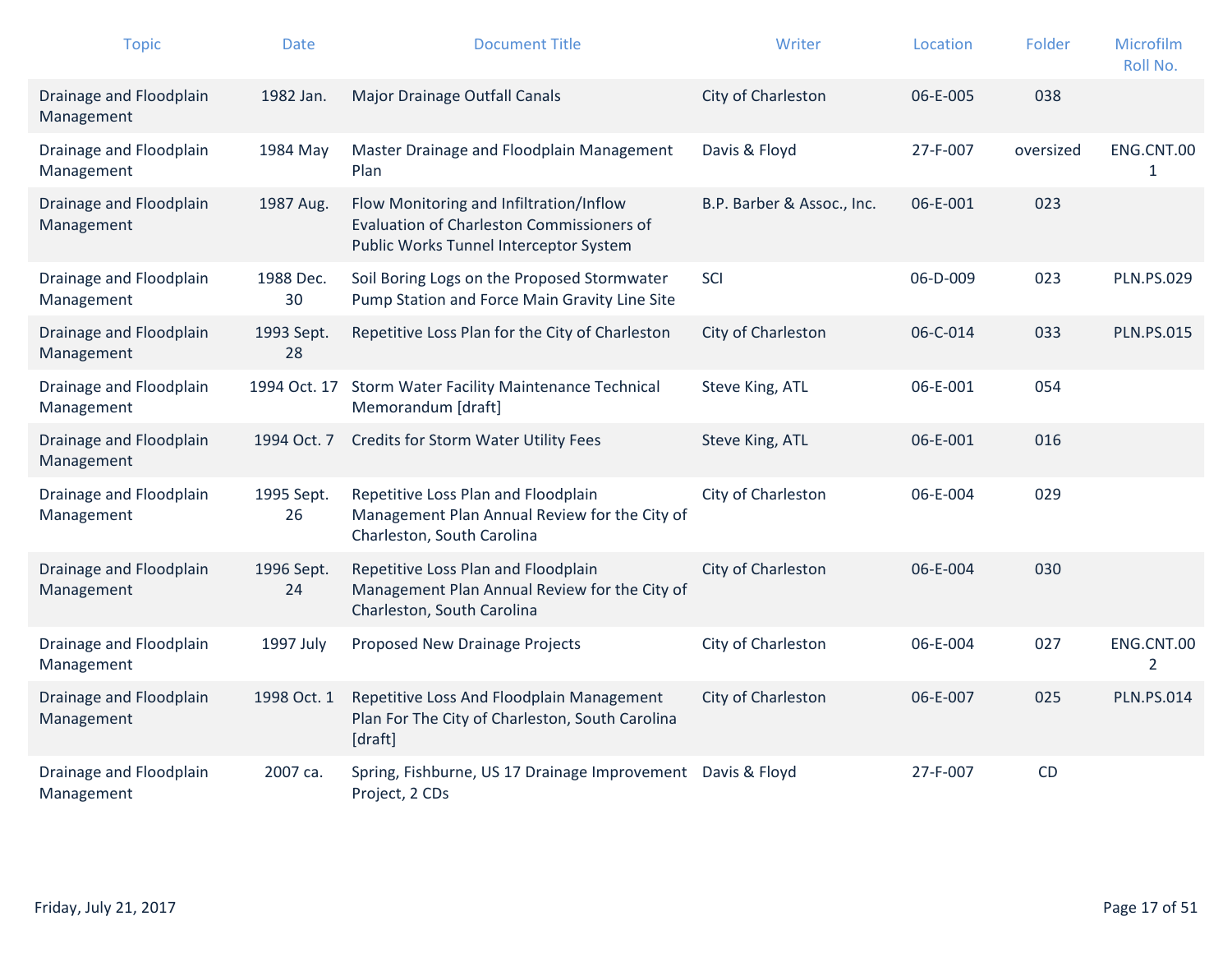| Topic | Date | Document Title | Writer | Location | Folder | Microfilm Roll No. |
|---|---|---|---|---|---|---|
| Drainage and Floodplain Management | 1982 Jan. | Major Drainage Outfall Canals | City of Charleston | 06-E-005 | 038 | |
| Drainage and Floodplain Management | 1984 May | Master Drainage and Floodplain Management Plan | Davis & Floyd | 27-F-007 | oversized | ENG.CNT.001 |
| Drainage and Floodplain Management | 1987 Aug. | Flow Monitoring and Infiltration/Inflow Evaluation of Charleston Commissioners of Public Works Tunnel Interceptor System | B.P. Barber & Assoc., Inc. | 06-E-001 | 023 | |
| Drainage and Floodplain Management | 1988 Dec. 30 | Soil Boring Logs on the Proposed Stormwater Pump Station and Force Main Gravity Line Site | SCI | 06-D-009 | 023 | PLN.PS.029 |
| Drainage and Floodplain Management | 1993 Sept. 28 | Repetitive Loss Plan for the City of Charleston | City of Charleston | 06-C-014 | 033 | PLN.PS.015 |
| Drainage and Floodplain Management | 1994 Oct. 17 | Storm Water Facility Maintenance Technical Memorandum [draft] | Steve King, ATL | 06-E-001 | 054 | |
| Drainage and Floodplain Management | 1994 Oct. 7 | Credits for Storm Water Utility Fees | Steve King, ATL | 06-E-001 | 016 | |
| Drainage and Floodplain Management | 1995 Sept. 26 | Repetitive Loss Plan and Floodplain Management Plan Annual Review for the City of Charleston, South Carolina | City of Charleston | 06-E-004 | 029 | |
| Drainage and Floodplain Management | 1996 Sept. 24 | Repetitive Loss Plan and Floodplain Management Plan Annual Review for the City of Charleston, South Carolina | City of Charleston | 06-E-004 | 030 | |
| Drainage and Floodplain Management | 1997 July | Proposed New Drainage Projects | City of Charleston | 06-E-004 | 027 | ENG.CNT.002 |
| Drainage and Floodplain Management | 1998 Oct. 1 | Repetitive Loss And Floodplain Management Plan For The City of Charleston, South Carolina [draft] | City of Charleston | 06-E-007 | 025 | PLN.PS.014 |
| Drainage and Floodplain Management | 2007 ca. | Spring, Fishburne, US 17 Drainage Improvement Project, 2 CDs | Davis & Floyd | 27-F-007 | CD | |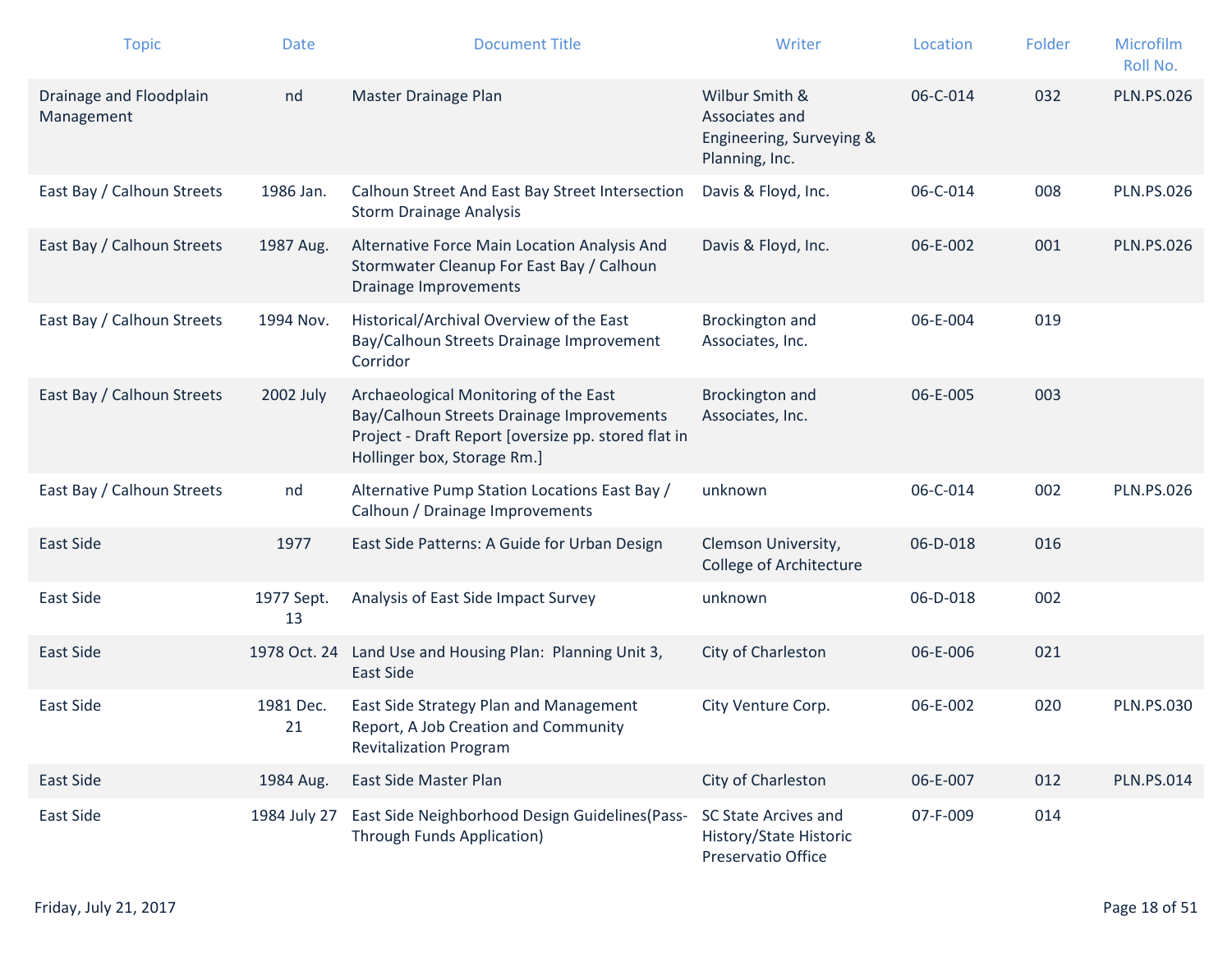| Topic | Date | Document Title | Writer | Location | Folder | Microfilm Roll No. |
|---|---|---|---|---|---|---|
| Drainage and Floodplain Management | nd | Master Drainage Plan | Wilbur Smith & Associates and Engineering, Surveying & Planning, Inc. | 06-C-014 | 032 | PLN.PS.026 |
| East Bay / Calhoun Streets | 1986 Jan. | Calhoun Street And East Bay Street Intersection Storm Drainage Analysis | Davis & Floyd, Inc. | 06-C-014 | 008 | PLN.PS.026 |
| East Bay / Calhoun Streets | 1987 Aug. | Alternative Force Main Location Analysis And Stormwater Cleanup For East Bay / Calhoun Drainage Improvements | Davis & Floyd, Inc. | 06-E-002 | 001 | PLN.PS.026 |
| East Bay / Calhoun Streets | 1994 Nov. | Historical/Archival Overview of the East Bay/Calhoun Streets Drainage Improvement Corridor | Brockington and Associates, Inc. | 06-E-004 | 019 | |
| East Bay / Calhoun Streets | 2002 July | Archaeological Monitoring of the East Bay/Calhoun Streets Drainage Improvements Project - Draft Report [oversize pp. stored flat in Hollinger box, Storage Rm.] | Brockington and Associates, Inc. | 06-E-005 | 003 | |
| East Bay / Calhoun Streets | nd | Alternative Pump Station Locations East Bay / Calhoun / Drainage Improvements | unknown | 06-C-014 | 002 | PLN.PS.026 |
| East Side | 1977 | East Side Patterns: A Guide for Urban Design | Clemson University, College of Architecture | 06-D-018 | 016 | |
| East Side | 1977 Sept. 13 | Analysis of East Side Impact Survey | unknown | 06-D-018 | 002 | |
| East Side | 1978 Oct. 24 | Land Use and Housing Plan: Planning Unit 3, East Side | City of Charleston | 06-E-006 | 021 | |
| East Side | 1981 Dec. 21 | East Side Strategy Plan and Management Report, A Job Creation and Community Revitalization Program | City Venture Corp. | 06-E-002 | 020 | PLN.PS.030 |
| East Side | 1984 Aug. | East Side Master Plan | City of Charleston | 06-E-007 | 012 | PLN.PS.014 |
| East Side | 1984 July 27 | East Side Neighborhood Design Guidelines(Pass-Through Funds Application) | SC State Arcives and History/State Historic Preservatio Office | 07-F-009 | 014 | |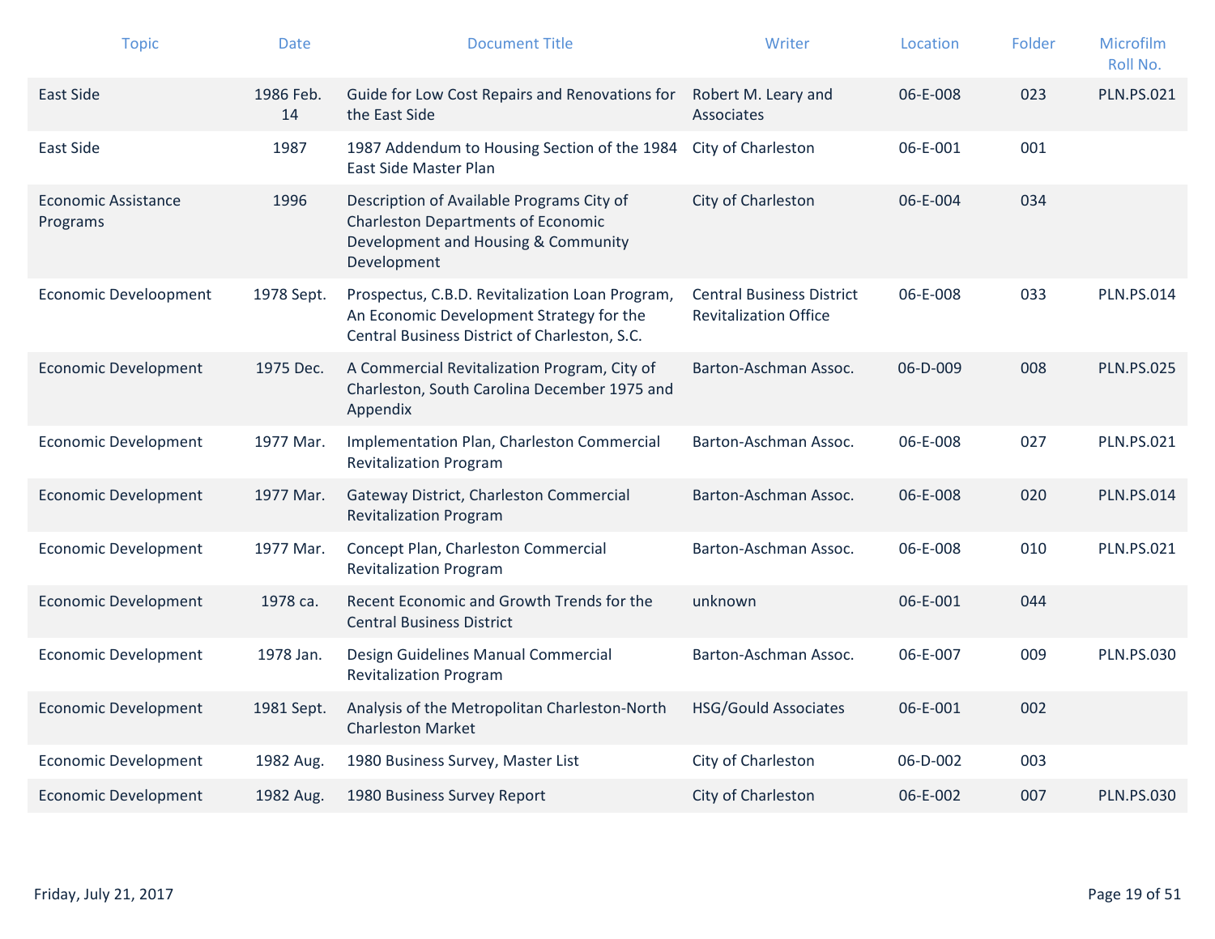| Topic | Date | Document Title | Writer | Location | Folder | Microfilm Roll No. |
|---|---|---|---|---|---|---|
| East Side | 1986 Feb. 14 | Guide for Low Cost Repairs and Renovations for the East Side | Robert M. Leary and Associates | 06-E-008 | 023 | PLN.PS.021 |
| East Side | 1987 | 1987 Addendum to Housing Section of the 1984 East Side Master Plan | City of Charleston | 06-E-001 | 001 | |
| Economic Assistance Programs | 1996 | Description of Available Programs City of Charleston Departments of Economic Development and Housing & Community Development | City of Charleston | 06-E-004 | 034 | |
| Economic Develoopment | 1978 Sept. | Prospectus, C.B.D. Revitalization Loan Program, An Economic Development Strategy for the Central Business District of Charleston, S.C. | Central Business District Revitalization Office | 06-E-008 | 033 | PLN.PS.014 |
| Economic Development | 1975 Dec. | A Commercial Revitalization Program, City of Charleston, South Carolina December 1975 and Appendix | Barton-Aschman Assoc. | 06-D-009 | 008 | PLN.PS.025 |
| Economic Development | 1977 Mar. | Implementation Plan, Charleston Commercial Revitalization Program | Barton-Aschman Assoc. | 06-E-008 | 027 | PLN.PS.021 |
| Economic Development | 1977 Mar. | Gateway District, Charleston Commercial Revitalization Program | Barton-Aschman Assoc. | 06-E-008 | 020 | PLN.PS.014 |
| Economic Development | 1977 Mar. | Concept Plan, Charleston Commercial Revitalization Program | Barton-Aschman Assoc. | 06-E-008 | 010 | PLN.PS.021 |
| Economic Development | 1978 ca. | Recent Economic and Growth Trends for the Central Business District | unknown | 06-E-001 | 044 | |
| Economic Development | 1978 Jan. | Design Guidelines Manual Commercial Revitalization Program | Barton-Aschman Assoc. | 06-E-007 | 009 | PLN.PS.030 |
| Economic Development | 1981 Sept. | Analysis of the Metropolitan Charleston-North Charleston Market | HSG/Gould Associates | 06-E-001 | 002 | |
| Economic Development | 1982 Aug. | 1980 Business Survey, Master List | City of Charleston | 06-D-002 | 003 | |
| Economic Development | 1982 Aug. | 1980 Business Survey Report | City of Charleston | 06-E-002 | 007 | PLN.PS.030 |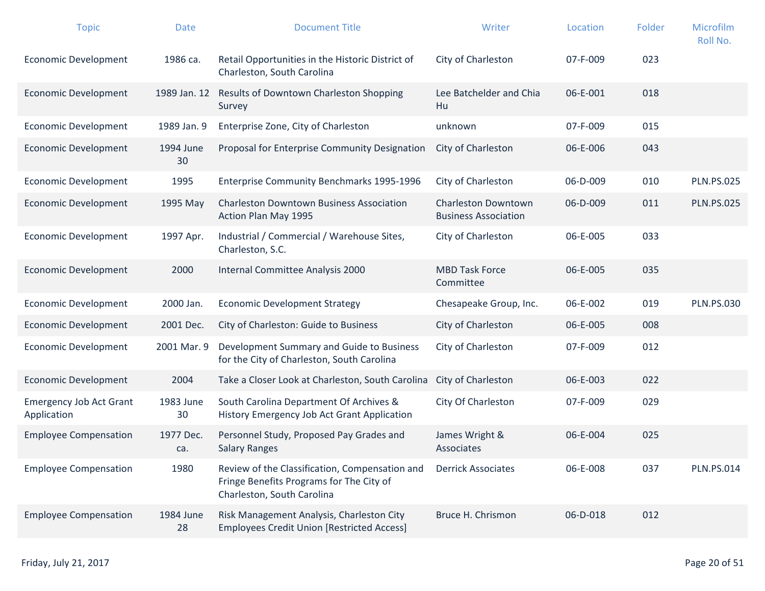| Topic | Date | Document Title | Writer | Location | Folder | Microfilm Roll No. |
|---|---|---|---|---|---|---|
| Economic Development | 1986 ca. | Retail Opportunities in the Historic District of Charleston, South Carolina | City of Charleston | 07-F-009 | 023 | |
| Economic Development | 1989 Jan. 12 | Results of Downtown Charleston Shopping Survey | Lee Batchelder and Chia Hu | 06-E-001 | 018 | |
| Economic Development | 1989 Jan. 9 | Enterprise Zone, City of Charleston | unknown | 07-F-009 | 015 | |
| Economic Development | 1994 June 30 | Proposal for Enterprise Community Designation | City of Charleston | 06-E-006 | 043 | |
| Economic Development | 1995 | Enterprise Community Benchmarks 1995-1996 | City of Charleston | 06-D-009 | 010 | PLN.PS.025 |
| Economic Development | 1995 May | Charleston Downtown Business Association Action Plan May 1995 | Charleston Downtown Business Association | 06-D-009 | 011 | PLN.PS.025 |
| Economic Development | 1997 Apr. | Industrial / Commercial / Warehouse Sites, Charleston, S.C. | City of Charleston | 06-E-005 | 033 | |
| Economic Development | 2000 | Internal Committee Analysis 2000 | MBD Task Force Committee | 06-E-005 | 035 | |
| Economic Development | 2000 Jan. | Economic Development Strategy | Chesapeake Group, Inc. | 06-E-002 | 019 | PLN.PS.030 |
| Economic Development | 2001 Dec. | City of Charleston: Guide to Business | City of Charleston | 06-E-005 | 008 | |
| Economic Development | 2001 Mar. 9 | Development Summary and Guide to Business for the City of Charleston, South Carolina | City of Charleston | 07-F-009 | 012 | |
| Economic Development | 2004 | Take a Closer Look at Charleston, South Carolina | City of Charleston | 06-E-003 | 022 | |
| Emergency Job Act Grant Application | 1983 June 30 | South Carolina Department Of Archives & History Emergency Job Act Grant Application | City Of Charleston | 07-F-009 | 029 | |
| Employee Compensation | 1977 Dec. ca. | Personnel Study, Proposed Pay Grades and Salary Ranges | James Wright & Associates | 06-E-004 | 025 | |
| Employee Compensation | 1980 | Review of the Classification, Compensation and Fringe Benefits Programs for The City of Charleston, South Carolina | Derrick Associates | 06-E-008 | 037 | PLN.PS.014 |
| Employee Compensation | 1984 June 28 | Risk Management Analysis, Charleston City Employees Credit Union [Restricted Access] | Bruce H. Chrismon | 06-D-018 | 012 | |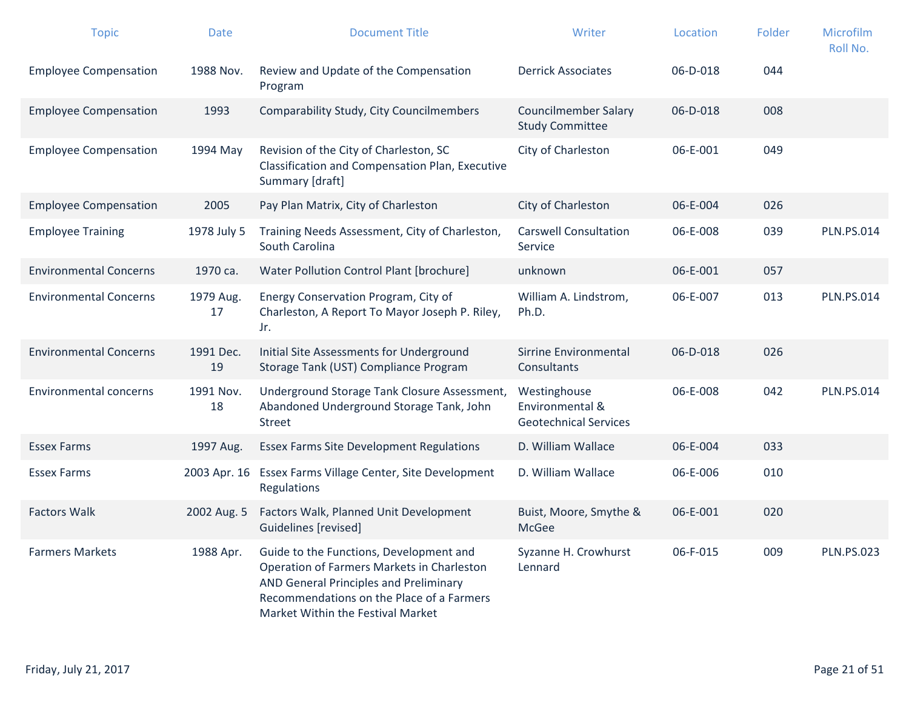| Topic | Date | Document Title | Writer | Location | Folder | Microfilm Roll No. |
| --- | --- | --- | --- | --- | --- | --- |
| Employee Compensation | 1988 Nov. | Review and Update of the Compensation Program | Derrick Associates | 06-D-018 | 044 | |
| Employee Compensation | 1993 | Comparability Study, City Councilmembers | Councilmember Salary Study Committee | 06-D-018 | 008 | |
| Employee Compensation | 1994 May | Revision of the City of Charleston, SC Classification and Compensation Plan, Executive Summary [draft] | City of Charleston | 06-E-001 | 049 | |
| Employee Compensation | 2005 | Pay Plan Matrix, City of Charleston | City of Charleston | 06-E-004 | 026 | |
| Employee Training | 1978 July 5 | Training Needs Assessment, City of Charleston, South Carolina | Carswell Consultation Service | 06-E-008 | 039 | PLN.PS.014 |
| Environmental Concerns | 1970 ca. | Water Pollution Control Plant [brochure] | unknown | 06-E-001 | 057 | |
| Environmental Concerns | 1979 Aug. 17 | Energy Conservation Program, City of Charleston, A Report To Mayor Joseph P. Riley, Jr. | William A. Lindstrom, Ph.D. | 06-E-007 | 013 | PLN.PS.014 |
| Environmental Concerns | 1991 Dec. 19 | Initial Site Assessments for Underground Storage Tank (UST) Compliance Program | Sirrine Environmental Consultants | 06-D-018 | 026 | |
| Environmental concerns | 1991 Nov. 18 | Underground Storage Tank Closure Assessment, Abandoned Underground Storage Tank, John Street | Westinghouse Environmental & Geotechnical Services | 06-E-008 | 042 | PLN.PS.014 |
| Essex Farms | 1997 Aug. | Essex Farms Site Development Regulations | D. William Wallace | 06-E-004 | 033 | |
| Essex Farms | 2003 Apr. 16 | Essex Farms Village Center, Site Development Regulations | D. William Wallace | 06-E-006 | 010 | |
| Factors Walk | 2002 Aug. 5 | Factors Walk, Planned Unit Development Guidelines [revised] | Buist, Moore, Smythe & McGee | 06-E-001 | 020 | |
| Farmers Markets | 1988 Apr. | Guide to the Functions, Development and Operation of Farmers Markets in Charleston AND General Principles and Preliminary Recommendations on the Place of a Farmers Market Within the Festival Market | Syzanne H. Crowhurst Lennard | 06-F-015 | 009 | PLN.PS.023 |

Friday, July 21, 2017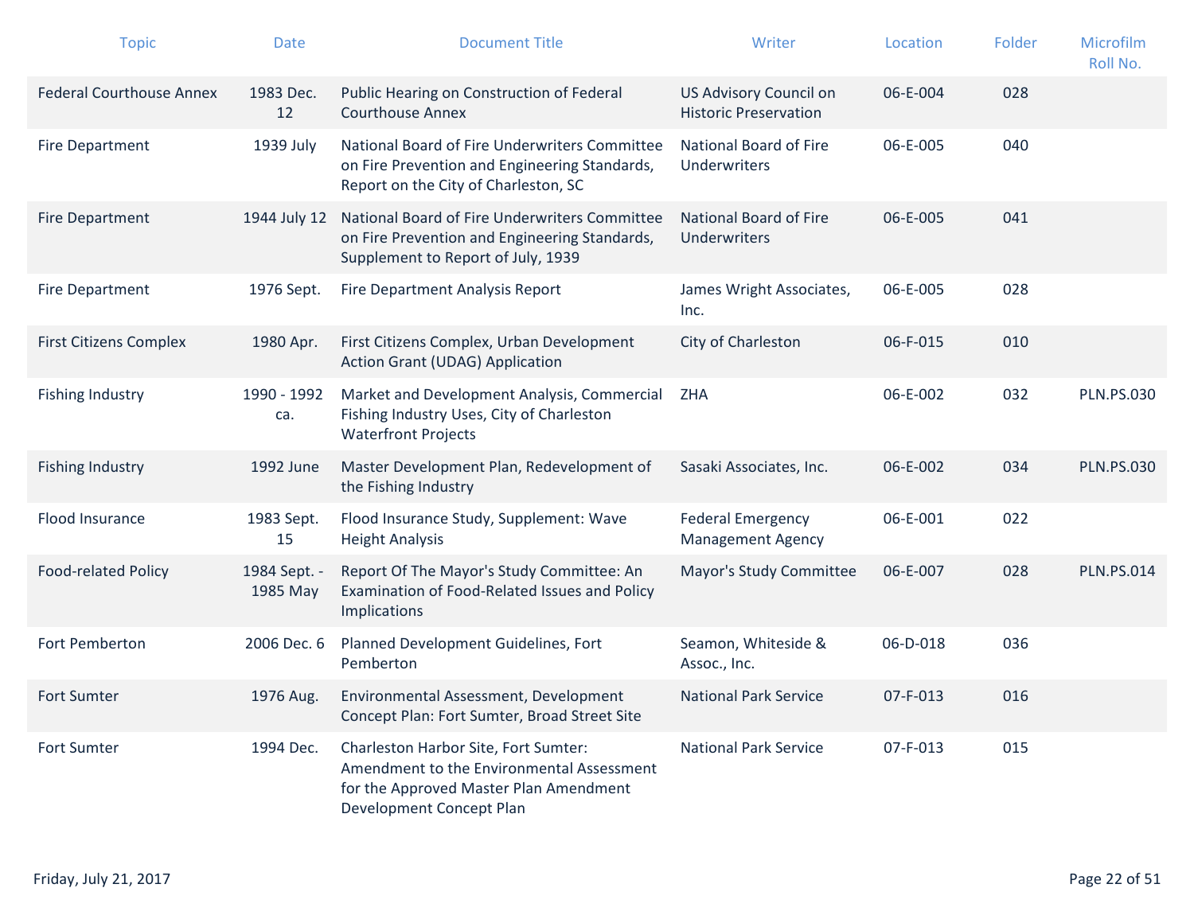| Topic | Date | Document Title | Writer | Location | Folder | Microfilm Roll No. |
|---|---|---|---|---|---|---|
| Federal Courthouse Annex | 1983 Dec. 12 | Public Hearing on Construction of Federal Courthouse Annex | US Advisory Council on Historic Preservation | 06-E-004 | 028 | |
| Fire Department | 1939 July | National Board of Fire Underwriters Committee on Fire Prevention and Engineering Standards, Report on the City of Charleston, SC | National Board of Fire Underwriters | 06-E-005 | 040 | |
| Fire Department | 1944 July 12 | National Board of Fire Underwriters Committee on Fire Prevention and Engineering Standards, Supplement to Report of July, 1939 | National Board of Fire Underwriters | 06-E-005 | 041 | |
| Fire Department | 1976 Sept. | Fire Department Analysis Report | James Wright Associates, Inc. | 06-E-005 | 028 | |
| First Citizens Complex | 1980 Apr. | First Citizens Complex, Urban Development Action Grant (UDAG) Application | City of Charleston | 06-F-015 | 010 | |
| Fishing Industry | 1990 - 1992 ca. | Market and Development Analysis, Commercial Fishing Industry Uses, City of Charleston Waterfront Projects | ZHA | 06-E-002 | 032 | PLN.PS.030 |
| Fishing Industry | 1992 June | Master Development Plan, Redevelopment of the Fishing Industry | Sasaki Associates, Inc. | 06-E-002 | 034 | PLN.PS.030 |
| Flood Insurance | 1983 Sept. 15 | Flood Insurance Study, Supplement: Wave Height Analysis | Federal Emergency Management Agency | 06-E-001 | 022 | |
| Food-related Policy | 1984 Sept. - 1985 May | Report Of The Mayor's Study Committee: An Examination of Food-Related Issues and Policy Implications | Mayor's Study Committee | 06-E-007 | 028 | PLN.PS.014 |
| Fort Pemberton | 2006 Dec. 6 | Planned Development Guidelines, Fort Pemberton | Seamon, Whiteside & Assoc., Inc. | 06-D-018 | 036 | |
| Fort Sumter | 1976 Aug. | Environmental Assessment, Development Concept Plan: Fort Sumter, Broad Street Site | National Park Service | 07-F-013 | 016 | |
| Fort Sumter | 1994 Dec. | Charleston Harbor Site, Fort Sumter: Amendment to the Environmental Assessment for the Approved Master Plan Amendment Development Concept Plan | National Park Service | 07-F-013 | 015 | |

Friday, July 21, 2017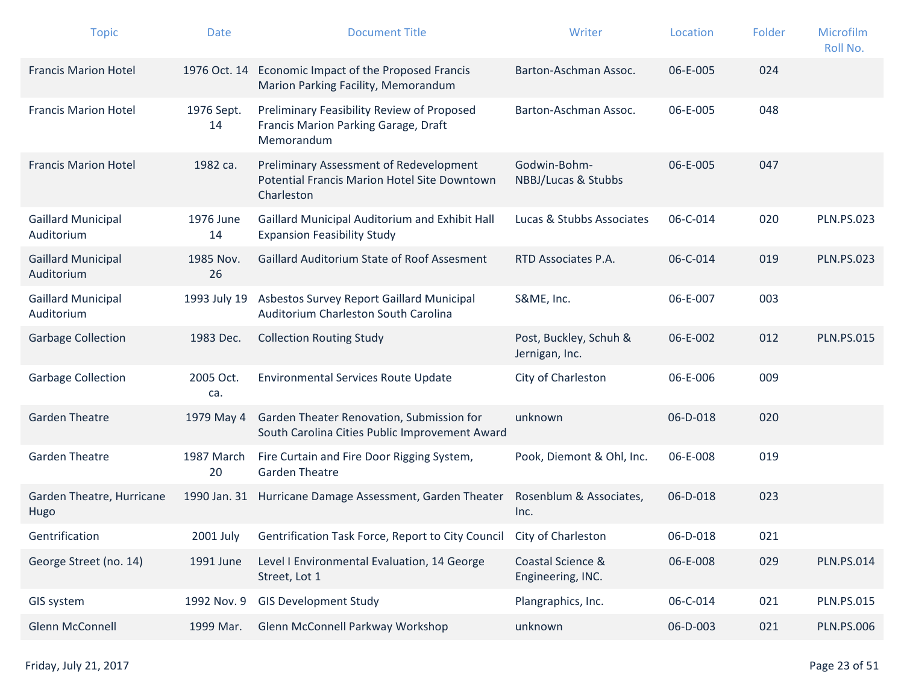| Topic | Date | Document Title | Writer | Location | Folder | Microfilm Roll No. |
|---|---|---|---|---|---|---|
| Francis Marion Hotel | 1976 Oct. 14 | Economic Impact of the Proposed Francis Marion Parking Facility, Memorandum | Barton-Aschman Assoc. | 06-E-005 | 024 | |
| Francis Marion Hotel | 1976 Sept. 14 | Preliminary Feasibility Review of Proposed Francis Marion Parking Garage, Draft Memorandum | Barton-Aschman Assoc. | 06-E-005 | 048 | |
| Francis Marion Hotel | 1982 ca. | Preliminary Assessment of Redevelopment Potential Francis Marion Hotel Site Downtown Charleston | Godwin-Bohm-NBBJ/Lucas & Stubbs | 06-E-005 | 047 | |
| Gaillard Municipal Auditorium | 1976 June 14 | Gaillard Municipal Auditorium and Exhibit Hall Expansion Feasibility Study | Lucas & Stubbs Associates | 06-C-014 | 020 | PLN.PS.023 |
| Gaillard Municipal Auditorium | 1985 Nov. 26 | Gaillard Auditorium State of Roof Assesment | RTD Associates P.A. | 06-C-014 | 019 | PLN.PS.023 |
| Gaillard Municipal Auditorium | 1993 July 19 | Asbestos Survey Report Gaillard Municipal Auditorium Charleston South Carolina | S&ME, Inc. | 06-E-007 | 003 | |
| Garbage Collection | 1983 Dec. | Collection Routing Study | Post, Buckley, Schuh & Jernigan, Inc. | 06-E-002 | 012 | PLN.PS.015 |
| Garbage Collection | 2005 Oct. ca. | Environmental Services Route Update | City of Charleston | 06-E-006 | 009 | |
| Garden Theatre | 1979 May 4 | Garden Theater Renovation, Submission for South Carolina Cities Public Improvement Award | unknown | 06-D-018 | 020 | |
| Garden Theatre | 1987 March 20 | Fire Curtain and Fire Door Rigging System, Garden Theatre | Pook, Diemont & Ohl, Inc. | 06-E-008 | 019 | |
| Garden Theatre, Hurricane Hugo | 1990 Jan. 31 | Hurricane Damage Assessment, Garden Theater | Rosenblum & Associates, Inc. | 06-D-018 | 023 | |
| Gentrification | 2001 July | Gentrification Task Force, Report to City Council | City of Charleston | 06-D-018 | 021 | |
| George Street (no. 14) | 1991 June | Level I Environmental Evaluation, 14 George Street, Lot 1 | Coastal Science & Engineering, INC. | 06-E-008 | 029 | PLN.PS.014 |
| GIS system | 1992 Nov. 9 | GIS Development Study | Plangraphics, Inc. | 06-C-014 | 021 | PLN.PS.015 |
| Glenn McConnell | 1999 Mar. | Glenn McConnell Parkway Workshop | unknown | 06-D-003 | 021 | PLN.PS.006 |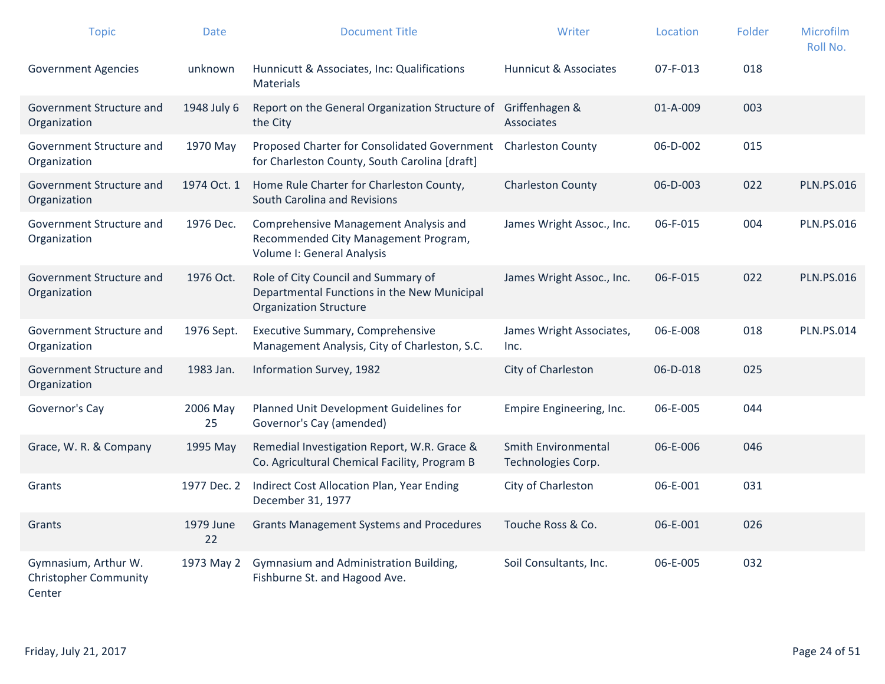| Topic | Date | Document Title | Writer | Location | Folder | Microfilm Roll No. |
|---|---|---|---|---|---|---|
| Government Agencies | unknown | Hunnicutt & Associates, Inc: Qualifications Materials | Hunnicut & Associates | 07-F-013 | 018 | |
| Government Structure and Organization | 1948 July 6 | Report on the General Organization Structure of the City | Griffenhagen & Associates | 01-A-009 | 003 | |
| Government Structure and Organization | 1970 May | Proposed Charter for Consolidated Government for Charleston County, South Carolina [draft] | Charleston County | 06-D-002 | 015 | |
| Government Structure and Organization | 1974 Oct. 1 | Home Rule Charter for Charleston County, South Carolina and Revisions | Charleston County | 06-D-003 | 022 | PLN.PS.016 |
| Government Structure and Organization | 1976 Dec. | Comprehensive Management Analysis and Recommended City Management Program, Volume I: General Analysis | James Wright Assoc., Inc. | 06-F-015 | 004 | PLN.PS.016 |
| Government Structure and Organization | 1976 Oct. | Role of City Council and Summary of Departmental Functions in the New Municipal Organization Structure | James Wright Assoc., Inc. | 06-F-015 | 022 | PLN.PS.016 |
| Government Structure and Organization | 1976 Sept. | Executive Summary, Comprehensive Management Analysis, City of Charleston, S.C. | James Wright Associates, Inc. | 06-E-008 | 018 | PLN.PS.014 |
| Government Structure and Organization | 1983 Jan. | Information Survey, 1982 | City of Charleston | 06-D-018 | 025 | |
| Governor's Cay | 2006 May 25 | Planned Unit Development Guidelines for Governor's Cay (amended) | Empire Engineering, Inc. | 06-E-005 | 044 | |
| Grace, W. R. & Company | 1995 May | Remedial Investigation Report, W.R. Grace & Co. Agricultural Chemical Facility, Program B | Smith Environmental Technologies Corp. | 06-E-006 | 046 | |
| Grants | 1977 Dec. 2 | Indirect Cost Allocation Plan, Year Ending December 31, 1977 | City of Charleston | 06-E-001 | 031 | |
| Grants | 1979 June 22 | Grants Management Systems and Procedures | Touche Ross & Co. | 06-E-001 | 026 | |
| Gymnasium, Arthur W. Christopher Community Center | 1973 May 2 | Gymnasium and Administration Building, Fishburne St. and Hagood Ave. | Soil Consultants, Inc. | 06-E-005 | 032 | |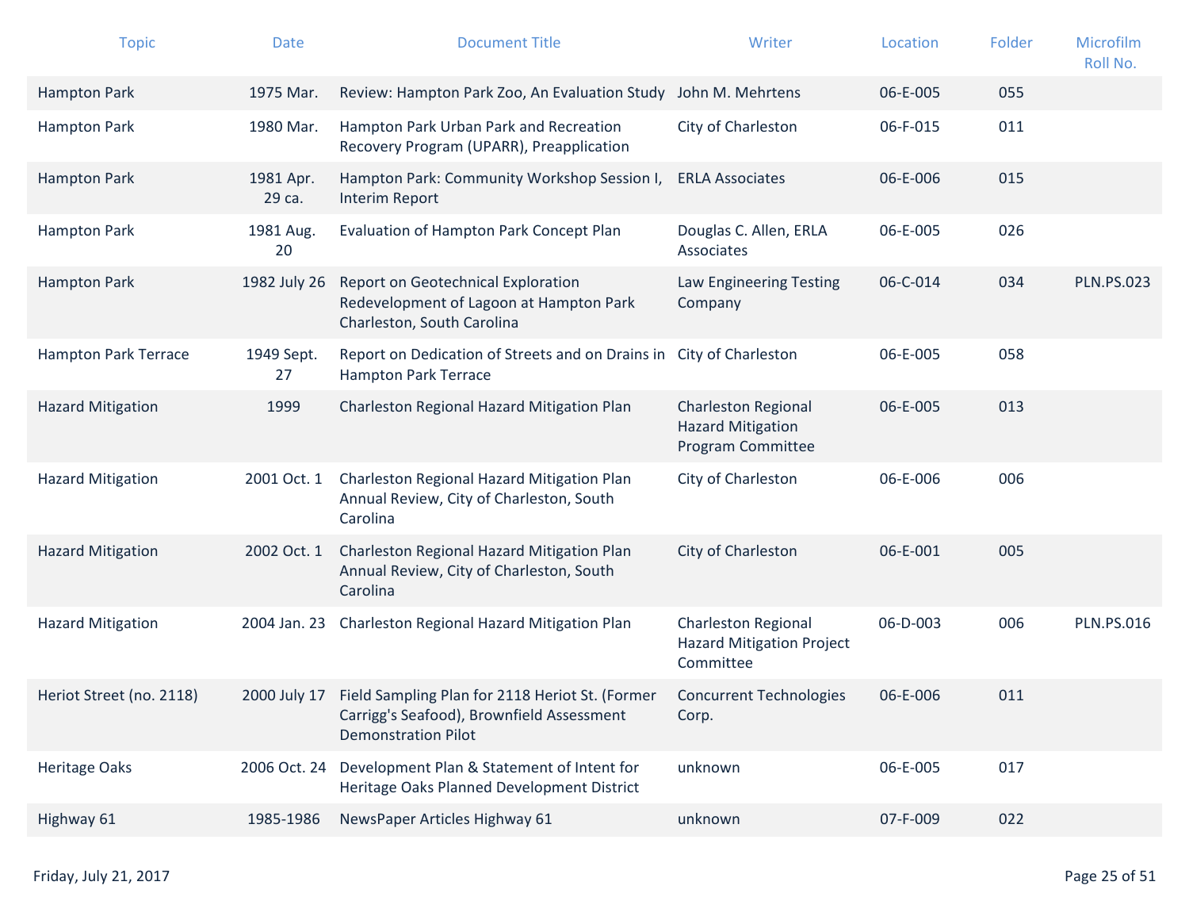| Topic | Date | Document Title | Writer | Location | Folder | Microfilm Roll No. |
|---|---|---|---|---|---|---|
| Hampton Park | 1975 Mar. | Review: Hampton Park Zoo, An Evaluation Study | John M. Mehrtens | 06-E-005 | 055 | |
| Hampton Park | 1980 Mar. | Hampton Park Urban Park and Recreation Recovery Program (UPARR), Preapplication | City of Charleston | 06-F-015 | 011 | |
| Hampton Park | 1981 Apr. 29 ca. | Hampton Park: Community Workshop Session I, Interim Report | ERLA Associates | 06-E-006 | 015 | |
| Hampton Park | 1981 Aug. 20 | Evaluation of Hampton Park Concept Plan | Douglas C. Allen, ERLA Associates | 06-E-005 | 026 | |
| Hampton Park | 1982 July 26 | Report on Geotechnical Exploration Redevelopment of Lagoon at Hampton Park Charleston, South Carolina | Law Engineering Testing Company | 06-C-014 | 034 | PLN.PS.023 |
| Hampton Park Terrace | 1949 Sept. 27 | Report on Dedication of Streets and on Drains in Hampton Park Terrace | City of Charleston | 06-E-005 | 058 | |
| Hazard Mitigation | 1999 | Charleston Regional Hazard Mitigation Plan | Charleston Regional Hazard Mitigation Program Committee | 06-E-005 | 013 | |
| Hazard Mitigation | 2001 Oct. 1 | Charleston Regional Hazard Mitigation Plan Annual Review, City of Charleston, South Carolina | City of Charleston | 06-E-006 | 006 | |
| Hazard Mitigation | 2002 Oct. 1 | Charleston Regional Hazard Mitigation Plan Annual Review, City of Charleston, South Carolina | City of Charleston | 06-E-001 | 005 | |
| Hazard Mitigation | 2004 Jan. 23 | Charleston Regional Hazard Mitigation Plan | Charleston Regional Hazard Mitigation Project Committee | 06-D-003 | 006 | PLN.PS.016 |
| Heriot Street (no. 2118) | 2000 July 17 | Field Sampling Plan for 2118 Heriot St. (Former Carrigg's Seafood), Brownfield Assessment Demonstration Pilot | Concurrent Technologies Corp. | 06-E-006 | 011 | |
| Heritage Oaks | 2006 Oct. 24 | Development Plan & Statement of Intent for Heritage Oaks Planned Development District | unknown | 06-E-005 | 017 | |
| Highway 61 | 1985-1986 | NewsPaper Articles Highway 61 | unknown | 07-F-009 | 022 | |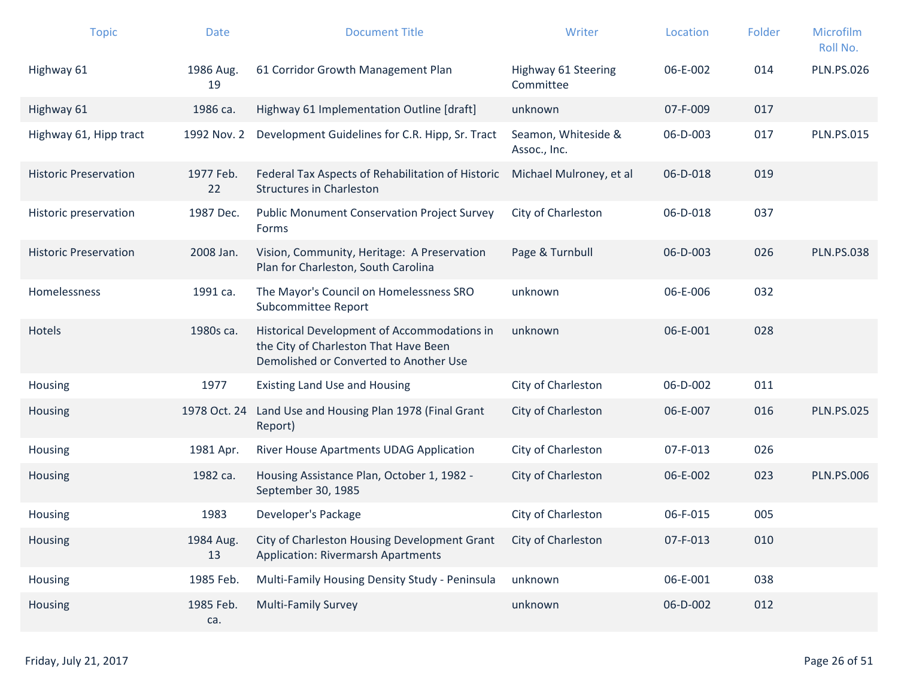| Topic | Date | Document Title | Writer | Location | Folder | Microfilm Roll No. |
|---|---|---|---|---|---|---|
| Highway 61 | 1986 Aug. 19 | 61 Corridor Growth Management Plan | Highway 61 Steering Committee | 06-E-002 | 014 | PLN.PS.026 |
| Highway 61 | 1986 ca. | Highway 61 Implementation Outline [draft] | unknown | 07-F-009 | 017 | |
| Highway 61, Hipp tract | 1992 Nov. 2 | Development Guidelines for C.R. Hipp, Sr. Tract | Seamon, Whiteside & Assoc., Inc. | 06-D-003 | 017 | PLN.PS.015 |
| Historic Preservation | 1977 Feb. 22 | Federal Tax Aspects of Rehabilitation of Historic Structures in Charleston | Michael Mulroney, et al | 06-D-018 | 019 | |
| Historic preservation | 1987 Dec. | Public Monument Conservation Project Survey Forms | City of Charleston | 06-D-018 | 037 | |
| Historic Preservation | 2008 Jan. | Vision, Community, Heritage: A Preservation Plan for Charleston, South Carolina | Page & Turnbull | 06-D-003 | 026 | PLN.PS.038 |
| Homelessness | 1991 ca. | The Mayor's Council on Homelessness SRO Subcommittee Report | unknown | 06-E-006 | 032 | |
| Hotels | 1980s ca. | Historical Development of Accommodations in the City of Charleston That Have Been Demolished or Converted to Another Use | unknown | 06-E-001 | 028 | |
| Housing | 1977 | Existing Land Use and Housing | City of Charleston | 06-D-002 | 011 | |
| Housing | 1978 Oct. 24 | Land Use and Housing Plan 1978 (Final Grant Report) | City of Charleston | 06-E-007 | 016 | PLN.PS.025 |
| Housing | 1981 Apr. | River House Apartments UDAG Application | City of Charleston | 07-F-013 | 026 | |
| Housing | 1982 ca. | Housing Assistance Plan, October 1, 1982 - September 30, 1985 | City of Charleston | 06-E-002 | 023 | PLN.PS.006 |
| Housing | 1983 | Developer's Package | City of Charleston | 06-F-015 | 005 | |
| Housing | 1984 Aug. 13 | City of Charleston Housing Development Grant Application: Rivermarsh Apartments | City of Charleston | 07-F-013 | 010 | |
| Housing | 1985 Feb. | Multi-Family Housing Density Study - Peninsula | unknown | 06-E-001 | 038 | |
| Housing | 1985 Feb. ca. | Multi-Family Survey | unknown | 06-D-002 | 012 | |

Friday, July 21, 2017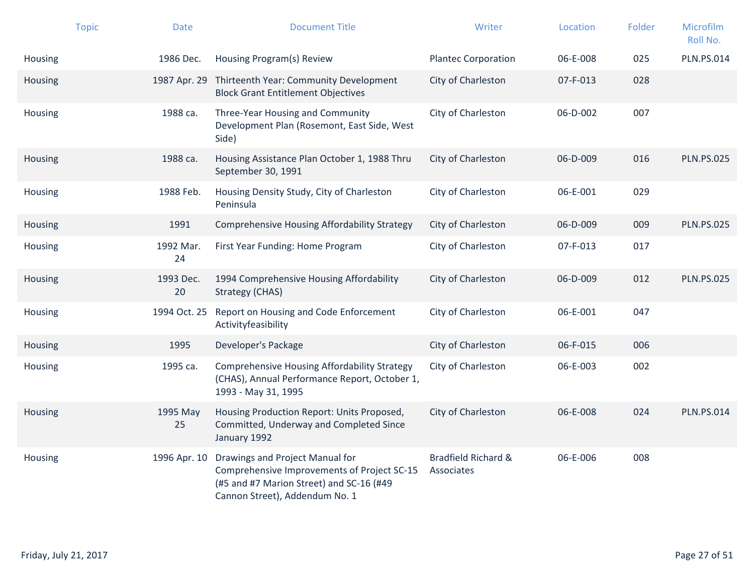| Topic | Date | Document Title | Writer | Location | Folder | Microfilm Roll No. |
|---|---|---|---|---|---|---|
| Housing | 1986 Dec. | Housing Program(s) Review | Plantec Corporation | 06-E-008 | 025 | PLN.PS.014 |
| Housing | 1987 Apr. 29 | Thirteenth Year: Community Development Block Grant Entitlement Objectives | City of Charleston | 07-F-013 | 028 | |
| Housing | 1988 ca. | Three-Year Housing and Community Development Plan (Rosemont, East Side, West Side) | City of Charleston | 06-D-002 | 007 | |
| Housing | 1988 ca. | Housing Assistance Plan October 1, 1988 Thru September 30, 1991 | City of Charleston | 06-D-009 | 016 | PLN.PS.025 |
| Housing | 1988 Feb. | Housing Density Study, City of Charleston Peninsula | City of Charleston | 06-E-001 | 029 | |
| Housing | 1991 | Comprehensive Housing Affordability Strategy | City of Charleston | 06-D-009 | 009 | PLN.PS.025 |
| Housing | 1992 Mar. 24 | First Year Funding: Home Program | City of Charleston | 07-F-013 | 017 | |
| Housing | 1993 Dec. 20 | 1994 Comprehensive Housing Affordability Strategy (CHAS) | City of Charleston | 06-D-009 | 012 | PLN.PS.025 |
| Housing | 1994 Oct. 25 | Report on Housing and Code Enforcement Activityfeasibility | City of Charleston | 06-E-001 | 047 | |
| Housing | 1995 | Developer's Package | City of Charleston | 06-F-015 | 006 | |
| Housing | 1995 ca. | Comprehensive Housing Affordability Strategy (CHAS), Annual Performance Report, October 1, 1993 - May 31, 1995 | City of Charleston | 06-E-003 | 002 | |
| Housing | 1995 May 25 | Housing Production Report: Units Proposed, Committed, Underway and Completed Since January 1992 | City of Charleston | 06-E-008 | 024 | PLN.PS.014 |
| Housing | 1996 Apr. 10 | Drawings and Project Manual for Comprehensive Improvements of Project SC-15 (#5 and #7 Marion Street) and SC-16 (#49 Cannon Street), Addendum No. 1 | Bradfield Richard & Associates | 06-E-006 | 008 | |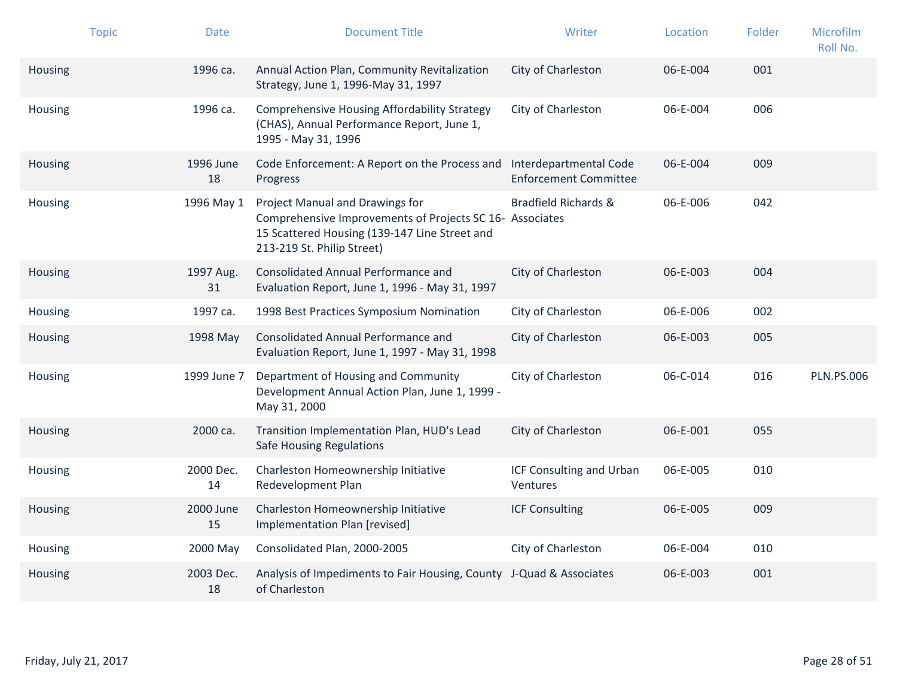| Topic | Date | Document Title | Writer | Location | Folder | Microfilm Roll No. |
|---|---|---|---|---|---|---|
| Housing | 1996 ca. | Annual Action Plan, Community Revitalization Strategy, June 1, 1996-May 31, 1997 | City of Charleston | 06-E-004 | 001 | |
| Housing | 1996 ca. | Comprehensive Housing Affordability Strategy (CHAS), Annual Performance Report, June 1, 1995 - May 31, 1996 | City of Charleston | 06-E-004 | 006 | |
| Housing | 1996 June 18 | Code Enforcement: A Report on the Process and Progress | Interdepartmental Code Enforcement Committee | 06-E-004 | 009 | |
| Housing | 1996 May 1 | Project Manual and Drawings for Comprehensive Improvements of Projects SC 16-15 Scattered Housing (139-147 Line Street and 213-219 St. Philip Street) | Bradfield Richards & Associates | 06-E-006 | 042 | |
| Housing | 1997 Aug. 31 | Consolidated Annual Performance and Evaluation Report, June 1, 1996 - May 31, 1997 | City of Charleston | 06-E-003 | 004 | |
| Housing | 1997 ca. | 1998 Best Practices Symposium Nomination | City of Charleston | 06-E-006 | 002 | |
| Housing | 1998 May | Consolidated Annual Performance and Evaluation Report, June 1, 1997 - May 31, 1998 | City of Charleston | 06-E-003 | 005 | |
| Housing | 1999 June 7 | Department of Housing and Community Development Annual Action Plan, June 1, 1999 - May 31, 2000 | City of Charleston | 06-C-014 | 016 | PLN.PS.006 |
| Housing | 2000 ca. | Transition Implementation Plan, HUD's Lead Safe Housing Regulations | City of Charleston | 06-E-001 | 055 | |
| Housing | 2000 Dec. 14 | Charleston Homeownership Initiative Redevelopment Plan | ICF Consulting and Urban Ventures | 06-E-005 | 010 | |
| Housing | 2000 June 15 | Charleston Homeownership Initiative Implementation Plan [revised] | ICF Consulting | 06-E-005 | 009 | |
| Housing | 2000 May | Consolidated Plan, 2000-2005 | City of Charleston | 06-E-004 | 010 | |
| Housing | 2003 Dec. 18 | Analysis of Impediments to Fair Housing, County of Charleston | J-Quad & Associates | 06-E-003 | 001 | |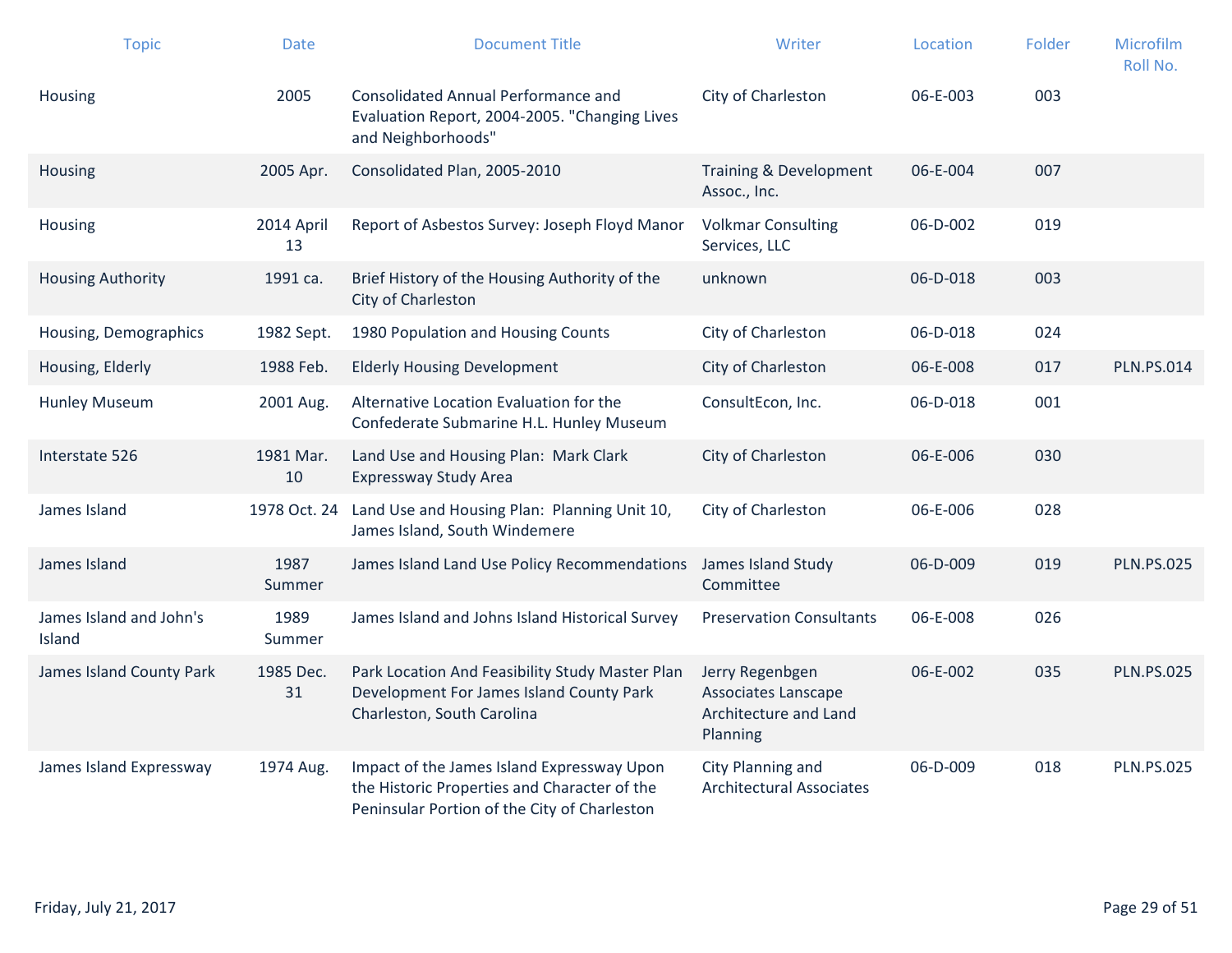| Topic | Date | Document Title | Writer | Location | Folder | Microfilm Roll No. |
|---|---|---|---|---|---|---|
| Housing | 2005 | Consolidated Annual Performance and Evaluation Report, 2004-2005. "Changing Lives and Neighborhoods" | City of Charleston | 06-E-003 | 003 | |
| Housing | 2005 Apr. | Consolidated Plan, 2005-2010 | Training & Development Assoc., Inc. | 06-E-004 | 007 | |
| Housing | 2014 April 13 | Report of Asbestos Survey: Joseph Floyd Manor | Volkmar Consulting Services, LLC | 06-D-002 | 019 | |
| Housing Authority | 1991 ca. | Brief History of the Housing Authority of the City of Charleston | unknown | 06-D-018 | 003 | |
| Housing, Demographics | 1982 Sept. | 1980 Population and Housing Counts | City of Charleston | 06-D-018 | 024 | |
| Housing, Elderly | 1988 Feb. | Elderly Housing Development | City of Charleston | 06-E-008 | 017 | PLN.PS.014 |
| Hunley Museum | 2001 Aug. | Alternative Location Evaluation for the Confederate Submarine H.L. Hunley Museum | ConsultEcon, Inc. | 06-D-018 | 001 | |
| Interstate 526 | 1981 Mar. 10 | Land Use and Housing Plan: Mark Clark Expressway Study Area | City of Charleston | 06-E-006 | 030 | |
| James Island | 1978 Oct. 24 | Land Use and Housing Plan: Planning Unit 10, James Island, South Windemere | City of Charleston | 06-E-006 | 028 | |
| James Island | 1987 Summer | James Island Land Use Policy Recommendations | James Island Study Committee | 06-D-009 | 019 | PLN.PS.025 |
| James Island and John's Island | 1989 Summer | James Island and Johns Island Historical Survey | Preservation Consultants | 06-E-008 | 026 | |
| James Island County Park | 1985 Dec. 31 | Park Location And Feasibility Study Master Plan Development For James Island County Park Charleston, South Carolina | Jerry Regenbgen Associates Lanscape Architecture and Land Planning | 06-E-002 | 035 | PLN.PS.025 |
| James Island Expressway | 1974 Aug. | Impact of the James Island Expressway Upon the Historic Properties and Character of the Peninsular Portion of the City of Charleston | City Planning and Architectural Associates | 06-D-009 | 018 | PLN.PS.025 |

Friday, July 21, 2017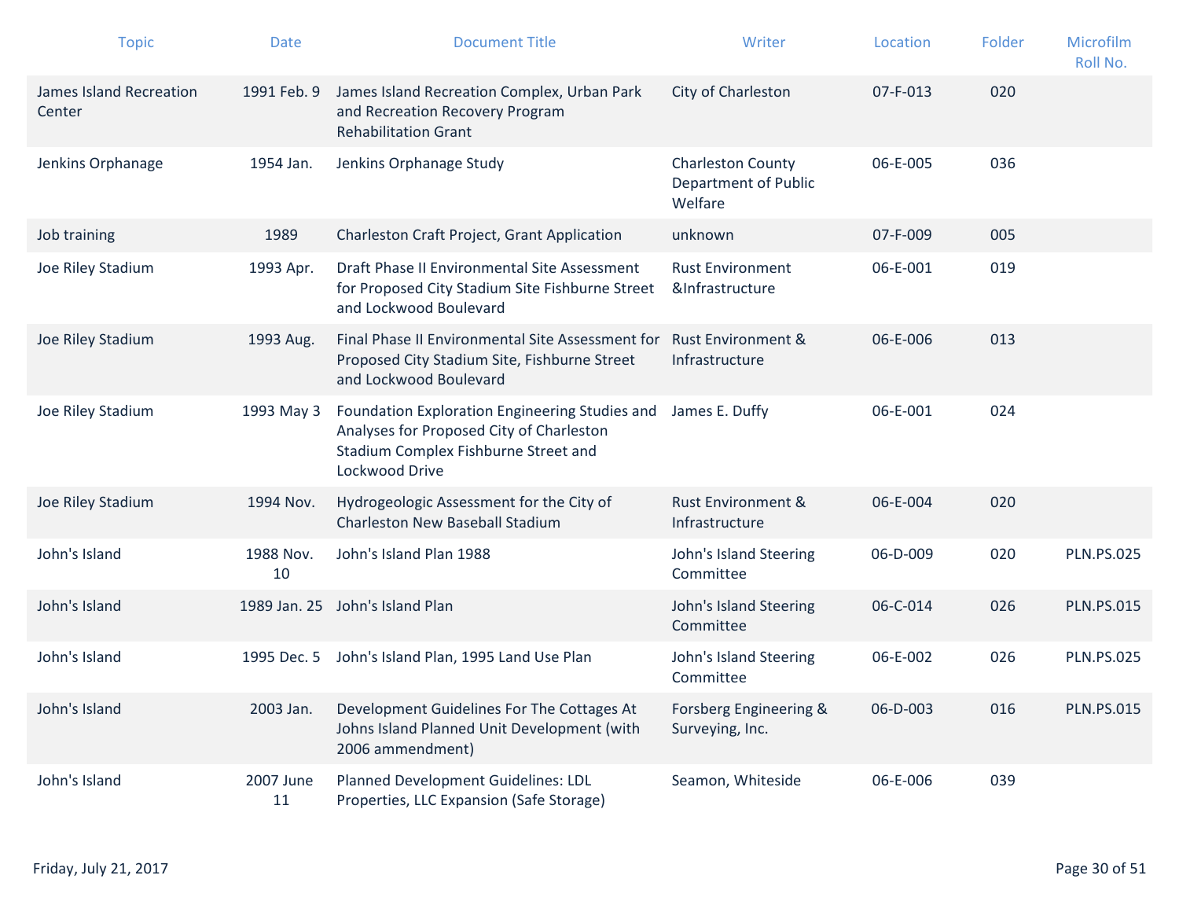| Topic | Date | Document Title | Writer | Location | Folder | Microfilm Roll No. |
| --- | --- | --- | --- | --- | --- | --- |
| James Island Recreation Center | 1991 Feb. 9 | James Island Recreation Complex, Urban Park and Recreation Recovery Program Rehabilitation Grant | City of Charleston | 07-F-013 | 020 | |
| Jenkins Orphanage | 1954 Jan. | Jenkins Orphanage Study | Charleston County Department of Public Welfare | 06-E-005 | 036 | |
| Job training | 1989 | Charleston Craft Project, Grant Application | unknown | 07-F-009 | 005 | |
| Joe Riley Stadium | 1993 Apr. | Draft Phase II Environmental Site Assessment for Proposed City Stadium Site Fishburne Street and Lockwood Boulevard | Rust Environment &Infrastructure | 06-E-001 | 019 | |
| Joe Riley Stadium | 1993 Aug. | Final Phase II Environmental Site Assessment for Proposed City Stadium Site, Fishburne Street and Lockwood Boulevard | Rust Environment & Infrastructure | 06-E-006 | 013 | |
| Joe Riley Stadium | 1993 May 3 | Foundation Exploration Engineering Studies and Analyses for Proposed City of Charleston Stadium Complex Fishburne Street and Lockwood Drive | James E. Duffy | 06-E-001 | 024 | |
| Joe Riley Stadium | 1994 Nov. | Hydrogeologic Assessment for the City of Charleston New Baseball Stadium | Rust Environment & Infrastructure | 06-E-004 | 020 | |
| John's Island | 1988 Nov. 10 | John's Island Plan 1988 | John's Island Steering Committee | 06-D-009 | 020 | PLN.PS.025 |
| John's Island | 1989 Jan. 25 | John's Island Plan | John's Island Steering Committee | 06-C-014 | 026 | PLN.PS.015 |
| John's Island | 1995 Dec. 5 | John's Island Plan, 1995 Land Use Plan | John's Island Steering Committee | 06-E-002 | 026 | PLN.PS.025 |
| John's Island | 2003 Jan. | Development Guidelines For The Cottages At Johns Island Planned Unit Development (with 2006 ammendment) | Forsberg Engineering & Surveying, Inc. | 06-D-003 | 016 | PLN.PS.015 |
| John's Island | 2007 June 11 | Planned Development Guidelines: LDL Properties, LLC Expansion (Safe Storage) | Seamon, Whiteside | 06-E-006 | 039 | |

Friday, July 21, 2017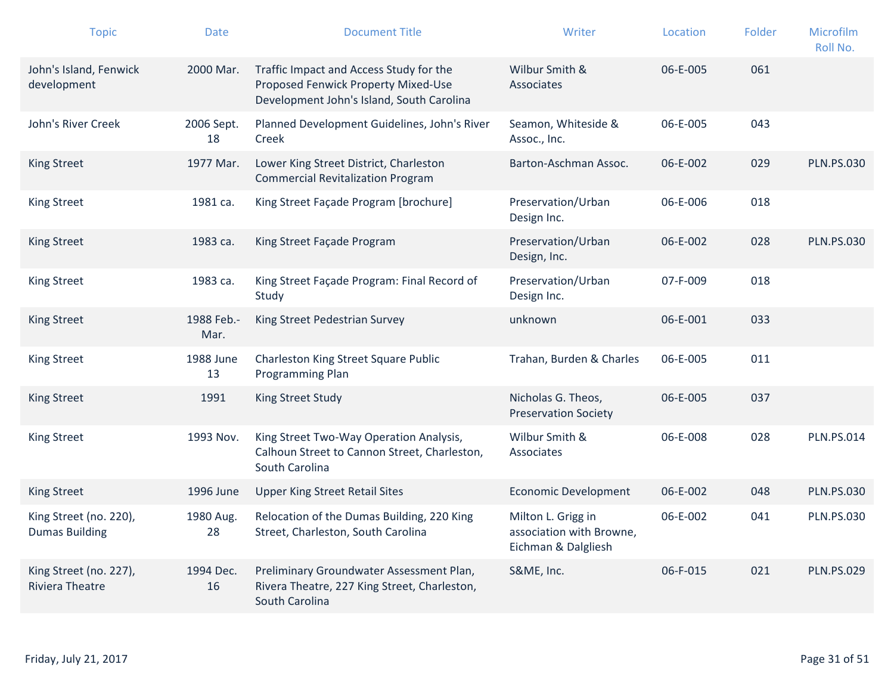| Topic | Date | Document Title | Writer | Location | Folder | Microfilm Roll No. |
|---|---|---|---|---|---|---|
| John's Island, Fenwick development | 2000 Mar. | Traffic Impact and Access Study for the Proposed Fenwick Property Mixed-Use Development John's Island, South Carolina | Wilbur Smith & Associates | 06-E-005 | 061 | |
| John's River Creek | 2006 Sept. 18 | Planned Development Guidelines, John's River Creek | Seamon, Whiteside & Assoc., Inc. | 06-E-005 | 043 | |
| King Street | 1977 Mar. | Lower King Street District, Charleston Commercial Revitalization Program | Barton-Aschman Assoc. | 06-E-002 | 029 | PLN.PS.030 |
| King Street | 1981 ca. | King Street Façade Program [brochure] | Preservation/Urban Design Inc. | 06-E-006 | 018 | |
| King Street | 1983 ca. | King Street Façade Program | Preservation/Urban Design, Inc. | 06-E-002 | 028 | PLN.PS.030 |
| King Street | 1983 ca. | King Street Façade Program: Final Record of Study | Preservation/Urban Design Inc. | 07-F-009 | 018 | |
| King Street | 1988 Feb.-Mar. | King Street Pedestrian Survey | unknown | 06-E-001 | 033 | |
| King Street | 1988 June 13 | Charleston King Street Square Public Programming Plan | Trahan, Burden & Charles | 06-E-005 | 011 | |
| King Street | 1991 | King Street Study | Nicholas G. Theos, Preservation Society | 06-E-005 | 037 | |
| King Street | 1993 Nov. | King Street Two-Way Operation Analysis, Calhoun Street to Cannon Street, Charleston, South Carolina | Wilbur Smith & Associates | 06-E-008 | 028 | PLN.PS.014 |
| King Street | 1996 June | Upper King Street Retail Sites | Economic Development | 06-E-002 | 048 | PLN.PS.030 |
| King Street (no. 220), Dumas Building | 1980 Aug. 28 | Relocation of the Dumas Building, 220 King Street, Charleston, South Carolina | Milton L. Grigg in association with Browne, Eichman & Dalgliesh | 06-E-002 | 041 | PLN.PS.030 |
| King Street (no. 227), Riviera Theatre | 1994 Dec. 16 | Preliminary Groundwater Assessment Plan, Rivera Theatre, 227 King Street, Charleston, South Carolina | S&ME, Inc. | 06-F-015 | 021 | PLN.PS.029 |

Friday, July 21, 2017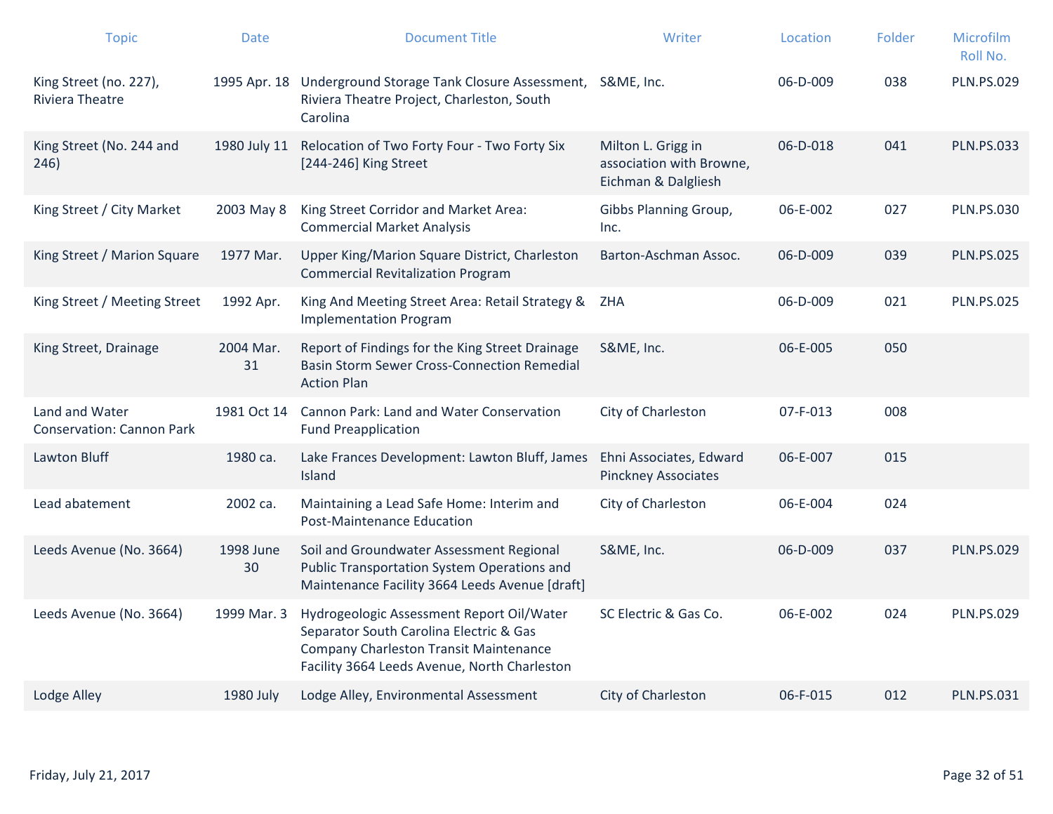| Topic | Date | Document Title | Writer | Location | Folder | Microfilm Roll No. |
|---|---|---|---|---|---|---|
| King Street (no. 227), Riviera Theatre | 1995 Apr. 18 | Underground Storage Tank Closure Assessment, Riviera Theatre Project, Charleston, South Carolina | S&ME, Inc. | 06-D-009 | 038 | PLN.PS.029 |
| King Street (No. 244 and 246) | 1980 July 11 | Relocation of Two Forty Four - Two Forty Six [244-246] King Street | Milton L. Grigg in association with Browne, Eichman & Dalgliesh | 06-D-018 | 041 | PLN.PS.033 |
| King Street / City Market | 2003 May 8 | King Street Corridor and Market Area: Commercial Market Analysis | Gibbs Planning Group, Inc. | 06-E-002 | 027 | PLN.PS.030 |
| King Street / Marion Square | 1977 Mar. | Upper King/Marion Square District, Charleston Commercial Revitalization Program | Barton-Aschman Assoc. | 06-D-009 | 039 | PLN.PS.025 |
| King Street / Meeting Street | 1992 Apr. | King And Meeting Street Area: Retail Strategy & Implementation Program | ZHA | 06-D-009 | 021 | PLN.PS.025 |
| King Street, Drainage | 2004 Mar. 31 | Report of Findings for the King Street Drainage Basin Storm Sewer Cross-Connection Remedial Action Plan | S&ME, Inc. | 06-E-005 | 050 | |
| Land and Water Conservation: Cannon Park | 1981 Oct 14 | Cannon Park: Land and Water Conservation Fund Preapplication | City of Charleston | 07-F-013 | 008 | |
| Lawton Bluff | 1980 ca. | Lake Frances Development: Lawton Bluff, James Island | Ehni Associates, Edward Pinckney Associates | 06-E-007 | 015 | |
| Lead abatement | 2002 ca. | Maintaining a Lead Safe Home: Interim and Post-Maintenance Education | City of Charleston | 06-E-004 | 024 | |
| Leeds Avenue (No. 3664) | 1998 June 30 | Soil and Groundwater Assessment Regional Public Transportation System Operations and Maintenance Facility 3664 Leeds Avenue [draft] | S&ME, Inc. | 06-D-009 | 037 | PLN.PS.029 |
| Leeds Avenue (No. 3664) | 1999 Mar. 3 | Hydrogeologic Assessment Report Oil/Water Separator South Carolina Electric & Gas Company Charleston Transit Maintenance Facility 3664 Leeds Avenue, North Charleston | SC Electric & Gas Co. | 06-E-002 | 024 | PLN.PS.029 |
| Lodge Alley | 1980 July | Lodge Alley, Environmental Assessment | City of Charleston | 06-F-015 | 012 | PLN.PS.031 |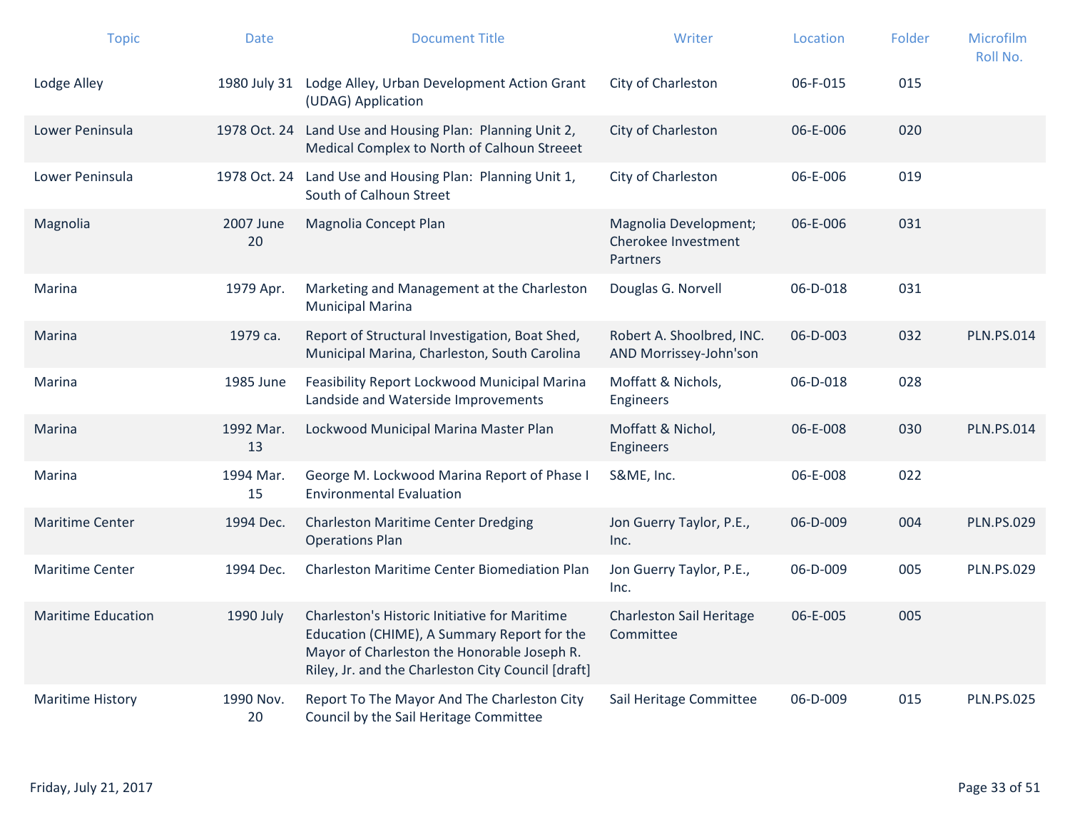| Topic | Date | Document Title | Writer | Location | Folder | Microfilm Roll No. |
|---|---|---|---|---|---|---|
| Lodge Alley | 1980 July 31 | Lodge Alley, Urban Development Action Grant (UDAG) Application | City of Charleston | 06-F-015 | 015 | |
| Lower Peninsula | 1978 Oct. 24 | Land Use and Housing Plan:  Planning Unit 2, Medical Complex to North of Calhoun Streeet | City of Charleston | 06-E-006 | 020 | |
| Lower Peninsula | 1978 Oct. 24 | Land Use and Housing Plan:  Planning Unit 1, South of Calhoun Street | City of Charleston | 06-E-006 | 019 | |
| Magnolia | 2007 June 20 | Magnolia Concept Plan | Magnolia Development; Cherokee Investment Partners | 06-E-006 | 031 | |
| Marina | 1979 Apr. | Marketing and Management at the Charleston Municipal Marina | Douglas G. Norvell | 06-D-018 | 031 | |
| Marina | 1979 ca. | Report of Structural Investigation, Boat Shed, Municipal Marina, Charleston, South Carolina | Robert A. Shoolbred, INC. AND Morrissey-John'son | 06-D-003 | 032 | PLN.PS.014 |
| Marina | 1985 June | Feasibility Report Lockwood Municipal Marina Landside and Waterside Improvements | Moffatt & Nichols, Engineers | 06-D-018 | 028 | |
| Marina | 1992 Mar. 13 | Lockwood Municipal Marina Master Plan | Moffatt & Nichol, Engineers | 06-E-008 | 030 | PLN.PS.014 |
| Marina | 1994 Mar. 15 | George M. Lockwood Marina Report of Phase I Environmental Evaluation | S&ME, Inc. | 06-E-008 | 022 | |
| Maritime Center | 1994 Dec. | Charleston Maritime Center Dredging Operations Plan | Jon Guerry Taylor, P.E., Inc. | 06-D-009 | 004 | PLN.PS.029 |
| Maritime Center | 1994 Dec. | Charleston Maritime Center Biomediation Plan | Jon Guerry Taylor, P.E., Inc. | 06-D-009 | 005 | PLN.PS.029 |
| Maritime Education | 1990 July | Charleston's Historic Initiative for Maritime Education (CHIME), A Summary Report for the Mayor of Charleston the Honorable Joseph R. Riley, Jr. and the Charleston City Council [draft] | Charleston Sail Heritage Committee | 06-E-005 | 005 | |
| Maritime History | 1990 Nov. 20 | Report To The Mayor And The Charleston City Council by the Sail Heritage Committee | Sail Heritage Committee | 06-D-009 | 015 | PLN.PS.025 |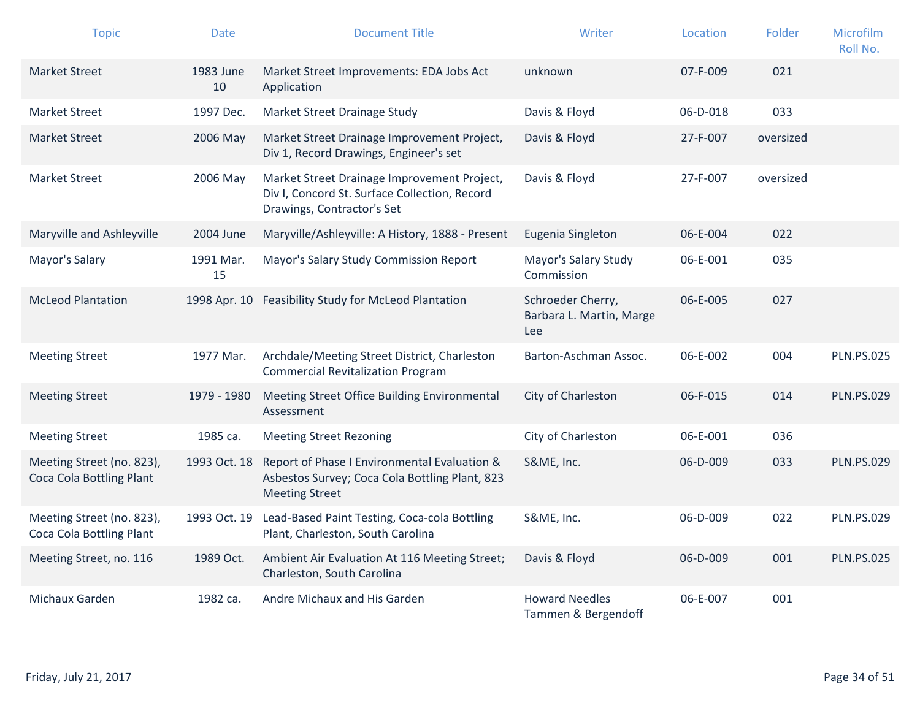| Topic | Date | Document Title | Writer | Location | Folder | Microfilm Roll No. |
|---|---|---|---|---|---|---|
| Market Street | 1983 June 10 | Market Street Improvements: EDA Jobs Act Application | unknown | 07-F-009 | 021 | |
| Market Street | 1997 Dec. | Market Street Drainage Study | Davis & Floyd | 06-D-018 | 033 | |
| Market Street | 2006 May | Market Street Drainage Improvement Project, Div 1, Record Drawings, Engineer's set | Davis & Floyd | 27-F-007 | oversized | |
| Market Street | 2006 May | Market Street Drainage Improvement Project, Div I, Concord St. Surface Collection, Record Drawings, Contractor's Set | Davis & Floyd | 27-F-007 | oversized | |
| Maryville and Ashleyville | 2004 June | Maryville/Ashleyville: A History, 1888 - Present | Eugenia Singleton | 06-E-004 | 022 | |
| Mayor's Salary | 1991 Mar. 15 | Mayor's Salary Study Commission Report | Mayor's Salary Study Commission | 06-E-001 | 035 | |
| McLeod Plantation | 1998 Apr. 10 | Feasibility Study for McLeod Plantation | Schroeder Cherry, Barbara L. Martin, Marge Lee | 06-E-005 | 027 | |
| Meeting Street | 1977 Mar. | Archdale/Meeting Street District, Charleston Commercial Revitalization Program | Barton-Aschman Assoc. | 06-E-002 | 004 | PLN.PS.025 |
| Meeting Street | 1979 - 1980 | Meeting Street Office Building Environmental Assessment | City of Charleston | 06-F-015 | 014 | PLN.PS.029 |
| Meeting Street | 1985 ca. | Meeting Street Rezoning | City of Charleston | 06-E-001 | 036 | |
| Meeting Street (no. 823), Coca Cola Bottling Plant | 1993 Oct. 18 | Report of Phase I Environmental Evaluation & Asbestos Survey; Coca Cola Bottling Plant, 823 Meeting Street | S&ME, Inc. | 06-D-009 | 033 | PLN.PS.029 |
| Meeting Street (no. 823), Coca Cola Bottling Plant | 1993 Oct. 19 | Lead-Based Paint Testing, Coca-cola Bottling Plant, Charleston, South Carolina | S&ME, Inc. | 06-D-009 | 022 | PLN.PS.029 |
| Meeting Street, no. 116 | 1989 Oct. | Ambient Air Evaluation At 116 Meeting Street; Charleston, South Carolina | Davis & Floyd | 06-D-009 | 001 | PLN.PS.025 |
| Michaux Garden | 1982 ca. | Andre Michaux and His Garden | Howard Needles Tammen & Bergendoff | 06-E-007 | 001 | |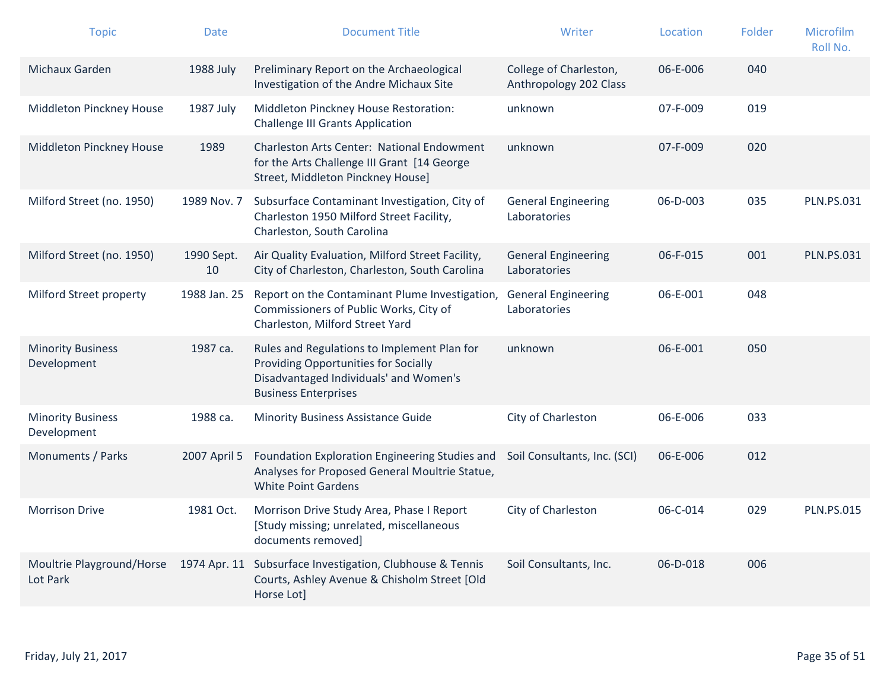| Topic | Date | Document Title | Writer | Location | Folder | Microfilm Roll No. |
|---|---|---|---|---|---|---|
| Michaux Garden | 1988 July | Preliminary Report on the Archaeological Investigation of the Andre Michaux Site | College of Charleston, Anthropology 202 Class | 06-E-006 | 040 | |
| Middleton Pinckney House | 1987 July | Middleton Pinckney House Restoration: Challenge III Grants Application | unknown | 07-F-009 | 019 | |
| Middleton Pinckney House | 1989 | Charleston Arts Center: National Endowment for the Arts Challenge III Grant [14 George Street, Middleton Pinckney House] | unknown | 07-F-009 | 020 | |
| Milford Street (no. 1950) | 1989 Nov. 7 | Subsurface Contaminant Investigation, City of Charleston 1950 Milford Street Facility, Charleston, South Carolina | General Engineering Laboratories | 06-D-003 | 035 | PLN.PS.031 |
| Milford Street (no. 1950) | 1990 Sept. 10 | Air Quality Evaluation, Milford Street Facility, City of Charleston, Charleston, South Carolina | General Engineering Laboratories | 06-F-015 | 001 | PLN.PS.031 |
| Milford Street property | 1988 Jan. 25 | Report on the Contaminant Plume Investigation, Commissioners of Public Works, City of Charleston, Milford Street Yard | General Engineering Laboratories | 06-E-001 | 048 | |
| Minority Business Development | 1987 ca. | Rules and Regulations to Implement Plan for Providing Opportunities for Socially Disadvantaged Individuals' and Women's Business Enterprises | unknown | 06-E-001 | 050 | |
| Minority Business Development | 1988 ca. | Minority Business Assistance Guide | City of Charleston | 06-E-006 | 033 | |
| Monuments / Parks | 2007 April 5 | Foundation Exploration Engineering Studies and Analyses for Proposed General Moultrie Statue, White Point Gardens | Soil Consultants, Inc. (SCI) | 06-E-006 | 012 | |
| Morrison Drive | 1981 Oct. | Morrison Drive Study Area, Phase I Report [Study missing; unrelated, miscellaneous documents removed] | City of Charleston | 06-C-014 | 029 | PLN.PS.015 |
| Moultrie Playground/Horse Lot Park | 1974 Apr. 11 | Subsurface Investigation, Clubhouse & Tennis Courts, Ashley Avenue & Chisholm Street [Old Horse Lot] | Soil Consultants, Inc. | 06-D-018 | 006 | |

Friday, July 21, 2017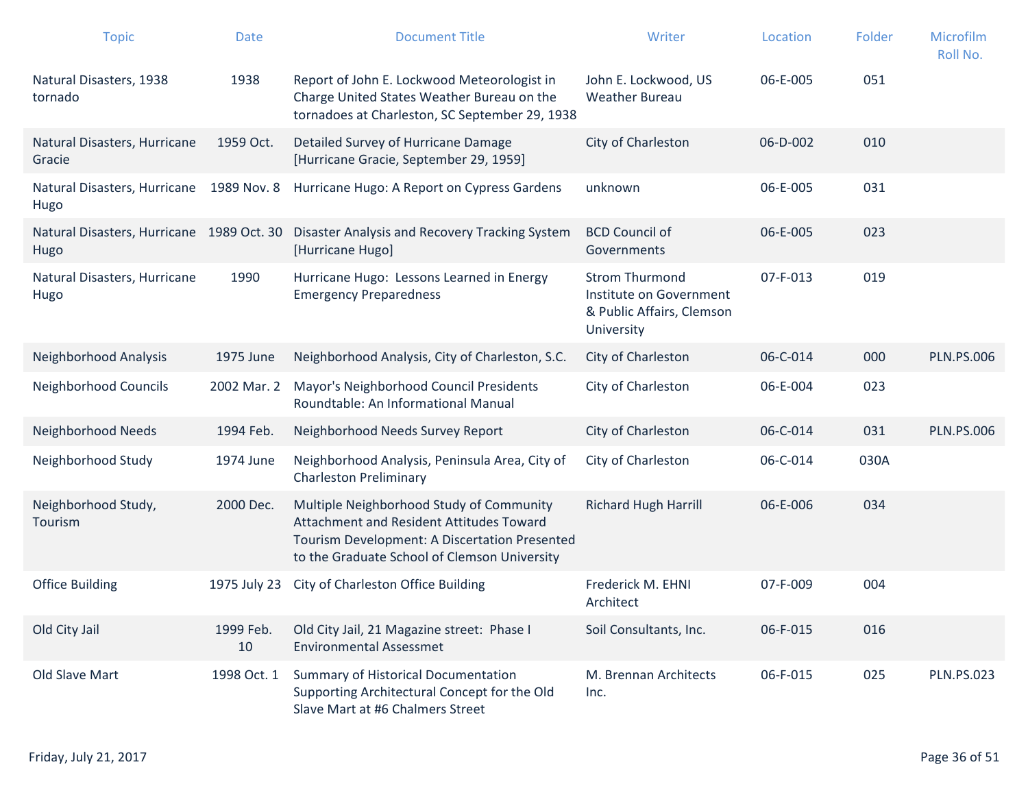| Topic | Date | Document Title | Writer | Location | Folder | Microfilm Roll No. |
|---|---|---|---|---|---|---|
| Natural Disasters, 1938 tornado | 1938 | Report of John E. Lockwood Meteorologist in Charge United States Weather Bureau on the tornadoes at Charleston, SC September 29, 1938 | John E. Lockwood, US Weather Bureau | 06-E-005 | 051 | |
| Natural Disasters, Hurricane Gracie | 1959 Oct. | Detailed Survey of Hurricane Damage [Hurricane Gracie, September 29, 1959] | City of Charleston | 06-D-002 | 010 | |
| Natural Disasters, Hurricane Hugo | 1989 Nov. 8 | Hurricane Hugo: A Report on Cypress Gardens | unknown | 06-E-005 | 031 | |
| Natural Disasters, Hurricane Hugo | 1989 Oct. 30 | Disaster Analysis and Recovery Tracking System [Hurricane Hugo] | BCD Council of Governments | 06-E-005 | 023 | |
| Natural Disasters, Hurricane Hugo | 1990 | Hurricane Hugo: Lessons Learned in Energy Emergency Preparedness | Strom Thurmond Institute on Government & Public Affairs, Clemson University | 07-F-013 | 019 | |
| Neighborhood Analysis | 1975 June | Neighborhood Analysis, City of Charleston, S.C. | City of Charleston | 06-C-014 | 000 | PLN.PS.006 |
| Neighborhood Councils | 2002 Mar. 2 | Mayor's Neighborhood Council Presidents Roundtable: An Informational Manual | City of Charleston | 06-E-004 | 023 | |
| Neighborhood Needs | 1994 Feb. | Neighborhood Needs Survey Report | City of Charleston | 06-C-014 | 031 | PLN.PS.006 |
| Neighborhood Study | 1974 June | Neighborhood Analysis, Peninsula Area, City of Charleston Preliminary | City of Charleston | 06-C-014 | 030A | |
| Neighborhood Study, Tourism | 2000 Dec. | Multiple Neighborhood Study of Community Attachment and Resident Attitudes Toward Tourism Development: A Discertation Presented to the Graduate School of Clemson University | Richard Hugh Harrill | 06-E-006 | 034 | |
| Office Building | 1975 July 23 | City of Charleston Office Building | Frederick M. EHNI Architect | 07-F-009 | 004 | |
| Old City Jail | 1999 Feb. 10 | Old City Jail, 21 Magazine street: Phase I Environmental Assessmet | Soil Consultants, Inc. | 06-F-015 | 016 | |
| Old Slave Mart | 1998 Oct. 1 | Summary of Historical Documentation Supporting Architectural Concept for the Old Slave Mart at #6 Chalmers Street | M. Brennan Architects Inc. | 06-F-015 | 025 | PLN.PS.023 |

Friday, July 21, 2017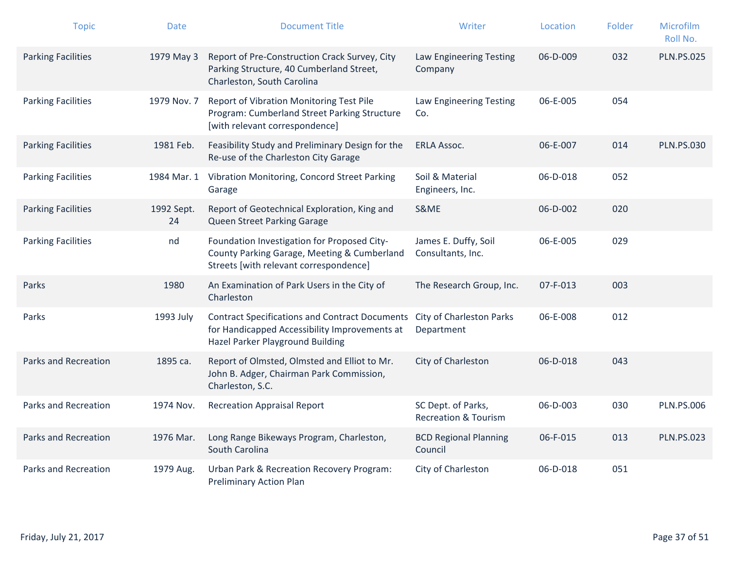| Topic | Date | Document Title | Writer | Location | Folder | Microfilm Roll No. |
|---|---|---|---|---|---|---|
| Parking Facilities | 1979 May 3 | Report of Pre-Construction Crack Survey, City Parking Structure, 40 Cumberland Street, Charleston, South Carolina | Law Engineering Testing Company | 06-D-009 | 032 | PLN.PS.025 |
| Parking Facilities | 1979 Nov. 7 | Report of Vibration Monitoring Test Pile Program: Cumberland Street Parking Structure [with relevant correspondence] | Law Engineering Testing Co. | 06-E-005 | 054 | |
| Parking Facilities | 1981 Feb. | Feasibility Study and Preliminary Design for the Re-use of the Charleston City Garage | ERLA Assoc. | 06-E-007 | 014 | PLN.PS.030 |
| Parking Facilities | 1984 Mar. 1 | Vibration Monitoring, Concord Street Parking Garage | Soil & Material Engineers, Inc. | 06-D-018 | 052 | |
| Parking Facilities | 1992 Sept. 24 | Report of Geotechnical Exploration, King and Queen Street Parking Garage | S&ME | 06-D-002 | 020 | |
| Parking Facilities | nd | Foundation Investigation for Proposed City-County Parking Garage, Meeting & Cumberland Streets [with relevant correspondence] | James E. Duffy, Soil Consultants, Inc. | 06-E-005 | 029 | |
| Parks | 1980 | An Examination of Park Users in the City of Charleston | The Research Group, Inc. | 07-F-013 | 003 | |
| Parks | 1993 July | Contract Specifications and Contract Documents for Handicapped Accessibility Improvements at Hazel Parker Playground Building | City of Charleston Parks Department | 06-E-008 | 012 | |
| Parks and Recreation | 1895 ca. | Report of Olmsted, Olmsted and Elliot to Mr. John B. Adger, Chairman Park Commission, Charleston, S.C. | City of Charleston | 06-D-018 | 043 | |
| Parks and Recreation | 1974 Nov. | Recreation Appraisal Report | SC Dept. of Parks, Recreation & Tourism | 06-D-003 | 030 | PLN.PS.006 |
| Parks and Recreation | 1976 Mar. | Long Range Bikeways Program, Charleston, South Carolina | BCD Regional Planning Council | 06-F-015 | 013 | PLN.PS.023 |
| Parks and Recreation | 1979 Aug. | Urban Park & Recreation Recovery Program: Preliminary Action Plan | City of Charleston | 06-D-018 | 051 | |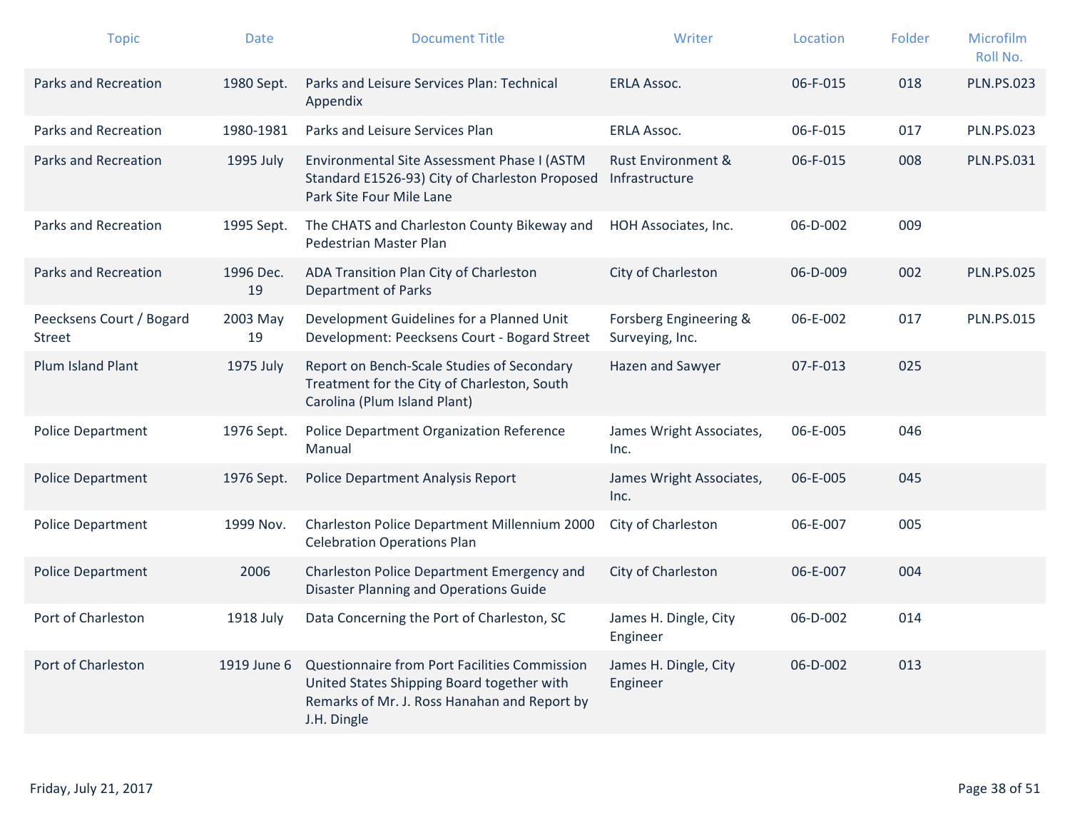| Topic | Date | Document Title | Writer | Location | Folder | Microfilm Roll No. |
| --- | --- | --- | --- | --- | --- | --- |
| Parks and Recreation | 1980 Sept. | Parks and Leisure Services Plan: Technical Appendix | ERLA Assoc. | 06-F-015 | 018 | PLN.PS.023 |
| Parks and Recreation | 1980-1981 | Parks and Leisure Services Plan | ERLA Assoc. | 06-F-015 | 017 | PLN.PS.023 |
| Parks and Recreation | 1995 July | Environmental Site Assessment Phase I (ASTM Standard E1526-93) City of Charleston Proposed Park Site Four Mile Lane | Rust Environment & Infrastructure | 06-F-015 | 008 | PLN.PS.031 |
| Parks and Recreation | 1995 Sept. | The CHATS and Charleston County Bikeway and Pedestrian Master Plan | HOH Associates, Inc. | 06-D-002 | 009 | |
| Parks and Recreation | 1996 Dec. 19 | ADA Transition Plan City of Charleston Department of Parks | City of Charleston | 06-D-009 | 002 | PLN.PS.025 |
| Peecksens Court / Bogard Street | 2003 May 19 | Development Guidelines for a Planned Unit Development: Peecksens Court - Bogard Street | Forsberg Engineering & Surveying, Inc. | 06-E-002 | 017 | PLN.PS.015 |
| Plum Island Plant | 1975 July | Report on Bench-Scale Studies of Secondary Treatment for the City of Charleston, South Carolina (Plum Island Plant) | Hazen and Sawyer | 07-F-013 | 025 | |
| Police Department | 1976 Sept. | Police Department Organization Reference Manual | James Wright Associates, Inc. | 06-E-005 | 046 | |
| Police Department | 1976 Sept. | Police Department Analysis Report | James Wright Associates, Inc. | 06-E-005 | 045 | |
| Police Department | 1999 Nov. | Charleston Police Department Millennium 2000 Celebration Operations Plan | City of Charleston | 06-E-007 | 005 | |
| Police Department | 2006 | Charleston Police Department Emergency and Disaster Planning and Operations Guide | City of Charleston | 06-E-007 | 004 | |
| Port of Charleston | 1918 July | Data Concerning the Port of Charleston, SC | James H. Dingle, City Engineer | 06-D-002 | 014 | |
| Port of Charleston | 1919 June 6 | Questionnaire from Port Facilities Commission United States Shipping Board together with Remarks of Mr. J. Ross Hanahan and Report by J.H. Dingle | James H. Dingle, City Engineer | 06-D-002 | 013 | |

Friday, July 21, 2017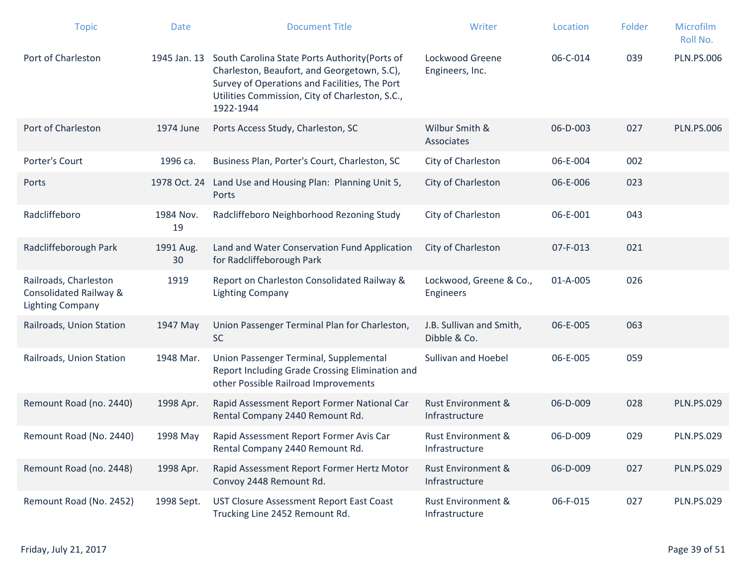| Topic | Date | Document Title | Writer | Location | Folder | Microfilm Roll No. |
|---|---|---|---|---|---|---|
| Port of Charleston | 1945 Jan. 13 | South Carolina State Ports Authority(Ports of Charleston, Beaufort, and Georgetown, S.C), Survey of Operations and Facilities, The Port Utilities Commission, City of Charleston, S.C., 1922-1944 | Lockwood Greene Engineers, Inc. | 06-C-014 | 039 | PLN.PS.006 |
| Port of Charleston | 1974 June | Ports Access Study, Charleston, SC | Wilbur Smith & Associates | 06-D-003 | 027 | PLN.PS.006 |
| Porter's Court | 1996 ca. | Business Plan, Porter's Court, Charleston, SC | City of Charleston | 06-E-004 | 002 | |
| Ports | 1978 Oct. 24 | Land Use and Housing Plan:  Planning Unit 5, Ports | City of Charleston | 06-E-006 | 023 | |
| Radcliffeboro | 1984 Nov. 19 | Radcliffeboro Neighborhood Rezoning Study | City of Charleston | 06-E-001 | 043 | |
| Radcliffeborough Park | 1991 Aug. 30 | Land and Water Conservation Fund Application for Radcliffeborough Park | City of Charleston | 07-F-013 | 021 | |
| Railroads, Charleston Consolidated Railway & Lighting Company | 1919 | Report on Charleston Consolidated Railway & Lighting Company | Lockwood, Greene & Co., Engineers | 01-A-005 | 026 | |
| Railroads, Union Station | 1947 May | Union Passenger Terminal Plan for Charleston, SC | J.B. Sullivan and Smith, Dibble & Co. | 06-E-005 | 063 | |
| Railroads, Union Station | 1948 Mar. | Union Passenger Terminal, Supplemental Report Including Grade Crossing Elimination and other Possible Railroad Improvements | Sullivan and Hoebel | 06-E-005 | 059 | |
| Remount Road (no. 2440) | 1998 Apr. | Rapid Assessment Report Former National Car Rental Company 2440 Remount Rd. | Rust Environment & Infrastructure | 06-D-009 | 028 | PLN.PS.029 |
| Remount Road (No. 2440) | 1998 May | Rapid Assessment Report Former Avis Car Rental Company 2440 Remount Rd. | Rust Environment & Infrastructure | 06-D-009 | 029 | PLN.PS.029 |
| Remount Road (no. 2448) | 1998 Apr. | Rapid Assessment Report Former Hertz Motor Convoy 2448 Remount Rd. | Rust Environment & Infrastructure | 06-D-009 | 027 | PLN.PS.029 |
| Remount Road (No. 2452) | 1998 Sept. | UST Closure Assessment Report East Coast Trucking Line 2452 Remount Rd. | Rust Environment & Infrastructure | 06-F-015 | 027 | PLN.PS.029 |

Friday, July 21, 2017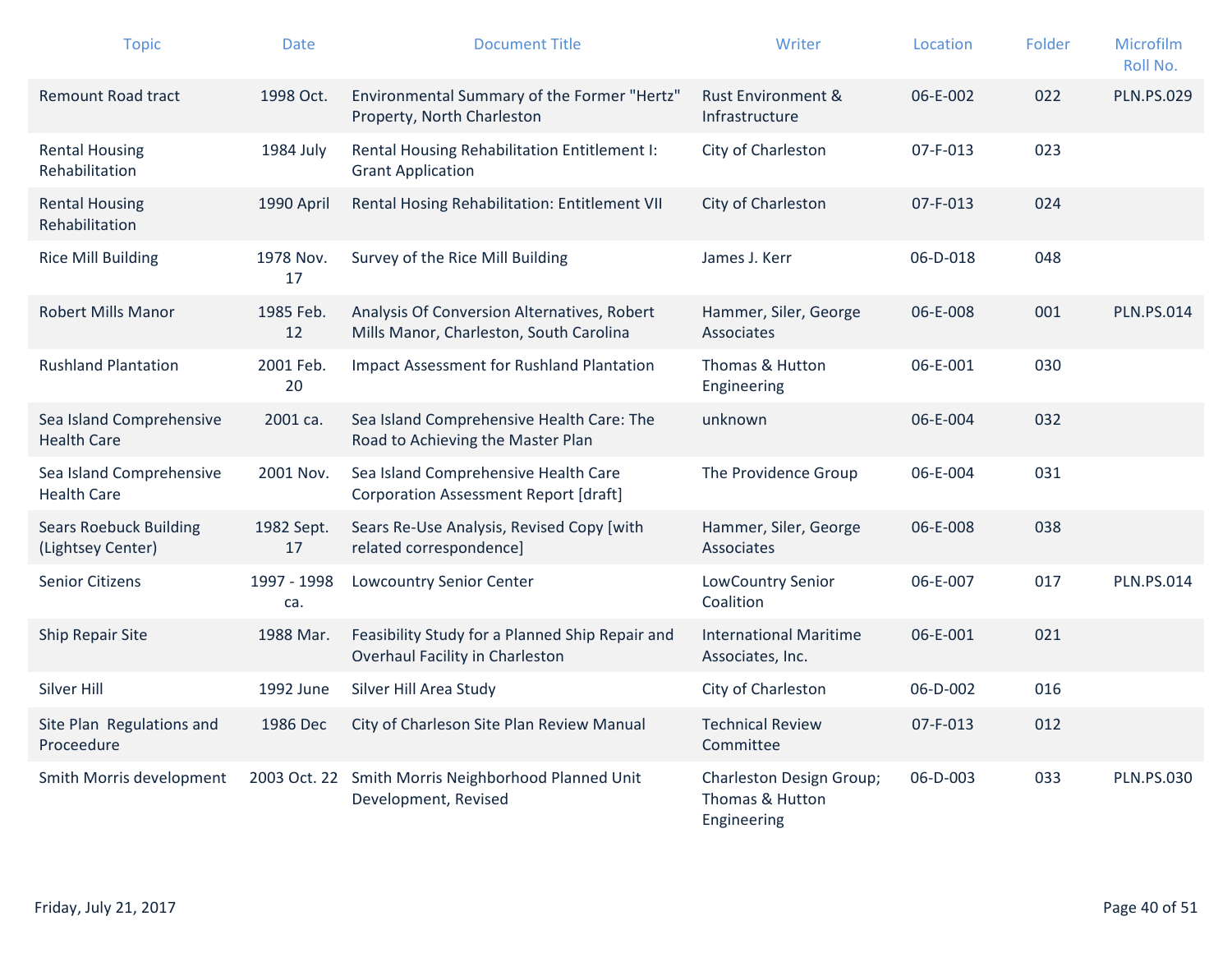| Topic | Date | Document Title | Writer | Location | Folder | Microfilm Roll No. |
|---|---|---|---|---|---|---|
| Remount Road tract | 1998 Oct. | Environmental Summary of the Former "Hertz" Property, North Charleston | Rust Environment & Infrastructure | 06-E-002 | 022 | PLN.PS.029 |
| Rental Housing Rehabilitation | 1984 July | Rental Housing Rehabilitation Entitlement I: Grant Application | City of Charleston | 07-F-013 | 023 | |
| Rental Housing Rehabilitation | 1990 April | Rental Hosing Rehabilitation: Entitlement VII | City of Charleston | 07-F-013 | 024 | |
| Rice Mill Building | 1978 Nov. 17 | Survey of the Rice Mill Building | James J. Kerr | 06-D-018 | 048 | |
| Robert Mills Manor | 1985 Feb. 12 | Analysis Of Conversion Alternatives, Robert Mills Manor, Charleston, South Carolina | Hammer, Siler, George Associates | 06-E-008 | 001 | PLN.PS.014 |
| Rushland Plantation | 2001 Feb. 20 | Impact Assessment for Rushland Plantation | Thomas & Hutton Engineering | 06-E-001 | 030 | |
| Sea Island Comprehensive Health Care | 2001 ca. | Sea Island Comprehensive Health Care: The Road to Achieving the Master Plan | unknown | 06-E-004 | 032 | |
| Sea Island Comprehensive Health Care | 2001 Nov. | Sea Island Comprehensive Health Care Corporation Assessment Report [draft] | The Providence Group | 06-E-004 | 031 | |
| Sears Roebuck Building (Lightsey Center) | 1982 Sept. 17 | Sears Re-Use Analysis, Revised Copy [with related correspondence] | Hammer, Siler, George Associates | 06-E-008 | 038 | |
| Senior Citizens | 1997 - 1998 ca. | Lowcountry Senior Center | LowCountry Senior Coalition | 06-E-007 | 017 | PLN.PS.014 |
| Ship Repair Site | 1988 Mar. | Feasibility Study for a Planned Ship Repair and Overhaul Facility in Charleston | International Maritime Associates, Inc. | 06-E-001 | 021 | |
| Silver Hill | 1992 June | Silver Hill Area Study | City of Charleston | 06-D-002 | 016 | |
| Site Plan Regulations and Proceedure | 1986 Dec | City of Charleson Site Plan Review Manual | Technical Review Committee | 07-F-013 | 012 | |
| Smith Morris development | 2003 Oct. 22 | Smith Morris Neighborhood Planned Unit Development, Revised | Charleston Design Group; Thomas & Hutton Engineering | 06-D-003 | 033 | PLN.PS.030 |

Friday, July 21, 2017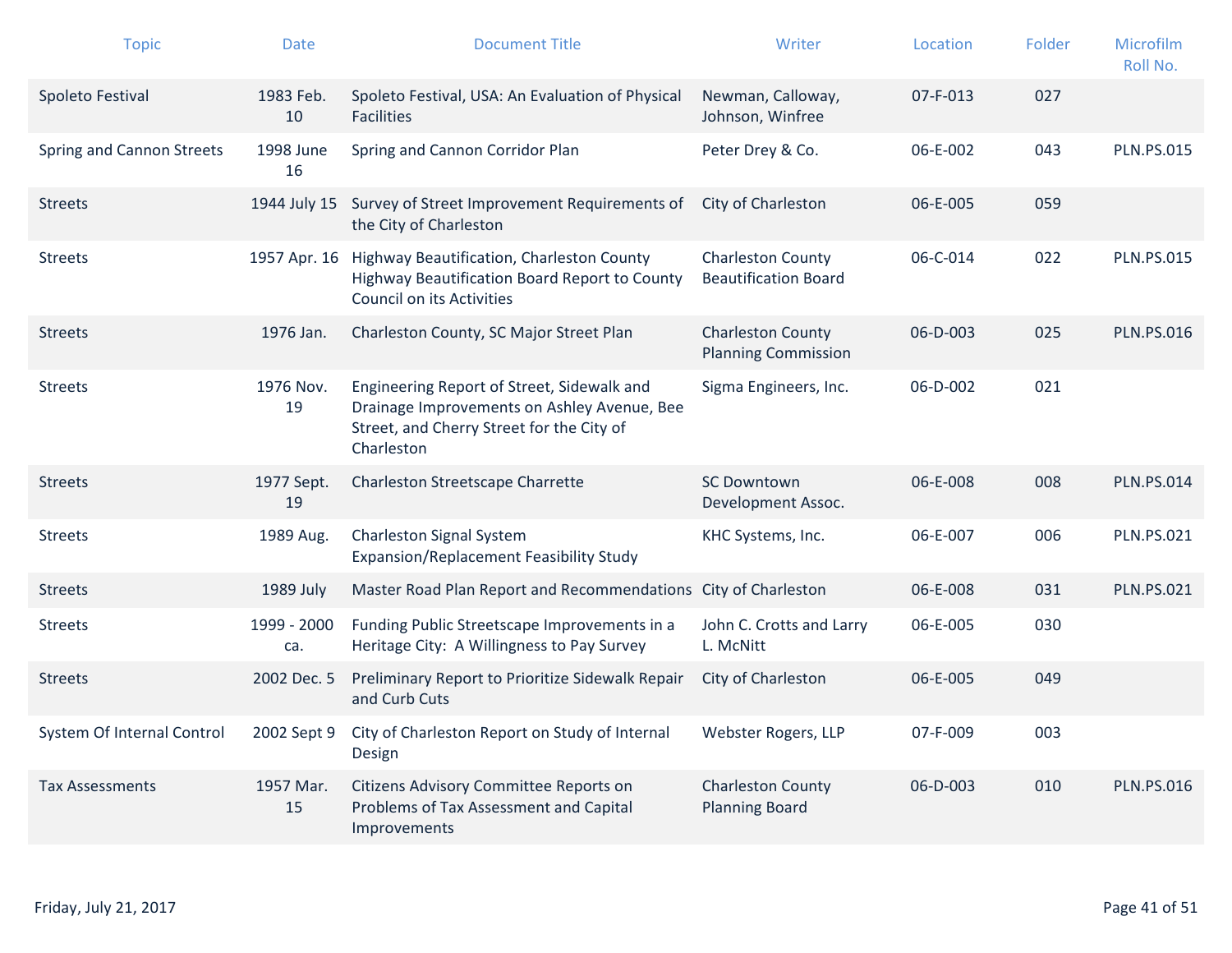| Topic | Date | Document Title | Writer | Location | Folder | Microfilm Roll No. |
|---|---|---|---|---|---|---|
| Spoleto Festival | 1983 Feb. 10 | Spoleto Festival, USA: An Evaluation of Physical Facilities | Newman, Calloway, Johnson, Winfree | 07-F-013 | 027 | |
| Spring and Cannon Streets | 1998 June 16 | Spring and Cannon Corridor Plan | Peter Drey & Co. | 06-E-002 | 043 | PLN.PS.015 |
| Streets | 1944 July 15 | Survey of Street Improvement Requirements of the City of Charleston | City of Charleston | 06-E-005 | 059 | |
| Streets | 1957 Apr. 16 | Highway Beautification, Charleston County Highway Beautification Board Report to County Council on its Activities | Charleston County Beautification Board | 06-C-014 | 022 | PLN.PS.015 |
| Streets | 1976 Jan. | Charleston County, SC Major Street Plan | Charleston County Planning Commission | 06-D-003 | 025 | PLN.PS.016 |
| Streets | 1976 Nov. 19 | Engineering Report of Street, Sidewalk and Drainage Improvements on Ashley Avenue, Bee Street, and Cherry Street for the City of Charleston | Sigma Engineers, Inc. | 06-D-002 | 021 | |
| Streets | 1977 Sept. 19 | Charleston Streetscape Charrette | SC Downtown Development Assoc. | 06-E-008 | 008 | PLN.PS.014 |
| Streets | 1989 Aug. | Charleston Signal System Expansion/Replacement Feasibility Study | KHC Systems, Inc. | 06-E-007 | 006 | PLN.PS.021 |
| Streets | 1989 July | Master Road Plan Report and Recommendations | City of Charleston | 06-E-008 | 031 | PLN.PS.021 |
| Streets | 1999 - 2000 ca. | Funding Public Streetscape Improvements in a Heritage City: A Willingness to Pay Survey | John C. Crotts and Larry L. McNitt | 06-E-005 | 030 | |
| Streets | 2002 Dec. 5 | Preliminary Report to Prioritize Sidewalk Repair and Curb Cuts | City of Charleston | 06-E-005 | 049 | |
| System Of Internal Control | 2002 Sept 9 | City of Charleston Report on Study of Internal Design | Webster Rogers, LLP | 07-F-009 | 003 | |
| Tax Assessments | 1957 Mar. 15 | Citizens Advisory Committee Reports on Problems of Tax Assessment and Capital Improvements | Charleston County Planning Board | 06-D-003 | 010 | PLN.PS.016 |

Friday, July 21, 2017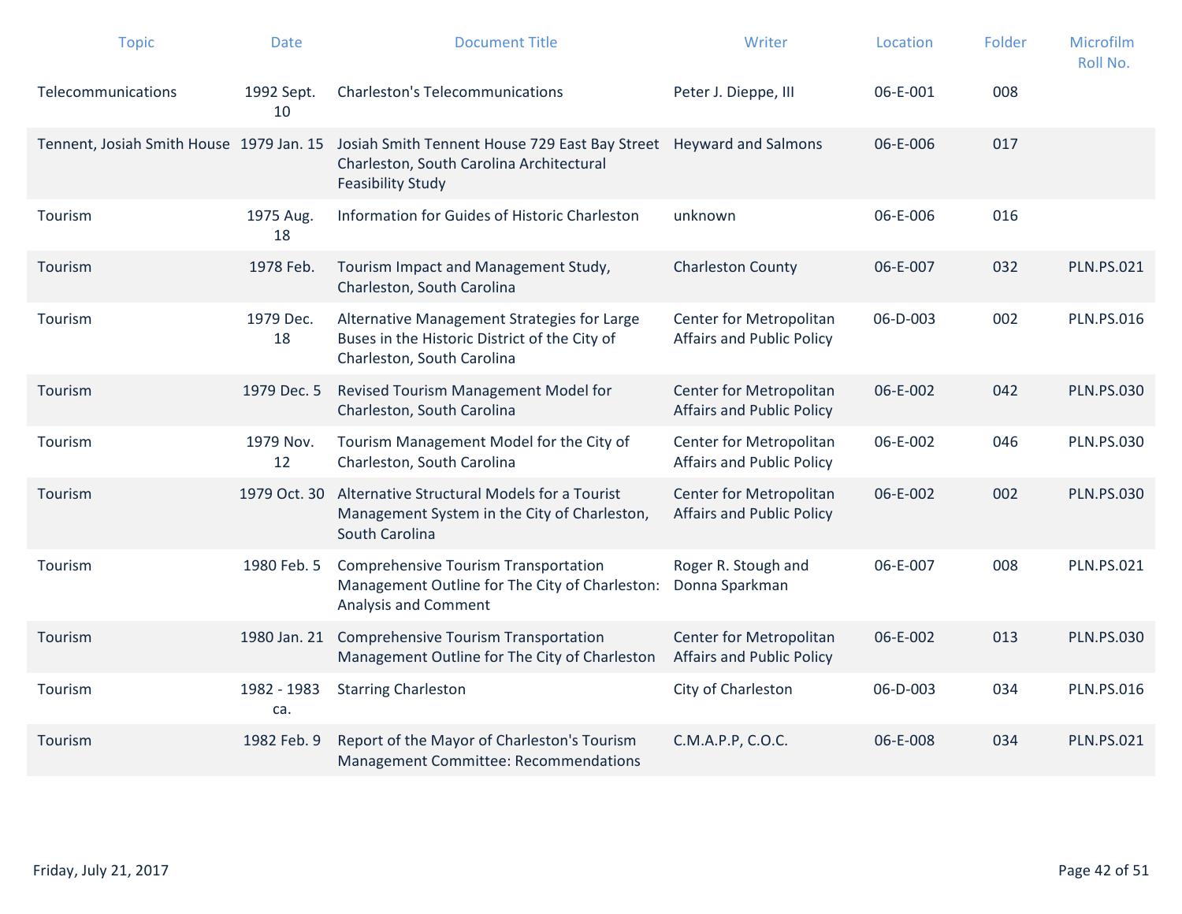| Topic | Date | Document Title | Writer | Location | Folder | Microfilm Roll No. |
|---|---|---|---|---|---|---|
| Telecommunications | 1992 Sept. 10 | Charleston's Telecommunications | Peter J. Dieppe, III | 06-E-001 | 008 | |
| Tennent, Josiah Smith House | 1979 Jan. 15 | Josiah Smith Tennent House 729 East Bay Street Charleston, South Carolina Architectural Feasibility Study | Heyward and Salmons | 06-E-006 | 017 | |
| Tourism | 1975 Aug. 18 | Information for Guides of Historic Charleston | unknown | 06-E-006 | 016 | |
| Tourism | 1978 Feb. | Tourism Impact and Management Study, Charleston, South Carolina | Charleston County | 06-E-007 | 032 | PLN.PS.021 |
| Tourism | 1979 Dec. 18 | Alternative Management Strategies for Large Buses in the Historic District of the City of Charleston, South Carolina | Center for Metropolitan Affairs and Public Policy | 06-D-003 | 002 | PLN.PS.016 |
| Tourism | 1979 Dec. 5 | Revised Tourism Management Model for Charleston, South Carolina | Center for Metropolitan Affairs and Public Policy | 06-E-002 | 042 | PLN.PS.030 |
| Tourism | 1979 Nov. 12 | Tourism Management Model for the City of Charleston, South Carolina | Center for Metropolitan Affairs and Public Policy | 06-E-002 | 046 | PLN.PS.030 |
| Tourism | 1979 Oct. 30 | Alternative Structural Models for a Tourist Management System in the City of Charleston, South Carolina | Center for Metropolitan Affairs and Public Policy | 06-E-002 | 002 | PLN.PS.030 |
| Tourism | 1980 Feb. 5 | Comprehensive Tourism Transportation Management Outline for The City of Charleston: Analysis and Comment | Roger R. Stough and Donna Sparkman | 06-E-007 | 008 | PLN.PS.021 |
| Tourism | 1980 Jan. 21 | Comprehensive Tourism Transportation Management Outline for The City of Charleston | Center for Metropolitan Affairs and Public Policy | 06-E-002 | 013 | PLN.PS.030 |
| Tourism | 1982 - 1983 ca. | Starring Charleston | City of Charleston | 06-D-003 | 034 | PLN.PS.016 |
| Tourism | 1982 Feb. 9 | Report of the Mayor of Charleston's Tourism Management Committee: Recommendations | C.M.A.P.P, C.O.C. | 06-E-008 | 034 | PLN.PS.021 |

Friday, July 21, 2017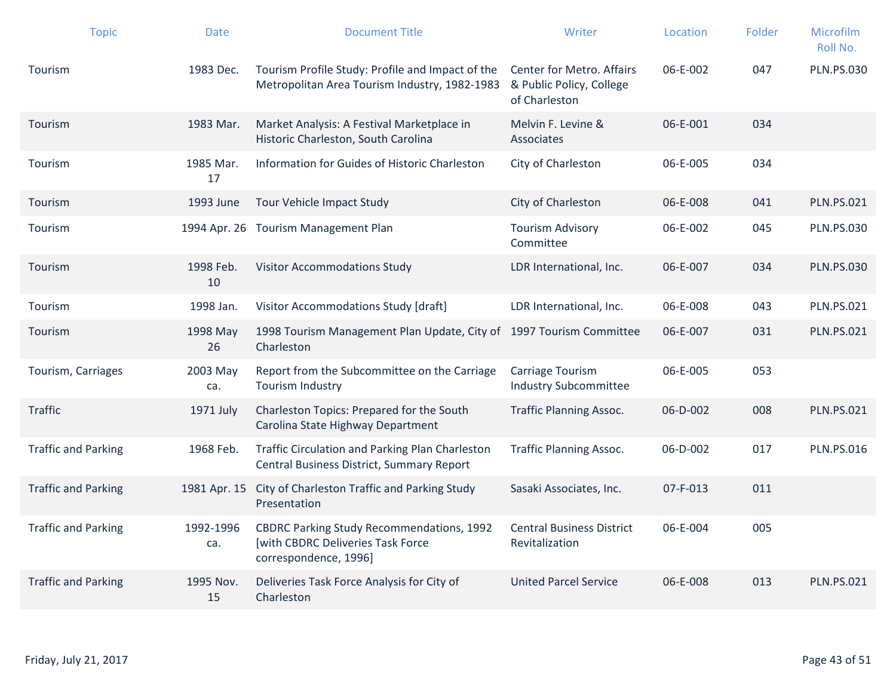| Topic | Date | Document Title | Writer | Location | Folder | Microfilm Roll No. |
|---|---|---|---|---|---|---|
| Tourism | 1983 Dec. | Tourism Profile Study: Profile and Impact of the Metropolitan Area Tourism Industry, 1982-1983 | Center for Metro. Affairs & Public Policy, College of Charleston | 06-E-002 | 047 | PLN.PS.030 |
| Tourism | 1983 Mar. | Market Analysis: A Festival Marketplace in Historic Charleston, South Carolina | Melvin F. Levine & Associates | 06-E-001 | 034 | |
| Tourism | 1985 Mar. 17 | Information for Guides of Historic Charleston | City of Charleston | 06-E-005 | 034 | |
| Tourism | 1993 June | Tour Vehicle Impact Study | City of Charleston | 06-E-008 | 041 | PLN.PS.021 |
| Tourism | 1994 Apr. 26 | Tourism Management Plan | Tourism Advisory Committee | 06-E-002 | 045 | PLN.PS.030 |
| Tourism | 1998 Feb. 10 | Visitor Accommodations Study | LDR International, Inc. | 06-E-007 | 034 | PLN.PS.030 |
| Tourism | 1998 Jan. | Visitor Accommodations Study [draft] | LDR International, Inc. | 06-E-008 | 043 | PLN.PS.021 |
| Tourism | 1998 May 26 | 1998 Tourism Management Plan Update, City of Charleston | 1997 Tourism Committee | 06-E-007 | 031 | PLN.PS.021 |
| Tourism, Carriages | 2003 May ca. | Report from the Subcommittee on the Carriage Tourism Industry | Carriage Tourism Industry Subcommittee | 06-E-005 | 053 | |
| Traffic | 1971 July | Charleston Topics: Prepared for the South Carolina State Highway Department | Traffic Planning Assoc. | 06-D-002 | 008 | PLN.PS.021 |
| Traffic and Parking | 1968 Feb. | Traffic Circulation and Parking Plan Charleston Central Business District, Summary Report | Traffic Planning Assoc. | 06-D-002 | 017 | PLN.PS.016 |
| Traffic and Parking | 1981 Apr. 15 | City of Charleston Traffic and Parking Study Presentation | Sasaki Associates, Inc. | 07-F-013 | 011 | |
| Traffic and Parking | 1992-1996 ca. | CBDRC Parking Study Recommendations, 1992 [with CBDRC Deliveries Task Force correspondence, 1996] | Central Business District Revitalization | 06-E-004 | 005 | |
| Traffic and Parking | 1995 Nov. 15 | Deliveries Task Force Analysis for City of Charleston | United Parcel Service | 06-E-008 | 013 | PLN.PS.021 |

Friday, July 21, 2017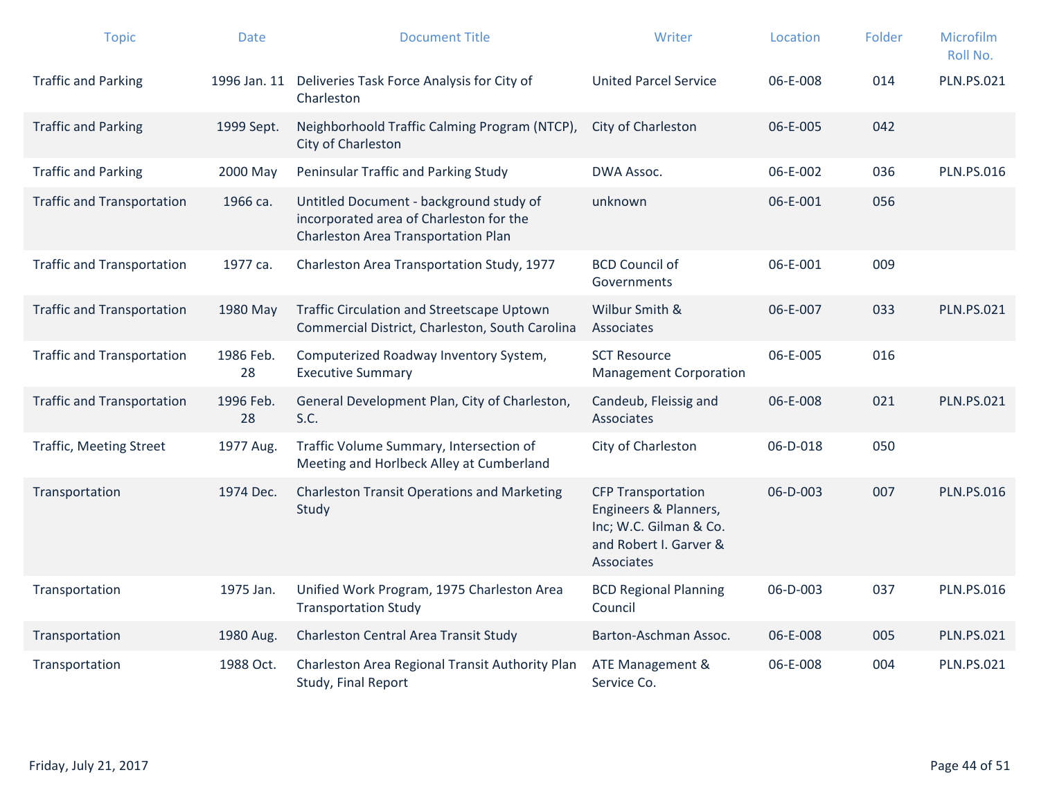| Topic | Date | Document Title | Writer | Location | Folder | Microfilm Roll No. |
|---|---|---|---|---|---|---|
| Traffic and Parking | 1996 Jan. 11 | Deliveries Task Force Analysis for City of Charleston | United Parcel Service | 06-E-008 | 014 | PLN.PS.021 |
| Traffic and Parking | 1999 Sept. | Neighborhoold Traffic Calming Program (NTCP), City of Charleston | City of Charleston | 06-E-005 | 042 | |
| Traffic and Parking | 2000 May | Peninsular Traffic and Parking Study | DWA Assoc. | 06-E-002 | 036 | PLN.PS.016 |
| Traffic and Transportation | 1966 ca. | Untitled Document - background study of incorporated area of Charleston for the Charleston Area Transportation Plan | unknown | 06-E-001 | 056 | |
| Traffic and Transportation | 1977 ca. | Charleston Area Transportation Study, 1977 | BCD Council of Governments | 06-E-001 | 009 | |
| Traffic and Transportation | 1980 May | Traffic Circulation and Streetscape Uptown Commercial District, Charleston, South Carolina | Wilbur Smith & Associates | 06-E-007 | 033 | PLN.PS.021 |
| Traffic and Transportation | 1986 Feb. 28 | Computerized Roadway Inventory System, Executive Summary | SCT Resource Management Corporation | 06-E-005 | 016 | |
| Traffic and Transportation | 1996 Feb. 28 | General Development Plan, City of Charleston, S.C. | Candeub, Fleissig and Associates | 06-E-008 | 021 | PLN.PS.021 |
| Traffic, Meeting Street | 1977 Aug. | Traffic Volume Summary, Intersection of Meeting and Horlbeck Alley at Cumberland | City of Charleston | 06-D-018 | 050 | |
| Transportation | 1974 Dec. | Charleston Transit Operations and Marketing Study | CFP Transportation Engineers & Planners, Inc; W.C. Gilman & Co. and Robert I. Garver & Associates | 06-D-003 | 007 | PLN.PS.016 |
| Transportation | 1975 Jan. | Unified Work Program, 1975 Charleston Area Transportation Study | BCD Regional Planning Council | 06-D-003 | 037 | PLN.PS.016 |
| Transportation | 1980 Aug. | Charleston Central Area Transit Study | Barton-Aschman Assoc. | 06-E-008 | 005 | PLN.PS.021 |
| Transportation | 1988 Oct. | Charleston Area Regional Transit Authority Plan Study, Final Report | ATE Management & Service Co. | 06-E-008 | 004 | PLN.PS.021 |

Friday, July 21, 2017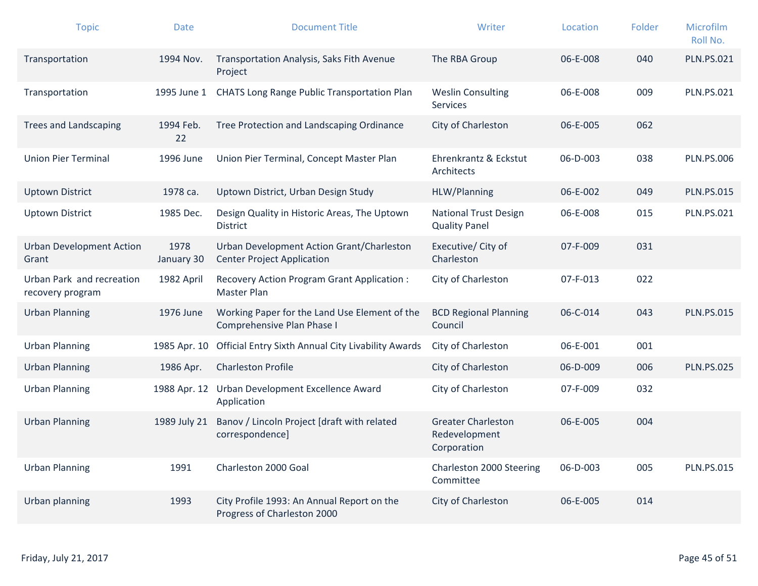| Topic | Date | Document Title | Writer | Location | Folder | Microfilm Roll No. |
|---|---|---|---|---|---|---|
| Transportation | 1994 Nov. | Transportation Analysis, Saks Fith Avenue Project | The RBA Group | 06-E-008 | 040 | PLN.PS.021 |
| Transportation | 1995 June 1 | CHATS Long Range Public Transportation Plan | Weslin Consulting Services | 06-E-008 | 009 | PLN.PS.021 |
| Trees and Landscaping | 1994 Feb. 22 | Tree Protection and Landscaping Ordinance | City of Charleston | 06-E-005 | 062 | |
| Union Pier Terminal | 1996 June | Union Pier Terminal, Concept Master Plan | Ehrenkrantz & Eckstut Architects | 06-D-003 | 038 | PLN.PS.006 |
| Uptown District | 1978 ca. | Uptown District, Urban Design Study | HLW/Planning | 06-E-002 | 049 | PLN.PS.015 |
| Uptown District | 1985 Dec. | Design Quality in Historic Areas, The Uptown District | National Trust Design Quality Panel | 06-E-008 | 015 | PLN.PS.021 |
| Urban Development Action Grant | 1978 January 30 | Urban Development Action Grant/Charleston Center Project Application | Executive/ City of Charleston | 07-F-009 | 031 | |
| Urban Park and recreation recovery program | 1982 April | Recovery Action Program Grant Application : Master Plan | City of Charleston | 07-F-013 | 022 | |
| Urban Planning | 1976 June | Working Paper for the Land Use Element of the Comprehensive Plan Phase I | BCD Regional Planning Council | 06-C-014 | 043 | PLN.PS.015 |
| Urban Planning | 1985 Apr. 10 | Official Entry Sixth Annual City Livability Awards | City of Charleston | 06-E-001 | 001 | |
| Urban Planning | 1986 Apr. | Charleston Profile | City of Charleston | 06-D-009 | 006 | PLN.PS.025 |
| Urban Planning | 1988 Apr. 12 | Urban Development Excellence Award Application | City of Charleston | 07-F-009 | 032 | |
| Urban Planning | 1989 July 21 | Banov / Lincoln Project [draft with related correspondence] | Greater Charleston Redevelopment Corporation | 06-E-005 | 004 | |
| Urban Planning | 1991 | Charleston 2000 Goal | Charleston 2000 Steering Committee | 06-D-003 | 005 | PLN.PS.015 |
| Urban planning | 1993 | City Profile 1993: An Annual Report on the Progress of Charleston 2000 | City of Charleston | 06-E-005 | 014 | |

Friday, July 21, 2017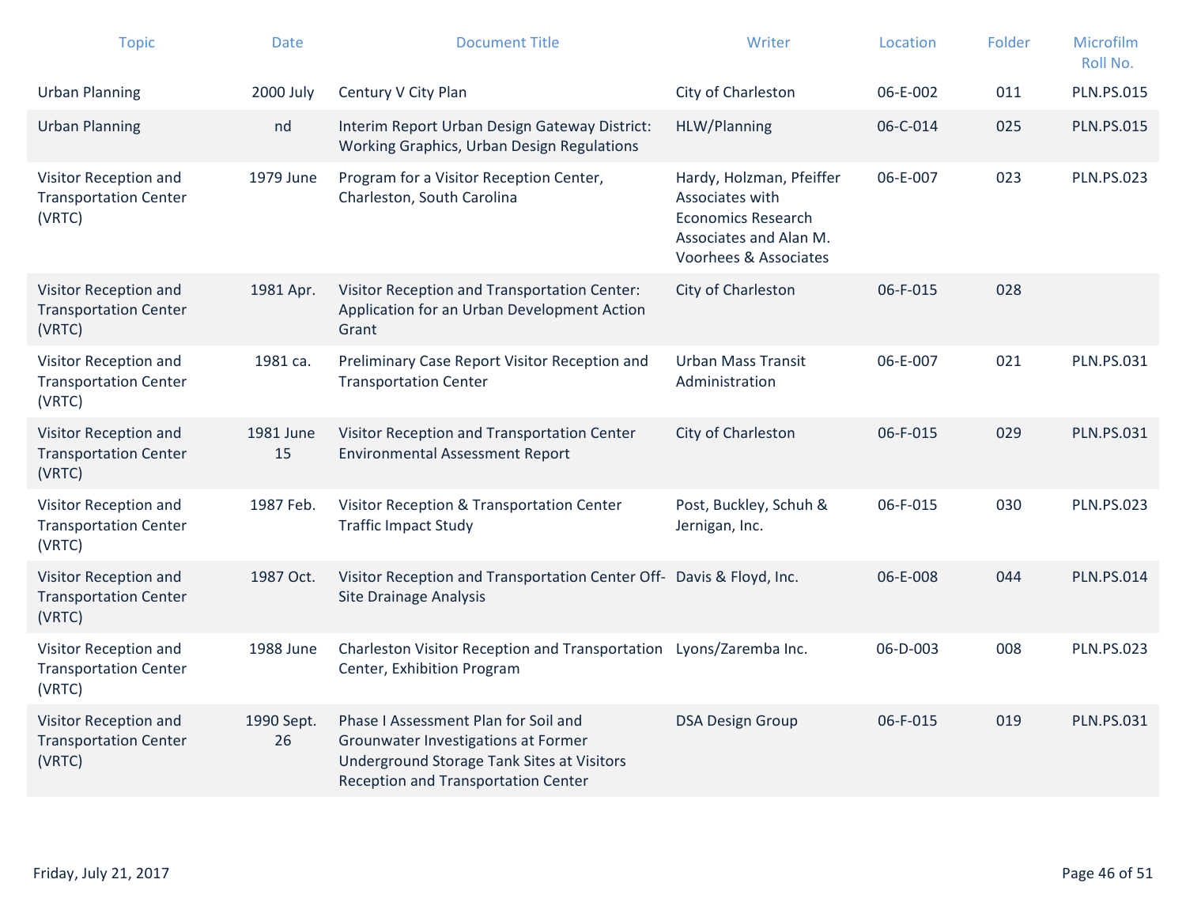| Topic | Date | Document Title | Writer | Location | Folder | Microfilm Roll No. |
|---|---|---|---|---|---|---|
| Urban Planning | 2000 July | Century V City Plan | City of Charleston | 06-E-002 | 011 | PLN.PS.015 |
| Urban Planning | nd | Interim Report Urban Design Gateway District: Working Graphics, Urban Design Regulations | HLW/Planning | 06-C-014 | 025 | PLN.PS.015 |
| Visitor Reception and Transportation Center (VRTC) | 1979 June | Program for a Visitor Reception Center, Charleston, South Carolina | Hardy, Holzman, Pfeiffer Associates with Economics Research Associates and Alan M. Voorhees & Associates | 06-E-007 | 023 | PLN.PS.023 |
| Visitor Reception and Transportation Center (VRTC) | 1981 Apr. | Visitor Reception and Transportation Center: Application for an Urban Development Action Grant | City of Charleston | 06-F-015 | 028 | |
| Visitor Reception and Transportation Center (VRTC) | 1981 ca. | Preliminary Case Report Visitor Reception and Transportation Center | Urban Mass Transit Administration | 06-E-007 | 021 | PLN.PS.031 |
| Visitor Reception and Transportation Center (VRTC) | 1981 June 15 | Visitor Reception and Transportation Center Environmental Assessment Report | City of Charleston | 06-F-015 | 029 | PLN.PS.031 |
| Visitor Reception and Transportation Center (VRTC) | 1987 Feb. | Visitor Reception & Transportation Center Traffic Impact Study | Post, Buckley, Schuh & Jernigan, Inc. | 06-F-015 | 030 | PLN.PS.023 |
| Visitor Reception and Transportation Center (VRTC) | 1987 Oct. | Visitor Reception and Transportation Center Off-Site Drainage Analysis | Davis & Floyd, Inc. | 06-E-008 | 044 | PLN.PS.014 |
| Visitor Reception and Transportation Center (VRTC) | 1988 June | Charleston Visitor Reception and Transportation Center, Exhibition Program | Lyons/Zaremba Inc. | 06-D-003 | 008 | PLN.PS.023 |
| Visitor Reception and Transportation Center (VRTC) | 1990 Sept. 26 | Phase I Assessment Plan for Soil and Grounwater Investigations at Former Underground Storage Tank Sites at Visitors Reception and Transportation Center | DSA Design Group | 06-F-015 | 019 | PLN.PS.031 |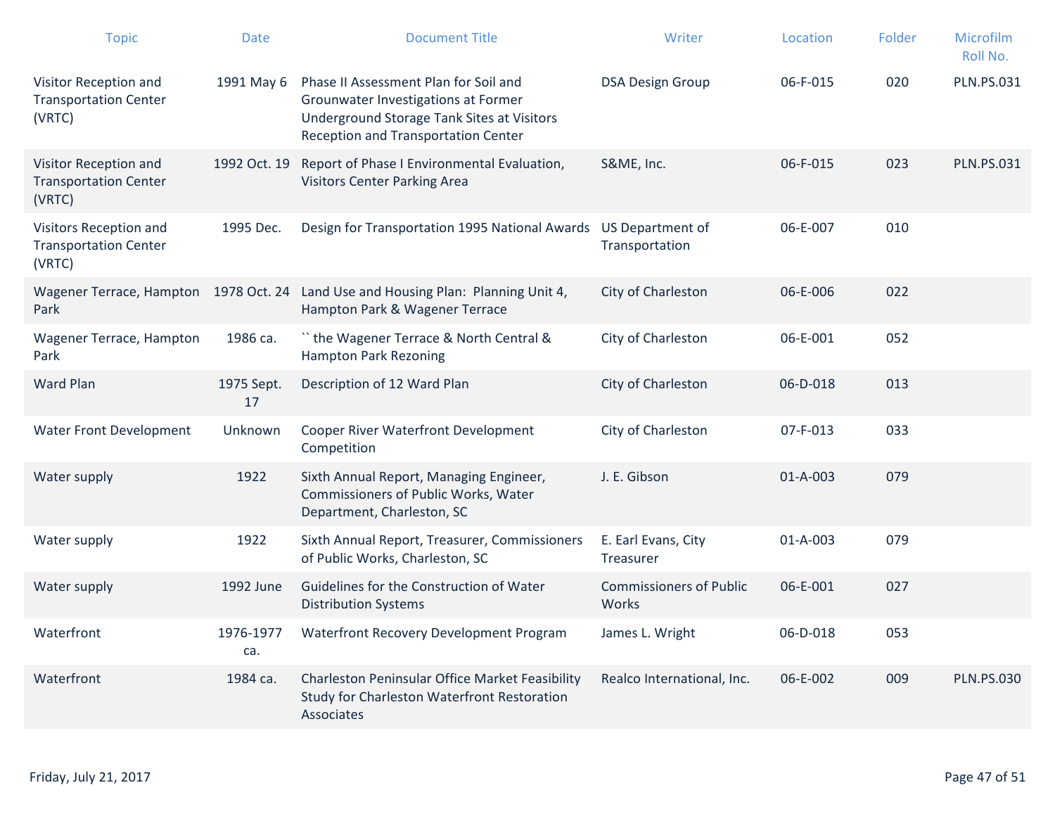| Topic | Date | Document Title | Writer | Location | Folder | Microfilm Roll No. |
|---|---|---|---|---|---|---|
| Visitor Reception and Transportation Center (VRTC) | 1991 May 6 | Phase II Assessment Plan for Soil and Grounwater Investigations at Former Underground Storage Tank Sites at Visitors Reception and Transportation Center | DSA Design Group | 06-F-015 | 020 | PLN.PS.031 |
| Visitor Reception and Transportation Center (VRTC) | 1992 Oct. 19 | Report of Phase I Environmental Evaluation, Visitors Center Parking Area | S&ME, Inc. | 06-F-015 | 023 | PLN.PS.031 |
| Visitors Reception and Transportation Center (VRTC) | 1995 Dec. | Design for Transportation 1995 National Awards | US Department of Transportation | 06-E-007 | 010 | |
| Wagener Terrace, Hampton Park | 1978 Oct. 24 | Land Use and Housing Plan: Planning Unit 4, Hampton Park & Wagener Terrace | City of Charleston | 06-E-006 | 022 | |
| Wagener Terrace, Hampton Park | 1986 ca. | `` the Wagener Terrace & North Central & Hampton Park Rezoning | City of Charleston | 06-E-001 | 052 | |
| Ward Plan | 1975 Sept. 17 | Description of 12 Ward Plan | City of Charleston | 06-D-018 | 013 | |
| Water Front Development | Unknown | Cooper River Waterfront Development Competition | City of Charleston | 07-F-013 | 033 | |
| Water supply | 1922 | Sixth Annual Report, Managing Engineer, Commissioners of Public Works, Water Department, Charleston, SC | J. E. Gibson | 01-A-003 | 079 | |
| Water supply | 1922 | Sixth Annual Report, Treasurer, Commissioners of Public Works, Charleston, SC | E. Earl Evans, City Treasurer | 01-A-003 | 079 | |
| Water supply | 1992 June | Guidelines for the Construction of Water Distribution Systems | Commissioners of Public Works | 06-E-001 | 027 | |
| Waterfront | 1976-1977 ca. | Waterfront Recovery Development Program | James L. Wright | 06-D-018 | 053 | |
| Waterfront | 1984 ca. | Charleston Peninsular Office Market Feasibility Study for Charleston Waterfront Restoration Associates | Realco International, Inc. | 06-E-002 | 009 | PLN.PS.030 |

Friday, July 21, 2017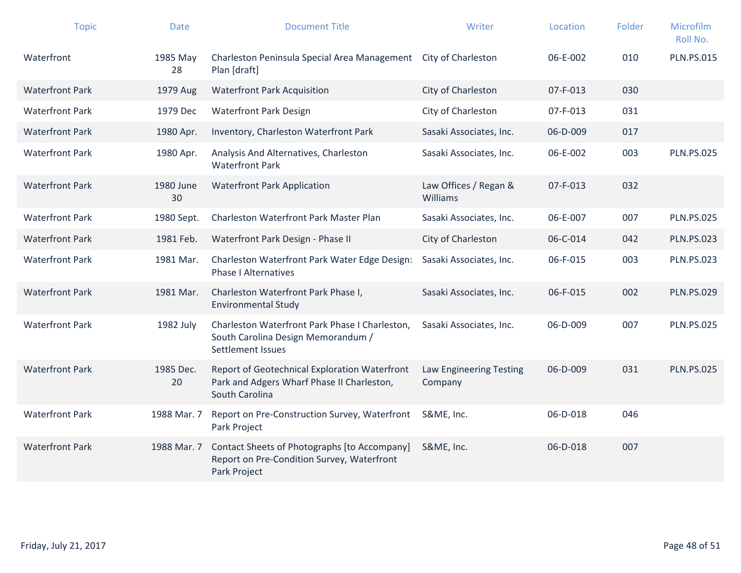| Topic | Date | Document Title | Writer | Location | Folder | Microfilm Roll No. |
|---|---|---|---|---|---|---|
| Waterfront | 1985 May 28 | Charleston Peninsula Special Area Management Plan [draft] | City of Charleston | 06-E-002 | 010 | PLN.PS.015 |
| Waterfront Park | 1979 Aug | Waterfront Park Acquisition | City of Charleston | 07-F-013 | 030 | |
| Waterfront Park | 1979 Dec | Waterfront Park Design | City of Charleston | 07-F-013 | 031 | |
| Waterfront Park | 1980 Apr. | Inventory, Charleston Waterfront Park | Sasaki Associates, Inc. | 06-D-009 | 017 | |
| Waterfront Park | 1980 Apr. | Analysis And Alternatives, Charleston Waterfront Park | Sasaki Associates, Inc. | 06-E-002 | 003 | PLN.PS.025 |
| Waterfront Park | 1980 June 30 | Waterfront Park Application | Law Offices / Regan & Williams | 07-F-013 | 032 | |
| Waterfront Park | 1980 Sept. | Charleston Waterfront Park Master Plan | Sasaki Associates, Inc. | 06-E-007 | 007 | PLN.PS.025 |
| Waterfront Park | 1981 Feb. | Waterfront Park Design - Phase II | City of Charleston | 06-C-014 | 042 | PLN.PS.023 |
| Waterfront Park | 1981 Mar. | Charleston Waterfront Park Water Edge Design: Phase I Alternatives | Sasaki Associates, Inc. | 06-F-015 | 003 | PLN.PS.023 |
| Waterfront Park | 1981 Mar. | Charleston Waterfront Park Phase I, Environmental Study | Sasaki Associates, Inc. | 06-F-015 | 002 | PLN.PS.029 |
| Waterfront Park | 1982 July | Charleston Waterfront Park Phase I Charleston, South Carolina Design Memorandum / Settlement Issues | Sasaki Associates, Inc. | 06-D-009 | 007 | PLN.PS.025 |
| Waterfront Park | 1985 Dec. 20 | Report of Geotechnical Exploration Waterfront Park and Adgers Wharf Phase II Charleston, South Carolina | Law Engineering Testing Company | 06-D-009 | 031 | PLN.PS.025 |
| Waterfront Park | 1988 Mar. 7 | Report on Pre-Construction Survey, Waterfront Park Project | S&ME, Inc. | 06-D-018 | 046 | |
| Waterfront Park | 1988 Mar. 7 | Contact Sheets of Photographs [to Accompany] Report on Pre-Condition Survey, Waterfront Park Project | S&ME, Inc. | 06-D-018 | 007 | |

Friday, July 21, 2017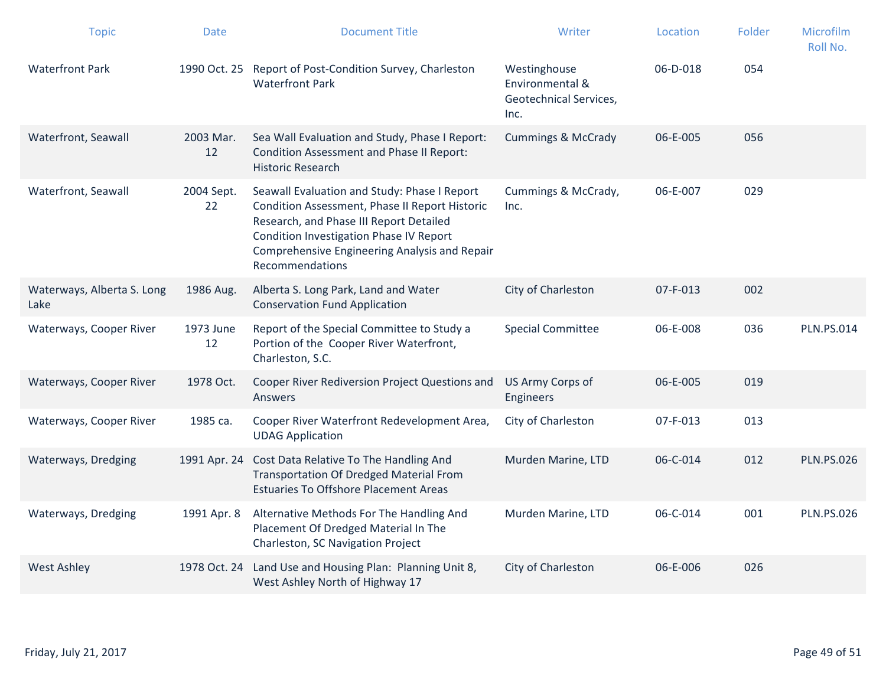| Topic | Date | Document Title | Writer | Location | Folder | Microfilm Roll No. |
|---|---|---|---|---|---|---|
| Waterfront Park | 1990 Oct. 25 | Report of Post-Condition Survey, Charleston Waterfront Park | Westinghouse Environmental & Geotechnical Services, Inc. | 06-D-018 | 054 | |
| Waterfront, Seawall | 2003 Mar. 12 | Sea Wall Evaluation and Study, Phase I Report: Condition Assessment and Phase II Report: Historic Research | Cummings & McCrady | 06-E-005 | 056 | |
| Waterfront, Seawall | 2004 Sept. 22 | Seawall Evaluation and Study: Phase I Report Condition Assessment, Phase II Report Historic Research, and Phase III Report Detailed Condition Investigation Phase IV Report Comprehensive Engineering Analysis and Repair Recommendations | Cummings & McCrady, Inc. | 06-E-007 | 029 | |
| Waterways, Alberta S. Long Lake | 1986 Aug. | Alberta S. Long Park, Land and Water Conservation Fund Application | City of Charleston | 07-F-013 | 002 | |
| Waterways, Cooper River | 1973 June 12 | Report of the Special Committee to Study a Portion of the Cooper River Waterfront, Charleston, S.C. | Special Committee | 06-E-008 | 036 | PLN.PS.014 |
| Waterways, Cooper River | 1978 Oct. | Cooper River Rediversion Project Questions and Answers | US Army Corps of Engineers | 06-E-005 | 019 | |
| Waterways, Cooper River | 1985 ca. | Cooper River Waterfront Redevelopment Area, UDAG Application | City of Charleston | 07-F-013 | 013 | |
| Waterways, Dredging | 1991 Apr. 24 | Cost Data Relative To The Handling And Transportation Of Dredged Material From Estuaries To Offshore Placement Areas | Murden Marine, LTD | 06-C-014 | 012 | PLN.PS.026 |
| Waterways, Dredging | 1991 Apr. 8 | Alternative Methods For The Handling And Placement Of Dredged Material In The Charleston, SC Navigation Project | Murden Marine, LTD | 06-C-014 | 001 | PLN.PS.026 |
| West Ashley | 1978 Oct. 24 | Land Use and Housing Plan: Planning Unit 8, West Ashley North of Highway 17 | City of Charleston | 06-E-006 | 026 | |

Friday, July 21, 2017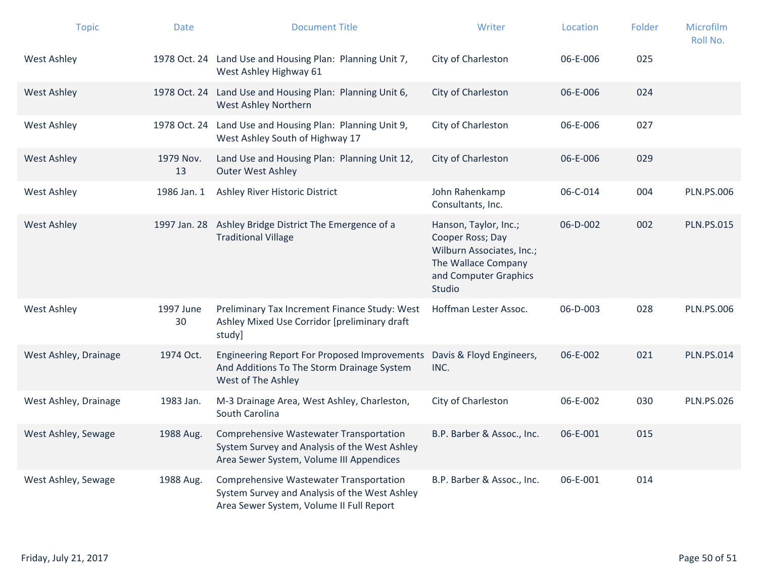| Topic | Date | Document Title | Writer | Location | Folder | Microfilm Roll No. |
|---|---|---|---|---|---|---|
| West Ashley | 1978 Oct. 24 | Land Use and Housing Plan: Planning Unit 7, West Ashley Highway 61 | City of Charleston | 06-E-006 | 025 | |
| West Ashley | 1978 Oct. 24 | Land Use and Housing Plan: Planning Unit 6, West Ashley Northern | City of Charleston | 06-E-006 | 024 | |
| West Ashley | 1978 Oct. 24 | Land Use and Housing Plan: Planning Unit 9, West Ashley South of Highway 17 | City of Charleston | 06-E-006 | 027 | |
| West Ashley | 1979 Nov. 13 | Land Use and Housing Plan: Planning Unit 12, Outer West Ashley | City of Charleston | 06-E-006 | 029 | |
| West Ashley | 1986 Jan. 1 | Ashley River Historic District | John Rahenkamp Consultants, Inc. | 06-C-014 | 004 | PLN.PS.006 |
| West Ashley | 1997 Jan. 28 | Ashley Bridge District The Emergence of a Traditional Village | Hanson, Taylor, Inc.; Cooper Ross; Day Wilburn Associates, Inc.; The Wallace Company and Computer Graphics Studio | 06-D-002 | 002 | PLN.PS.015 |
| West Ashley | 1997 June 30 | Preliminary Tax Increment Finance Study: West Ashley Mixed Use Corridor [preliminary draft study] | Hoffman Lester Assoc. | 06-D-003 | 028 | PLN.PS.006 |
| West Ashley, Drainage | 1974 Oct. | Engineering Report For Proposed Improvements And Additions To The Storm Drainage System West of The Ashley | Davis & Floyd Engineers, INC. | 06-E-002 | 021 | PLN.PS.014 |
| West Ashley, Drainage | 1983 Jan. | M-3 Drainage Area, West Ashley, Charleston, South Carolina | City of Charleston | 06-E-002 | 030 | PLN.PS.026 |
| West Ashley, Sewage | 1988 Aug. | Comprehensive Wastewater Transportation System Survey and Analysis of the West Ashley Area Sewer System, Volume III Appendices | B.P. Barber & Assoc., Inc. | 06-E-001 | 015 | |
| West Ashley, Sewage | 1988 Aug. | Comprehensive Wastewater Transportation System Survey and Analysis of the West Ashley Area Sewer System, Volume II Full Report | B.P. Barber & Assoc., Inc. | 06-E-001 | 014 | |

Friday, July 21, 2017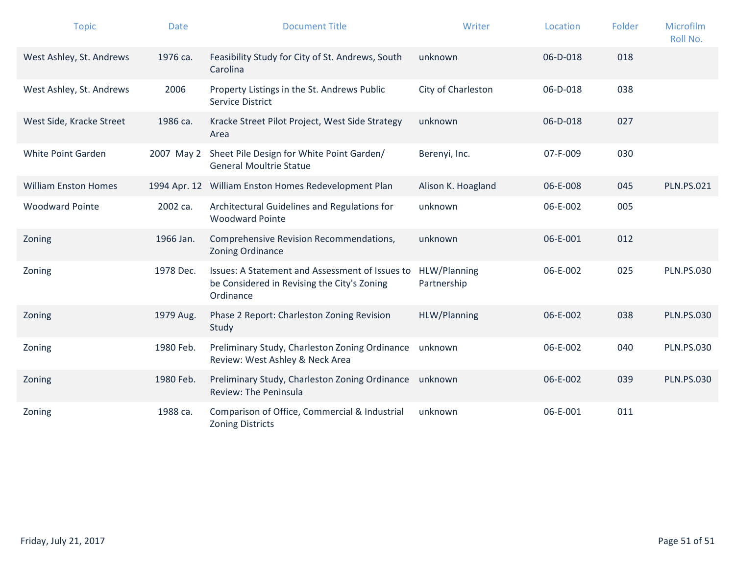| Topic | Date | Document Title | Writer | Location | Folder | Microfilm Roll No. |
|---|---|---|---|---|---|---|
| West Ashley, St. Andrews | 1976 ca. | Feasibility Study for City of St. Andrews, South Carolina | unknown | 06-D-018 | 018 | |
| West Ashley, St. Andrews | 2006 | Property Listings in the St. Andrews Public Service District | City of Charleston | 06-D-018 | 038 | |
| West Side, Kracke Street | 1986 ca. | Kracke Street Pilot Project, West Side Strategy Area | unknown | 06-D-018 | 027 | |
| White Point Garden | 2007 May 2 | Sheet Pile Design for White Point Garden/ General Moultrie Statue | Berenyi, Inc. | 07-F-009 | 030 | |
| William Enston Homes | 1994 Apr. 12 | William Enston Homes Redevelopment Plan | Alison K. Hoagland | 06-E-008 | 045 | PLN.PS.021 |
| Woodward Pointe | 2002 ca. | Architectural Guidelines and Regulations for Woodward Pointe | unknown | 06-E-002 | 005 | |
| Zoning | 1966 Jan. | Comprehensive Revision Recommendations, Zoning Ordinance | unknown | 06-E-001 | 012 | |
| Zoning | 1978 Dec. | Issues: A Statement and Assessment of Issues to be Considered in Revising the City's Zoning Ordinance | HLW/Planning Partnership | 06-E-002 | 025 | PLN.PS.030 |
| Zoning | 1979 Aug. | Phase 2 Report: Charleston Zoning Revision Study | HLW/Planning | 06-E-002 | 038 | PLN.PS.030 |
| Zoning | 1980 Feb. | Preliminary Study, Charleston Zoning Ordinance Review: West Ashley & Neck Area | unknown | 06-E-002 | 040 | PLN.PS.030 |
| Zoning | 1980 Feb. | Preliminary Study, Charleston Zoning Ordinance Review: The Peninsula | unknown | 06-E-002 | 039 | PLN.PS.030 |
| Zoning | 1988 ca. | Comparison of Office, Commercial & Industrial Zoning Districts | unknown | 06-E-001 | 011 | |

Friday, July 21, 2017